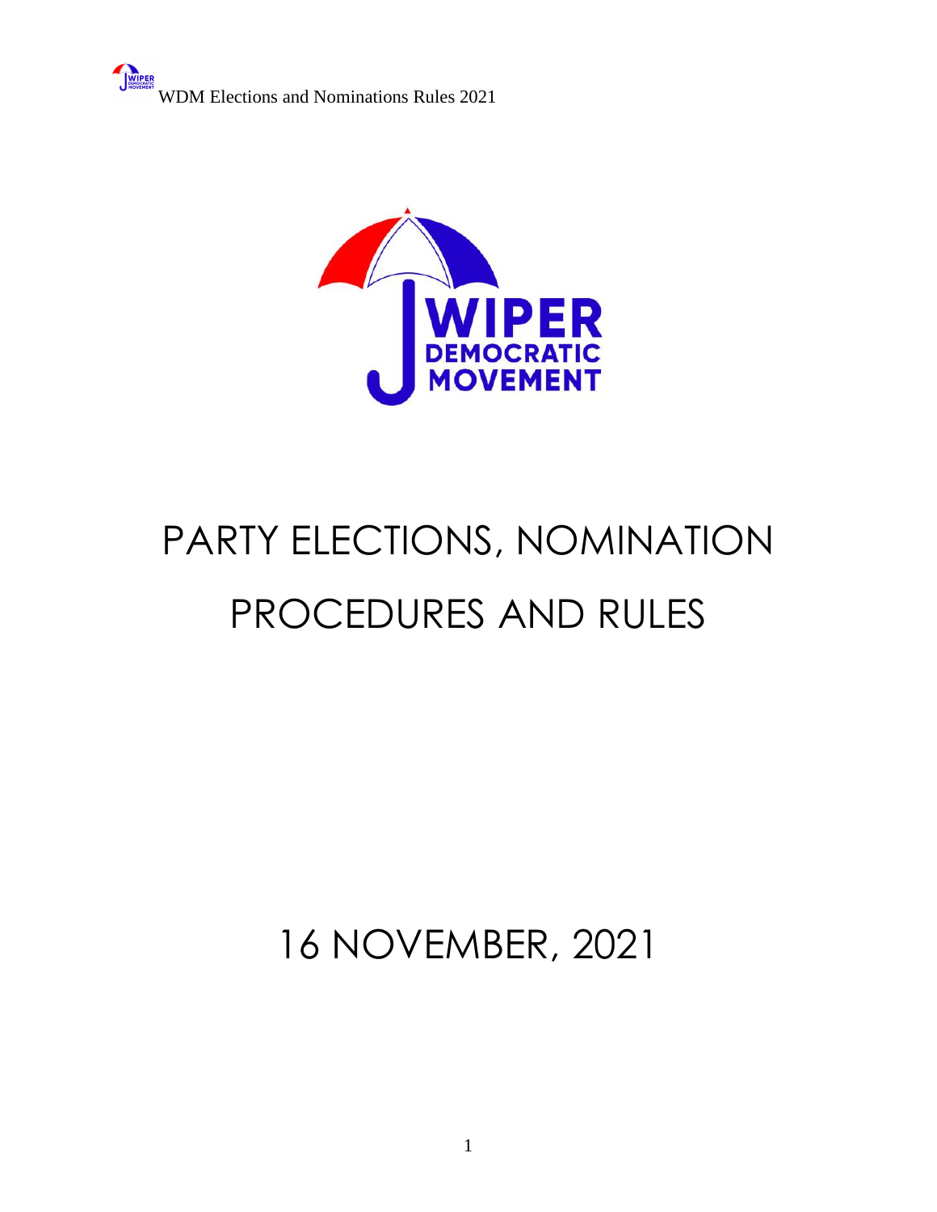# PARTY ELECTIONS, NOMINATION PROCEDURES AND RULES

## 16 NOVEMBER, 2021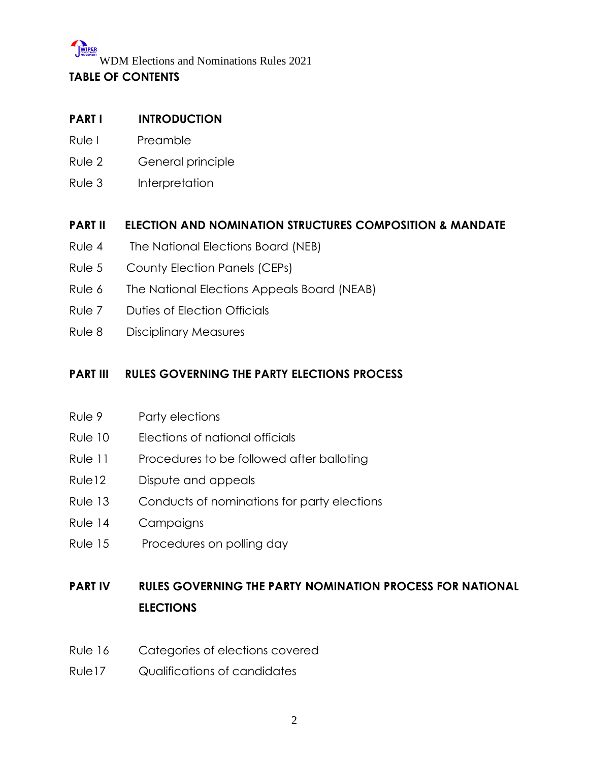## TABLE OF CONTENTS

**PART I INTRODUCTION**

Rule I Preamble

Rule 2 General principle

Rule 3 Interpretation

**PART II ELECTION AND NOMINATION STRUCTURES COMPOSITION & MANDATE**

Rule 4 The National Elections Board (NEB)

Rule 5 County Election Panels (CEPs)

Rule 6 The National Elections Appeals Board (NEAB)

Rule 7 Duties of Election Officials

Rule 8 Disciplinary Measures

**PART III RULES GOVERNING THE PARTY ELECTIONS PROCESS**

Rule 9 Party elections

Rule 10 Elections of national officials

Rule 11 Procedures to be followed after balloting

Rule12 Dispute and appeals

Rule 13 Conducts of nominations for party elections

Rule 14 Campaigns

Rule 15 Procedures on polling day

**PART IV RULES GOVERNING THE PARTY NOMINATION PROCESS FOR NATIONAL ELECTIONS**

Rule 16 Categories of elections covered

Rule17 Qualifications of candidates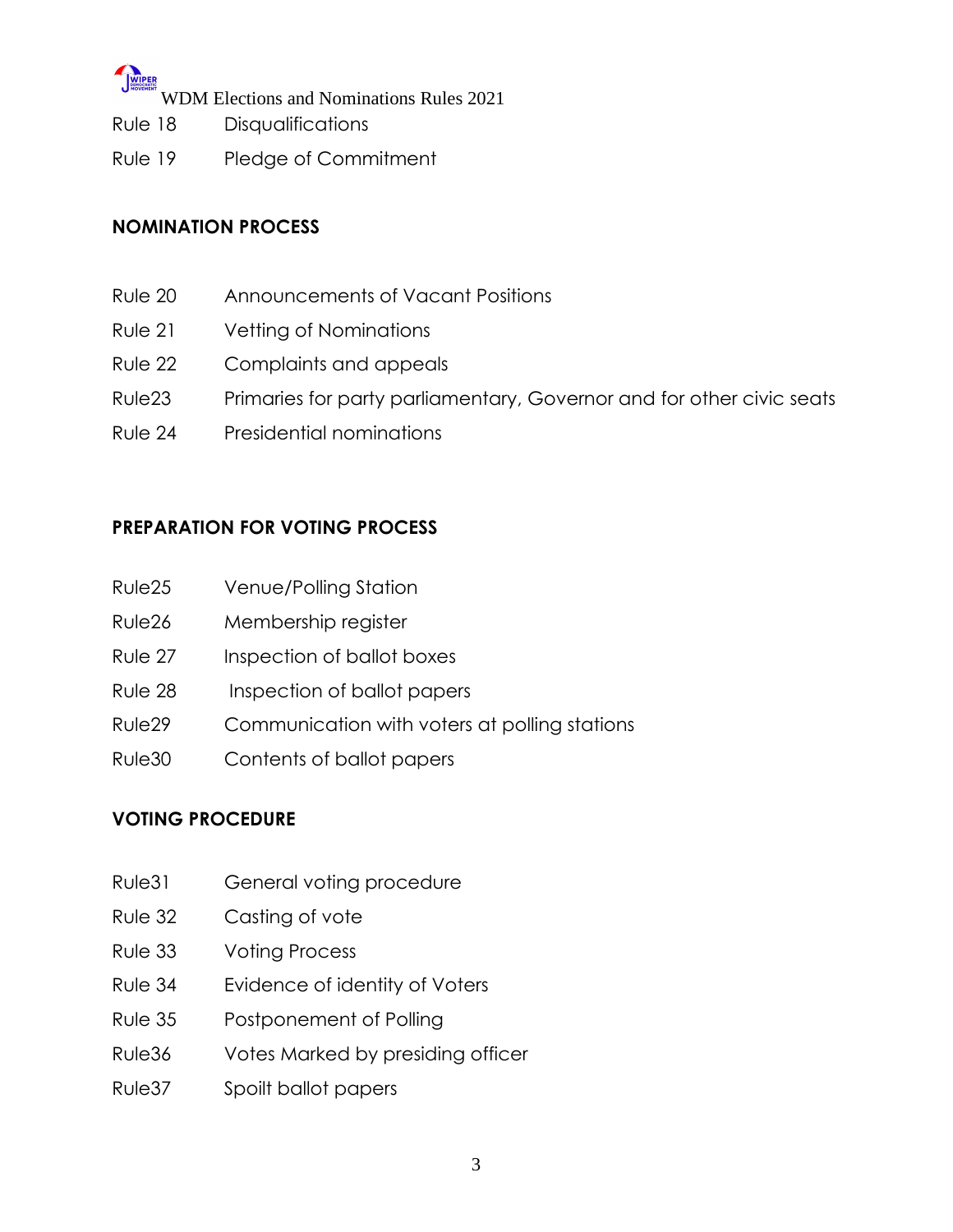Rule 18 Disqualifications

Rule 19 Pledge of Commitment

**NOMINATION PROCESS**

Rule 20 Announcements of Vacant Positions

Rule 21 Vetting of Nominations

Rule 22 Complaints and appeals

Rule23 Primaries for party parliamentary, Governor and for other civic seats

Rule 24 Presidential nominations

**PREPARATION FOR VOTING PROCESS**

Rule25 Venue/Polling Station

Rule26 Membership register

Rule 27 Inspection of ballot boxes

Rule 28 Inspection of ballot papers

Rule29 Communication with voters at polling stations

Rule30 Contents of ballot papers

**VOTING PROCEDURE**

Rule31 General voting procedure

Rule 32 Casting of vote

Rule 33 Voting Process

Rule 34 Evidence of identity of Voters

Rule 35 Postponement of Polling

Rule36 Votes Marked by presiding officer

Rule37 Spoilt ballot papers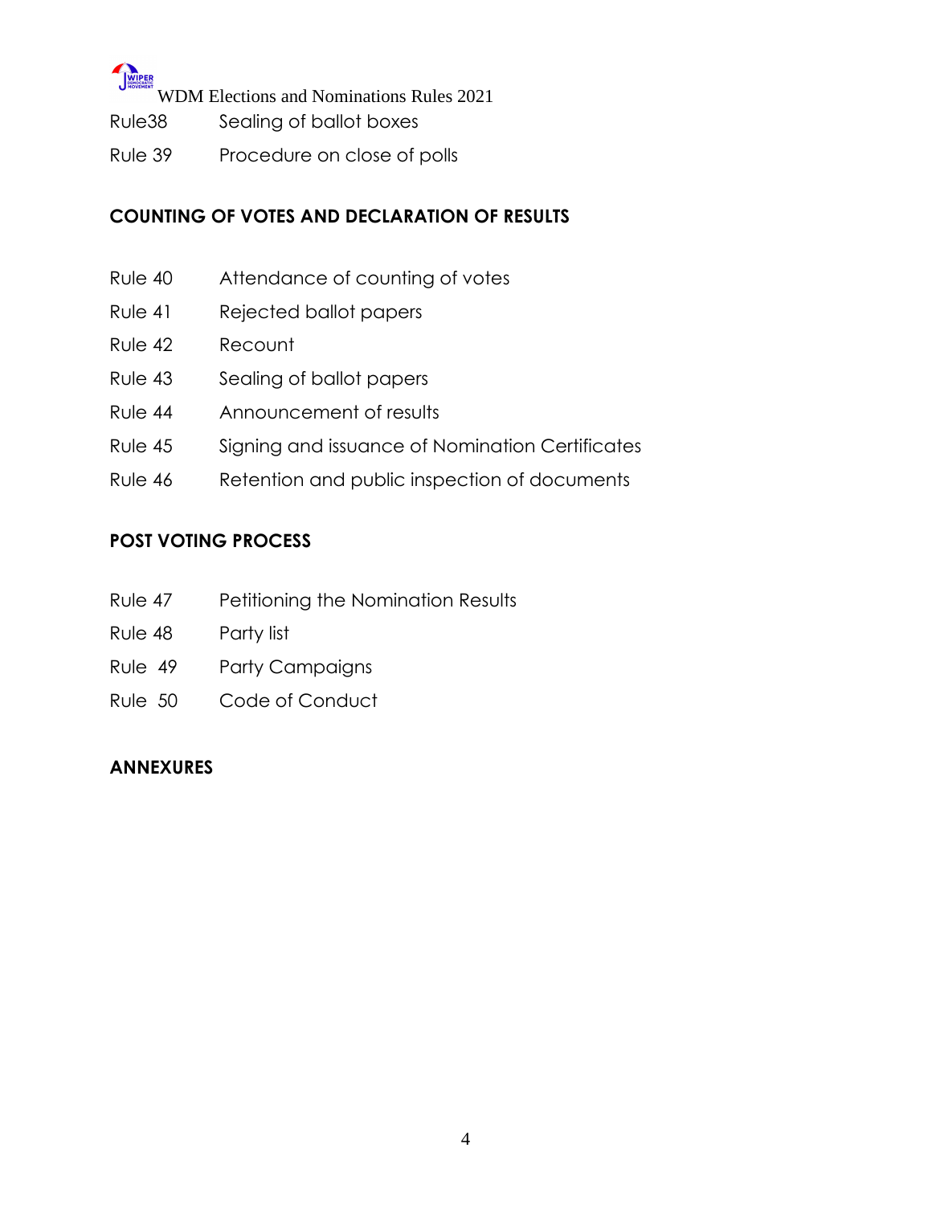Rule38 Sealing of ballot boxes

Rule 39 Procedure on close of polls

**COUNTING OF VOTES AND DECLARATION OF RESULTS**

Rule 40 Attendance of counting of votes

Rule 41 Rejected ballot papers

Rule 42 Recount

Rule 43 Sealing of ballot papers

Rule 44 Announcement of results

Rule 45 Signing and issuance of Nomination Certificates

Rule 46 Retention and public inspection of documents

**POST VOTING PROCESS**

Rule 47 Petitioning the Nomination Results

Rule 48 Party list

Rule 49 Party Campaigns

Rule 50 Code of Conduct

**ANNEXURES**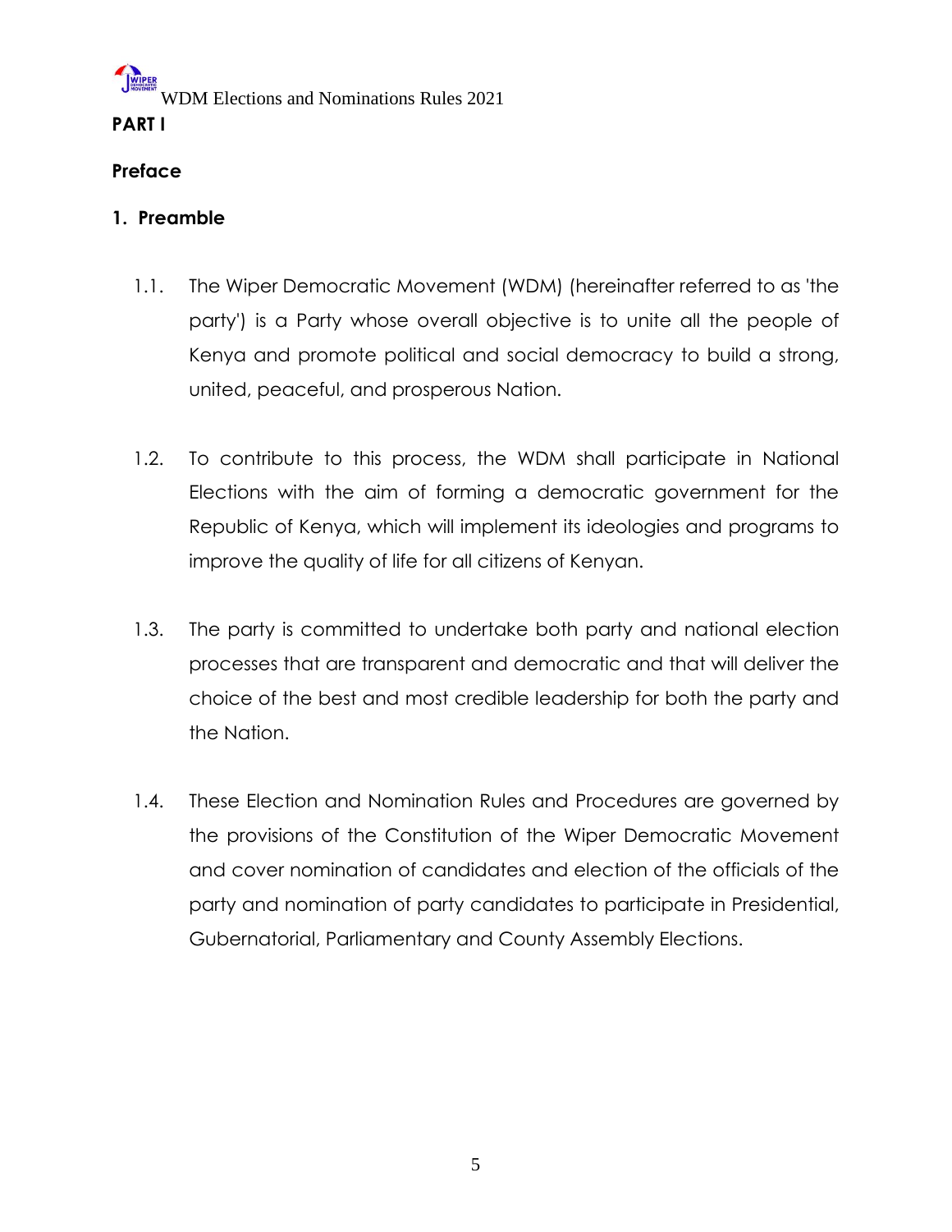# PART I

## Preface

### 1. Preamble

1.1. The Wiper Democratic Movement (WDM) (hereinafter referred to as 'the party') is a Party whose overall objective is to unite all the people of Kenya and promote political and social democracy to build a strong, united, peaceful, and prosperous Nation.

1.2. To contribute to this process, the WDM shall participate in National Elections with the aim of forming a democratic government for the Republic of Kenya, which will implement its ideologies and programs to improve the quality of life for all citizens of Kenyan.

1.3. The party is committed to undertake both party and national election processes that are transparent and democratic and that will deliver the choice of the best and most credible leadership for both the party and the Nation.

1.4. These Election and Nomination Rules and Procedures are governed by the provisions of the Constitution of the Wiper Democratic Movement and cover nomination of candidates and election of the officials of the party and nomination of party candidates to participate in Presidential, Gubernatorial, Parliamentary and County Assembly Elections.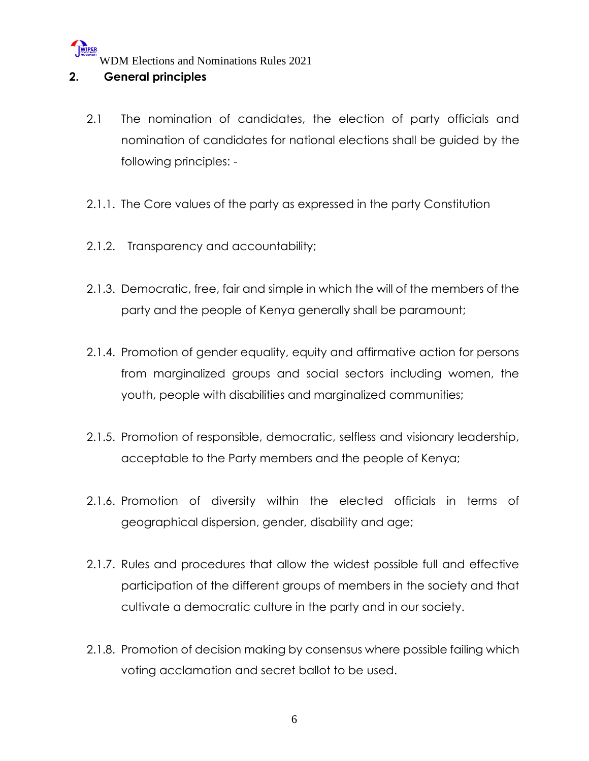## 2. General principles

2.1 The nomination of candidates, the election of party officials and nomination of candidates for national elections shall be guided by the following principles: -

2.1.1. The Core values of the party as expressed in the party Constitution

2.1.2. Transparency and accountability;

2.1.3. Democratic, free, fair and simple in which the will of the members of the party and the people of Kenya generally shall be paramount;

2.1.4. Promotion of gender equality, equity and affirmative action for persons from marginalized groups and social sectors including women, the youth, people with disabilities and marginalized communities;

2.1.5. Promotion of responsible, democratic, selfless and visionary leadership, acceptable to the Party members and the people of Kenya;

2.1.6. Promotion of diversity within the elected officials in terms of geographical dispersion, gender, disability and age;

2.1.7. Rules and procedures that allow the widest possible full and effective participation of the different groups of members in the society and that cultivate a democratic culture in the party and in our society.

2.1.8. Promotion of decision making by consensus where possible failing which voting acclamation and secret ballot to be used.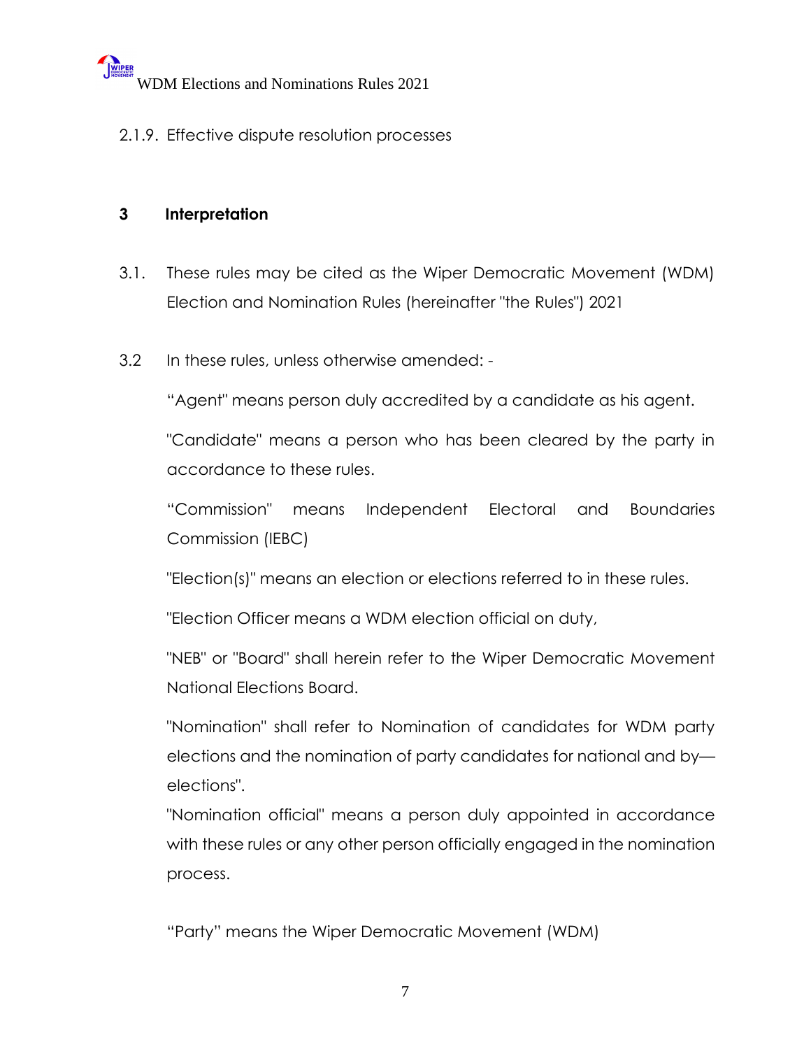2.1.9. Effective dispute resolution processes

## 3 Interpretation

3.1. These rules may be cited as the Wiper Democratic Movement (WDM) Election and Nomination Rules (hereinafter "the Rules") 2021

3.2 In these rules, unless otherwise amended: -

“Agent" means person duly accredited by a candidate as his agent.

"Candidate" means a person who has been cleared by the party in accordance to these rules.

“Commission" means Independent Electoral and Boundaries Commission (IEBC)

"Election(s)" means an election or elections referred to in these rules.

"Election Officer means a WDM election official on duty,

"NEB" or "Board" shall herein refer to the Wiper Democratic Movement National Elections Board.

"Nomination" shall refer to Nomination of candidates for WDM party elections and the nomination of party candidates for national and by—elections".

"Nomination official" means a person duly appointed in accordance with these rules or any other person officially engaged in the nomination process.

“Party” means the Wiper Democratic Movement (WDM)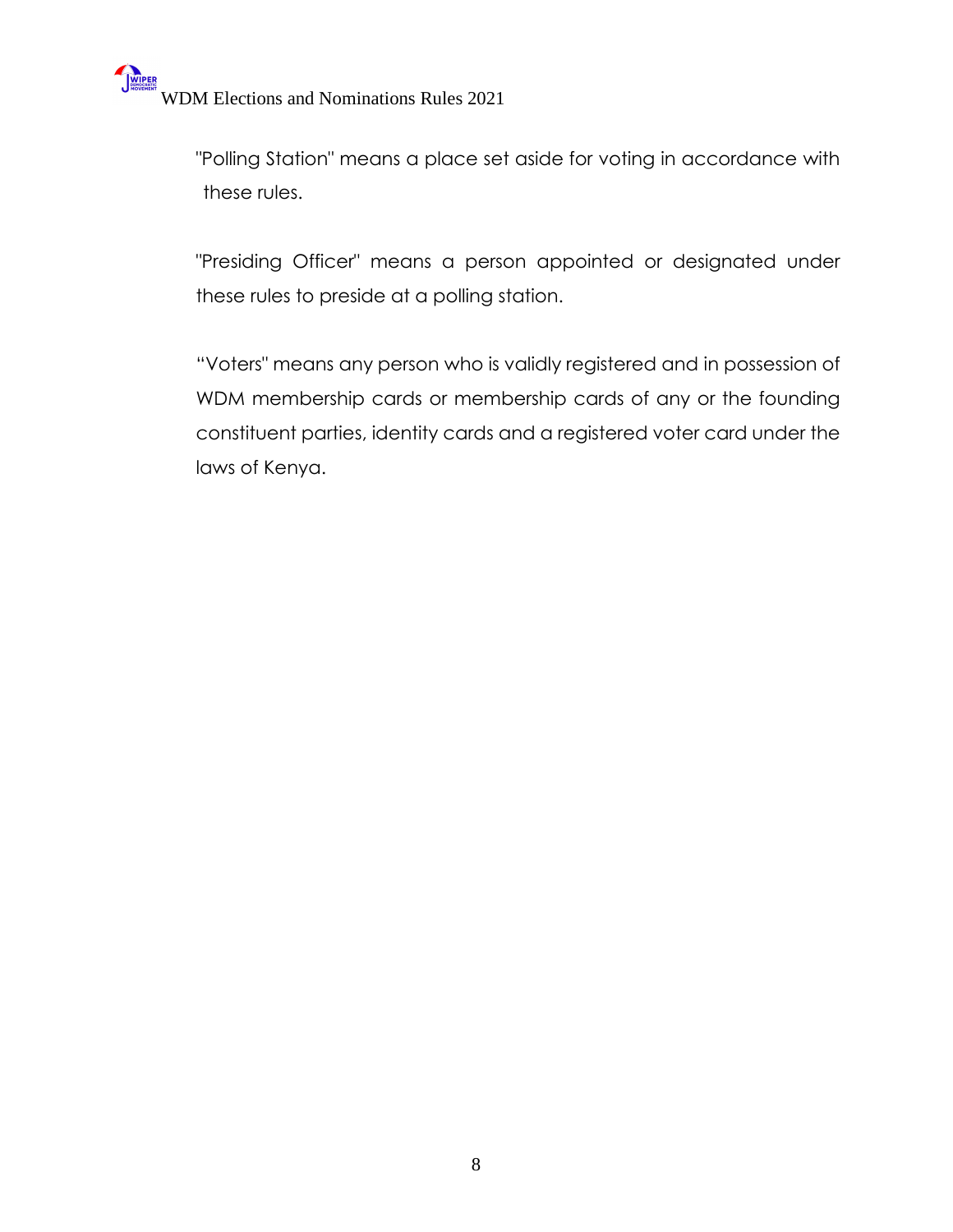"Polling Station" means a place set aside for voting in accordance with these rules.

"Presiding Officer" means a person appointed or designated under these rules to preside at a polling station.

"Voters" means any person who is validly registered and in possession of WDM membership cards or membership cards of any or the founding constituent parties, identity cards and a registered voter card under the laws of Kenya.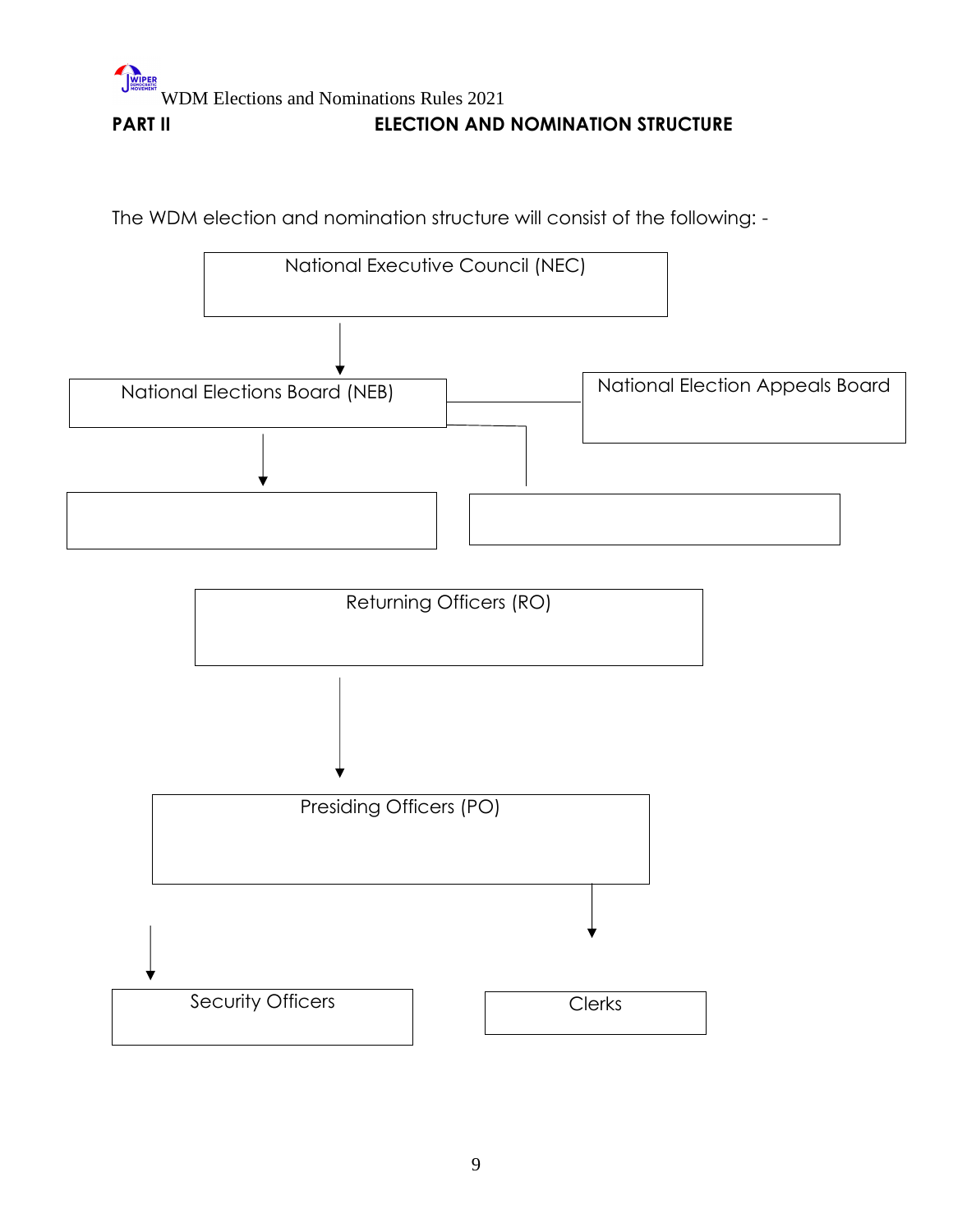## PART II ELECTION AND NOMINATION STRUCTURE

The WDM election and nomination structure will consist of the following: -

National Executive Council (NEC)

National Elections Board (NEB)

National Election Appeals Board

Returning Officers (RO)

Presiding Officers (PO)

Security Officers

Clerks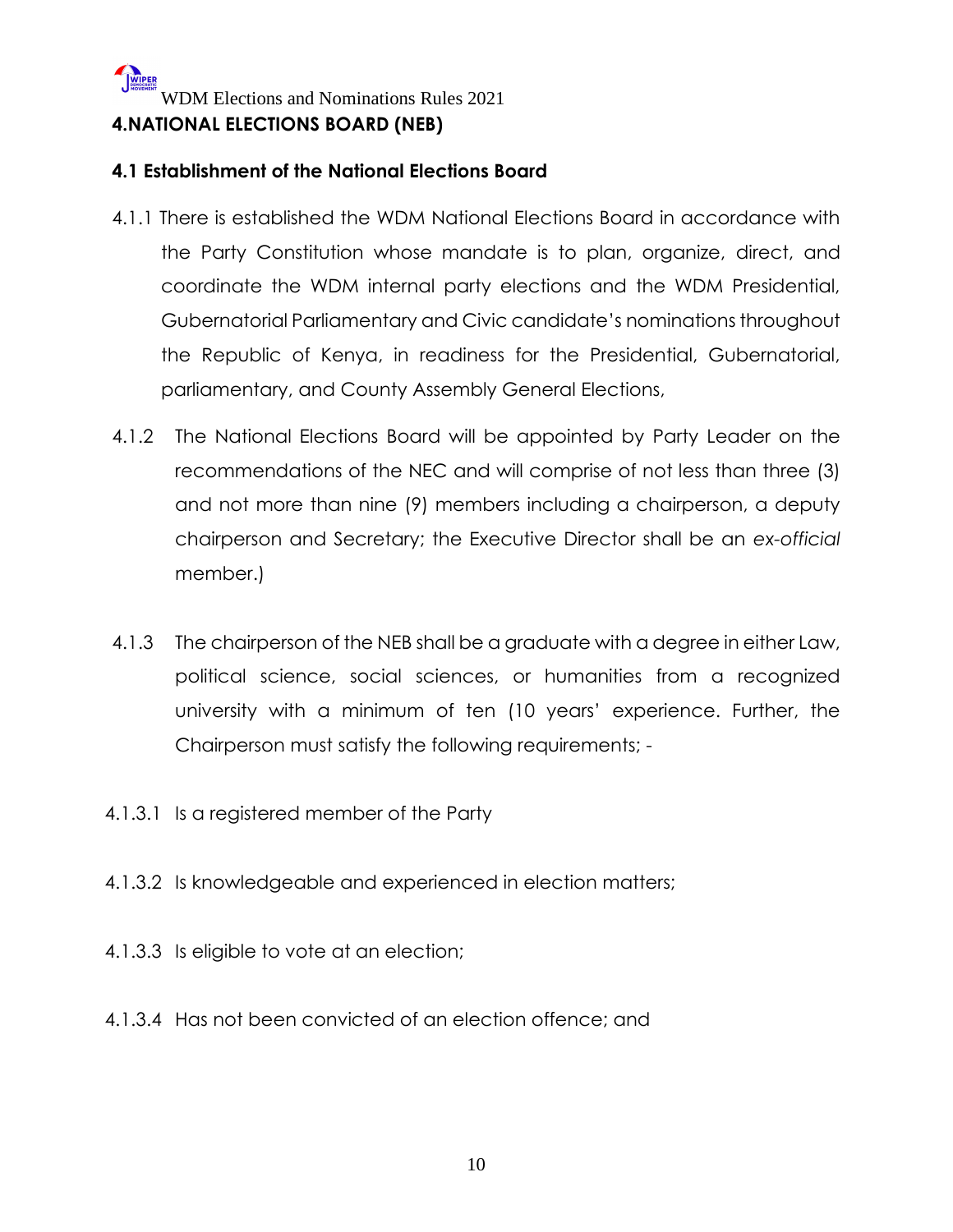## 4.NATIONAL ELECTIONS BOARD (NEB)

### 4.1 Establishment of the National Elections Board

4.1.1 There is established the WDM National Elections Board in accordance with the Party Constitution whose mandate is to plan, organize, direct, and coordinate the WDM internal party elections and the WDM Presidential, Gubernatorial Parliamentary and Civic candidate's nominations throughout the Republic of Kenya, in readiness for the Presidential, Gubernatorial, parliamentary, and County Assembly General Elections,

4.1.2 The National Elections Board will be appointed by Party Leader on the recommendations of the NEC and will comprise of not less than three (3) and not more than nine (9) members including a chairperson, a deputy chairperson and Secretary; the Executive Director shall be an *ex-official* member.)

4.1.3 The chairperson of the NEB shall be a graduate with a degree in either Law, political science, social sciences, or humanities from a recognized university with a minimum of ten (10 years' experience. Further, the Chairperson must satisfy the following requirements; -

4.1.3.1 Is a registered member of the Party

4.1.3.2 Is knowledgeable and experienced in election matters;

4.1.3.3 Is eligible to vote at an election;

4.1.3.4 Has not been convicted of an election offence; and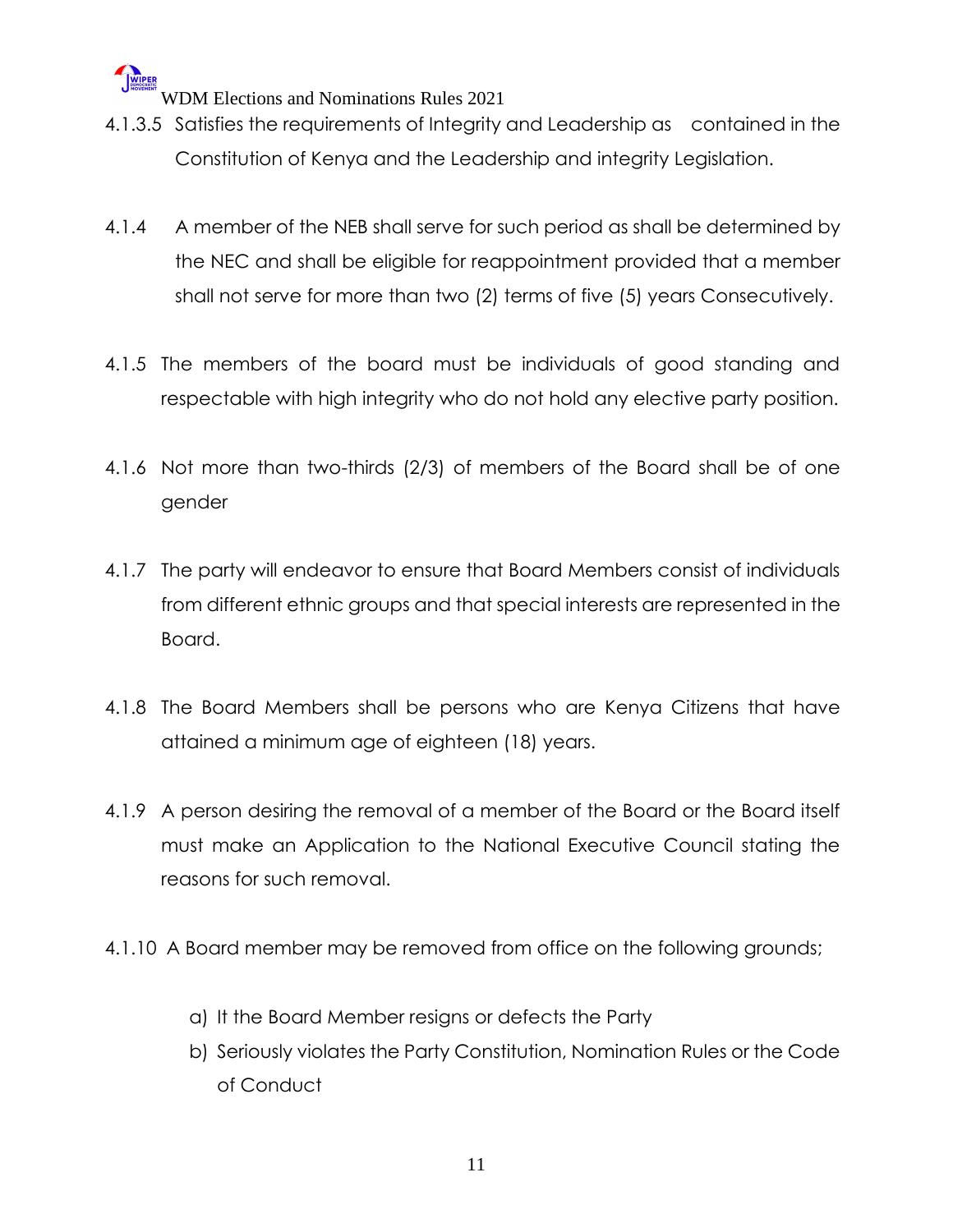4.1.3.5 Satisfies the requirements of Integrity and Leadership as contained in the Constitution of Kenya and the Leadership and integrity Legislation.

4.1.4 A member of the NEB shall serve for such period as shall be determined by the NEC and shall be eligible for reappointment provided that a member shall not serve for more than two (2) terms of five (5) years Consecutively.

4.1.5 The members of the board must be individuals of good standing and respectable with high integrity who do not hold any elective party position.

4.1.6 Not more than two-thirds (2/3) of members of the Board shall be of one gender

4.1.7 The party will endeavor to ensure that Board Members consist of individuals from different ethnic groups and that special interests are represented in the Board.

4.1.8 The Board Members shall be persons who are Kenya Citizens that have attained a minimum age of eighteen (18) years.

4.1.9 A person desiring the removal of a member of the Board or the Board itself must make an Application to the National Executive Council stating the reasons for such removal.

4.1.10 A Board member may be removed from office on the following grounds;

a) It the Board Member resigns or defects the Party
b) Seriously violates the Party Constitution, Nomination Rules or the Code of Conduct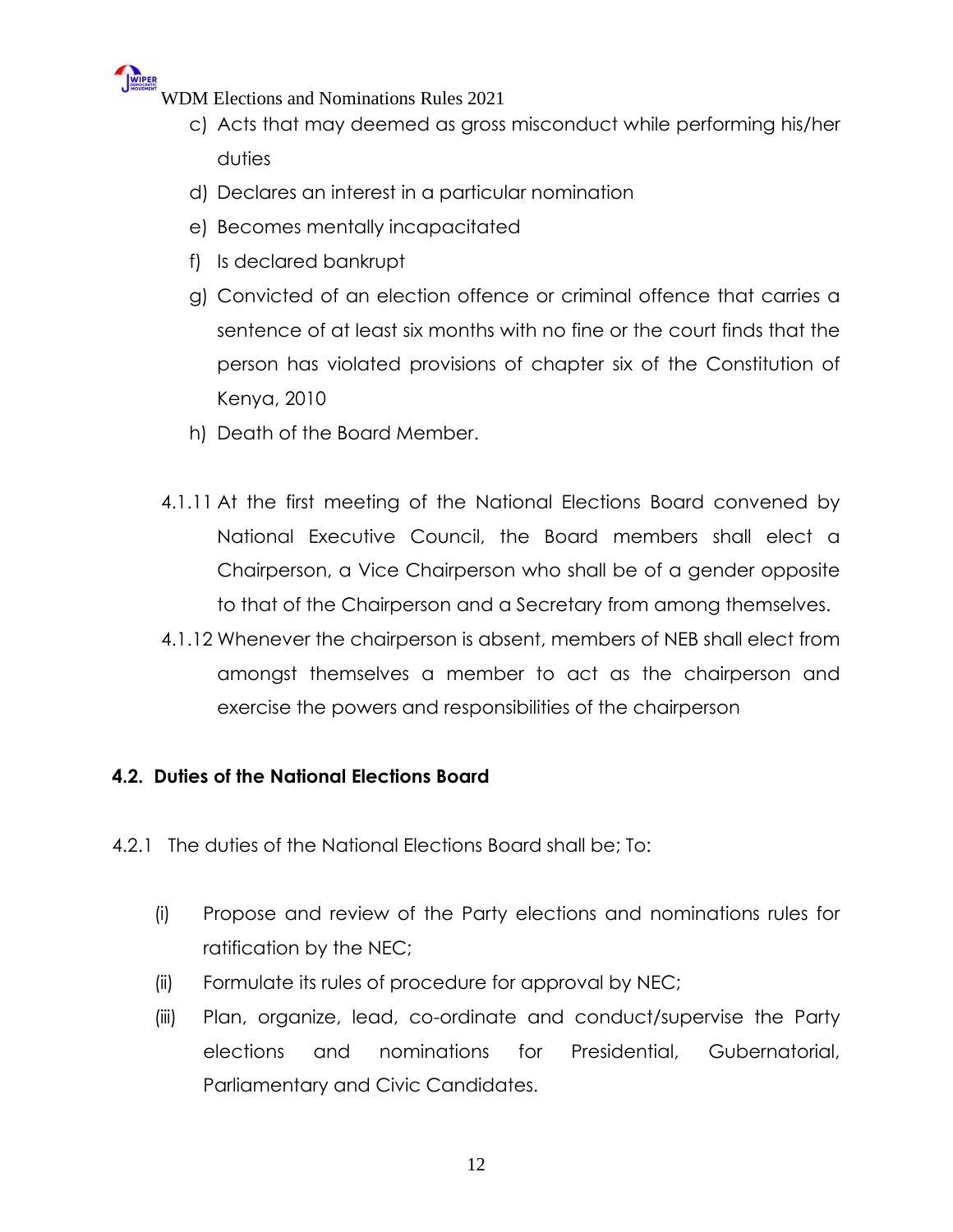c) Acts that may deemed as gross misconduct while performing his/her duties
d) Declares an interest in a particular nomination
e) Becomes mentally incapacitated
f) Is declared bankrupt
g) Convicted of an election offence or criminal offence that carries a sentence of at least six months with no fine or the court finds that the person has violated provisions of chapter six of the Constitution of Kenya, 2010
h) Death of the Board Member.

4.1.11 At the first meeting of the National Elections Board convened by National Executive Council, the Board members shall elect a Chairperson, a Vice Chairperson who shall be of a gender opposite to that of the Chairperson and a Secretary from among themselves.

4.1.12 Whenever the chairperson is absent, members of NEB shall elect from amongst themselves a member to act as the chairperson and exercise the powers and responsibilities of the chairperson

### 4.2. Duties of the National Elections Board

4.2.1 The duties of the National Elections Board shall be; To:

(i) Propose and review of the Party elections and nominations rules for ratification by the NEC;
(ii) Formulate its rules of procedure for approval by NEC;
(iii) Plan, organize, lead, co-ordinate and conduct/supervise the Party elections and nominations for Presidential, Gubernatorial, Parliamentary and Civic Candidates.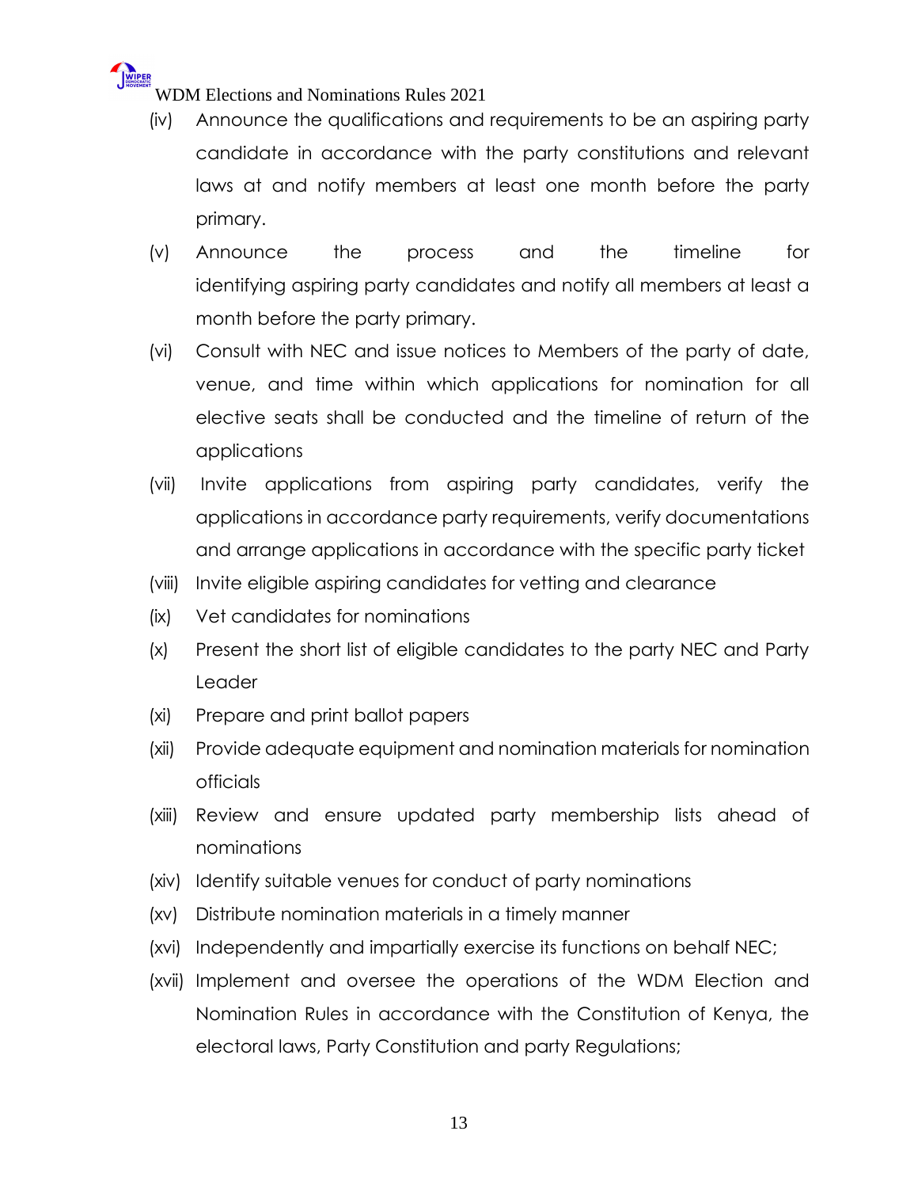(iv) Announce the qualifications and requirements to be an aspiring party candidate in accordance with the party constitutions and relevant laws at and notify members at least one month before the party primary.

(v) Announce the process and the timeline for identifying aspiring party candidates and notify all members at least a month before the party primary.

(vi) Consult with NEC and issue notices to Members of the party of date, venue, and time within which applications for nomination for all elective seats shall be conducted and the timeline of return of the applications

(vii) Invite applications from aspiring party candidates, verify the applications in accordance party requirements, verify documentations and arrange applications in accordance with the specific party ticket

(viii) Invite eligible aspiring candidates for vetting and clearance

(ix) Vet candidates for nominations

(x) Present the short list of eligible candidates to the party NEC and Party Leader

(xi) Prepare and print ballot papers

(xii) Provide adequate equipment and nomination materials for nomination officials

(xiii) Review and ensure updated party membership lists ahead of nominations

(xiv) Identify suitable venues for conduct of party nominations

(xv) Distribute nomination materials in a timely manner

(xvi) Independently and impartially exercise its functions on behalf NEC;

(xvii) Implement and oversee the operations of the WDM Election and Nomination Rules in accordance with the Constitution of Kenya, the electoral laws, Party Constitution and party Regulations;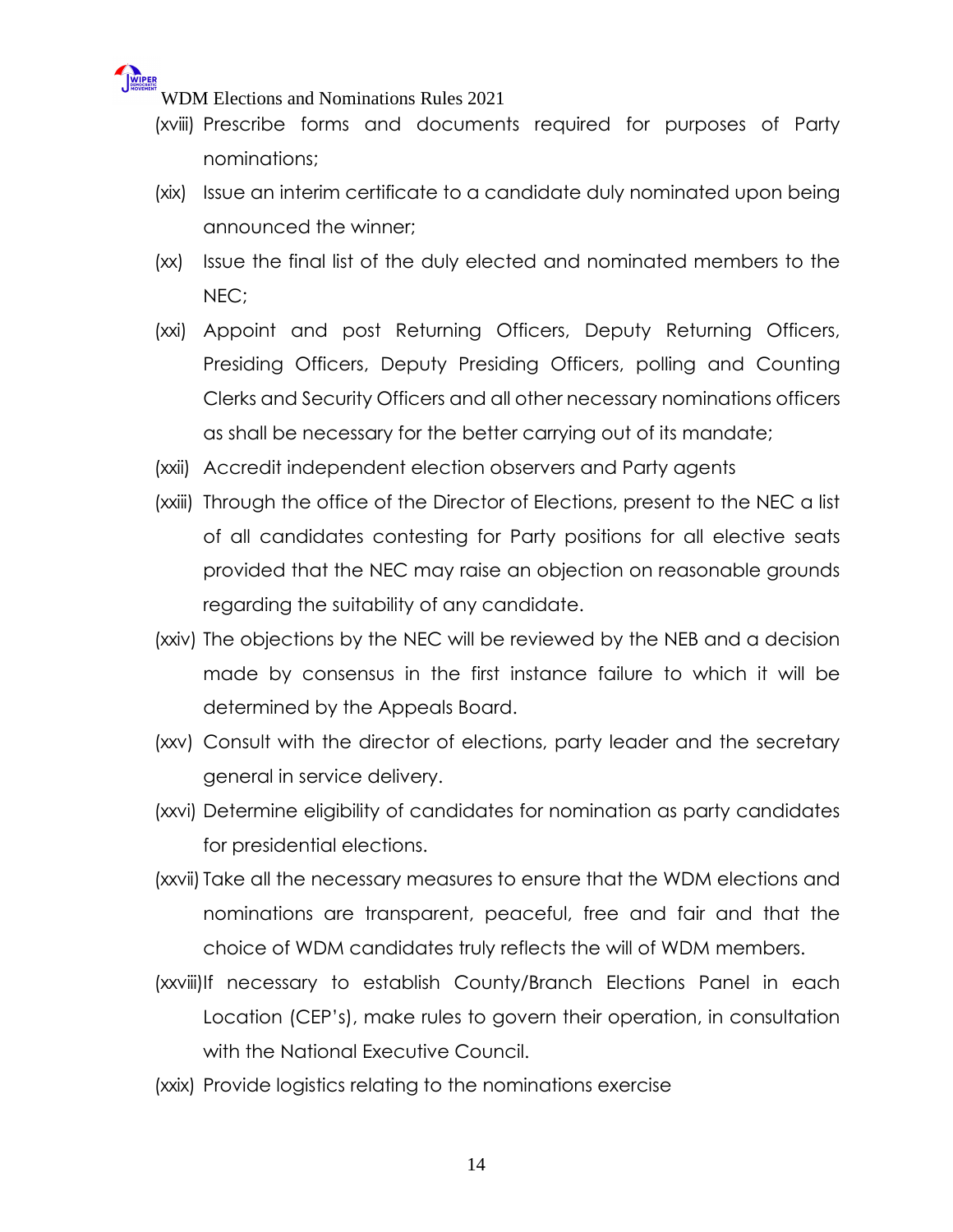(xviii) Prescribe forms and documents required for purposes of Party nominations;

(xix) Issue an interim certificate to a candidate duly nominated upon being announced the winner;

(xx) Issue the final list of the duly elected and nominated members to the NEC;

(xxi) Appoint and post Returning Officers, Deputy Returning Officers, Presiding Officers, Deputy Presiding Officers, polling and Counting Clerks and Security Officers and all other necessary nominations officers as shall be necessary for the better carrying out of its mandate;

(xxii) Accredit independent election observers and Party agents

(xxiii) Through the office of the Director of Elections, present to the NEC a list of all candidates contesting for Party positions for all elective seats provided that the NEC may raise an objection on reasonable grounds regarding the suitability of any candidate.

(xxiv) The objections by the NEC will be reviewed by the NEB and a decision made by consensus in the first instance failure to which it will be determined by the Appeals Board.

(xxv) Consult with the director of elections, party leader and the secretary general in service delivery.

(xxvi) Determine eligibility of candidates for nomination as party candidates for presidential elections.

(xxvii) Take all the necessary measures to ensure that the WDM elections and nominations are transparent, peaceful, free and fair and that the choice of WDM candidates truly reflects the will of WDM members.

(xxviii) If necessary to establish County/Branch Elections Panel in each Location (CEP's), make rules to govern their operation, in consultation with the National Executive Council.

(xxix) Provide logistics relating to the nominations exercise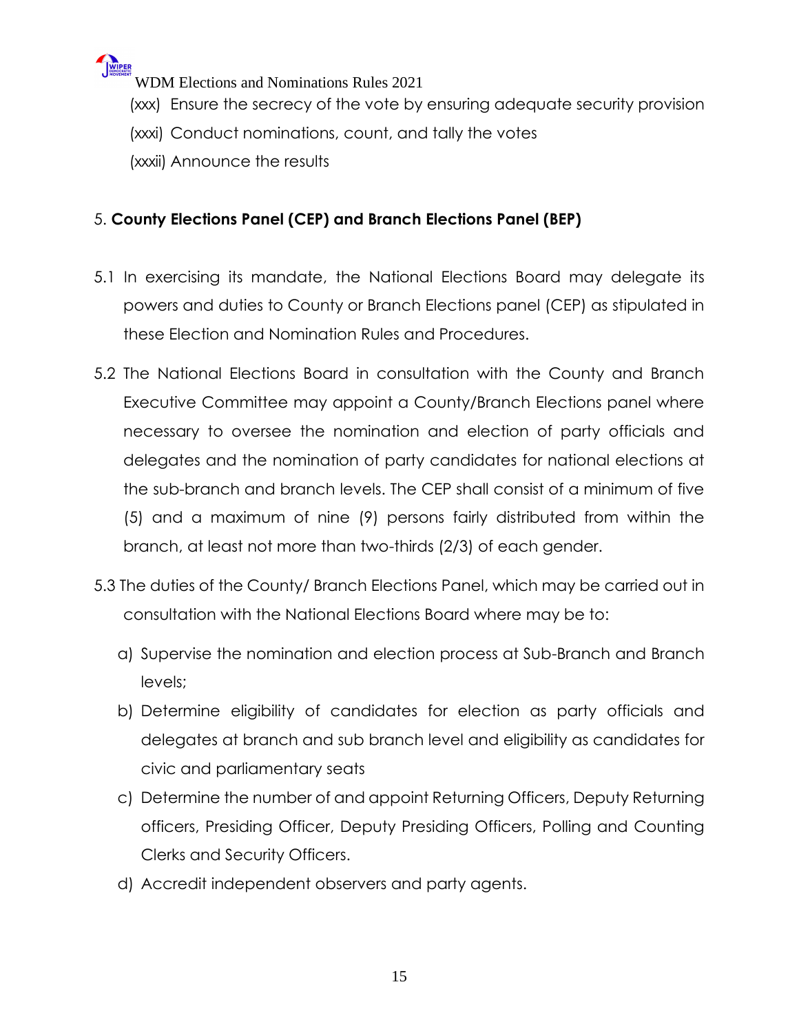(xxx) Ensure the secrecy of the vote by ensuring adequate security provision

(xxxi) Conduct nominations, count, and tally the votes

(xxxii) Announce the results

## 5. **County Elections Panel (CEP) and Branch Elections Panel (BEP)**

5.1 In exercising its mandate, the National Elections Board may delegate its powers and duties to County or Branch Elections panel (CEP) as stipulated in these Election and Nomination Rules and Procedures.

5.2 The National Elections Board in consultation with the County and Branch Executive Committee may appoint a County/Branch Elections panel where necessary to oversee the nomination and election of party officials and delegates and the nomination of party candidates for national elections at the sub-branch and branch levels. The CEP shall consist of a minimum of five (5) and a maximum of nine (9) persons fairly distributed from within the branch, at least not more than two-thirds (2/3) of each gender.

5.3 The duties of the County/ Branch Elections Panel, which may be carried out in consultation with the National Elections Board where may be to:

a) Supervise the nomination and election process at Sub-Branch and Branch levels;
b) Determine eligibility of candidates for election as party officials and delegates at branch and sub branch level and eligibility as candidates for civic and parliamentary seats
c) Determine the number of and appoint Returning Officers, Deputy Returning officers, Presiding Officer, Deputy Presiding Officers, Polling and Counting Clerks and Security Officers.
d) Accredit independent observers and party agents.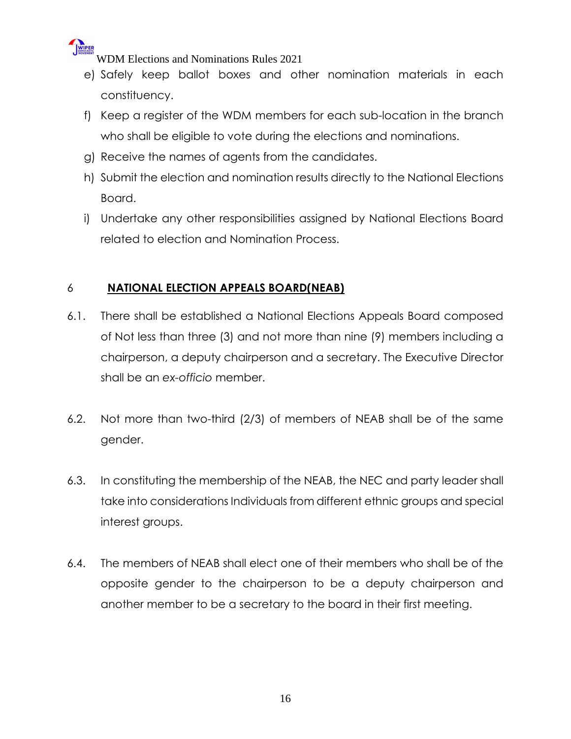e) Safely keep ballot boxes and other nomination materials in each constituency.

f) Keep a register of the WDM members for each sub-location in the branch who shall be eligible to vote during the elections and nominations.

g) Receive the names of agents from the candidates.

h) Submit the election and nomination results directly to the National Elections Board.

i) Undertake any other responsibilities assigned by National Elections Board related to election and Nomination Process.

## 6 **NATIONAL ELECTION APPEALS BOARD(NEAB)**

6.1. There shall be established a National Elections Appeals Board composed of Not less than three (3) and not more than nine (9) members including a chairperson, a deputy chairperson and a secretary. The Executive Director shall be an *ex-officio* member.

6.2. Not more than two-third (2/3) of members of NEAB shall be of the same gender.

6.3. In constituting the membership of the NEAB, the NEC and party leader shall take into considerations Individuals from different ethnic groups and special interest groups.

6.4. The members of NEAB shall elect one of their members who shall be of the opposite gender to the chairperson to be a deputy chairperson and another member to be a secretary to the board in their first meeting.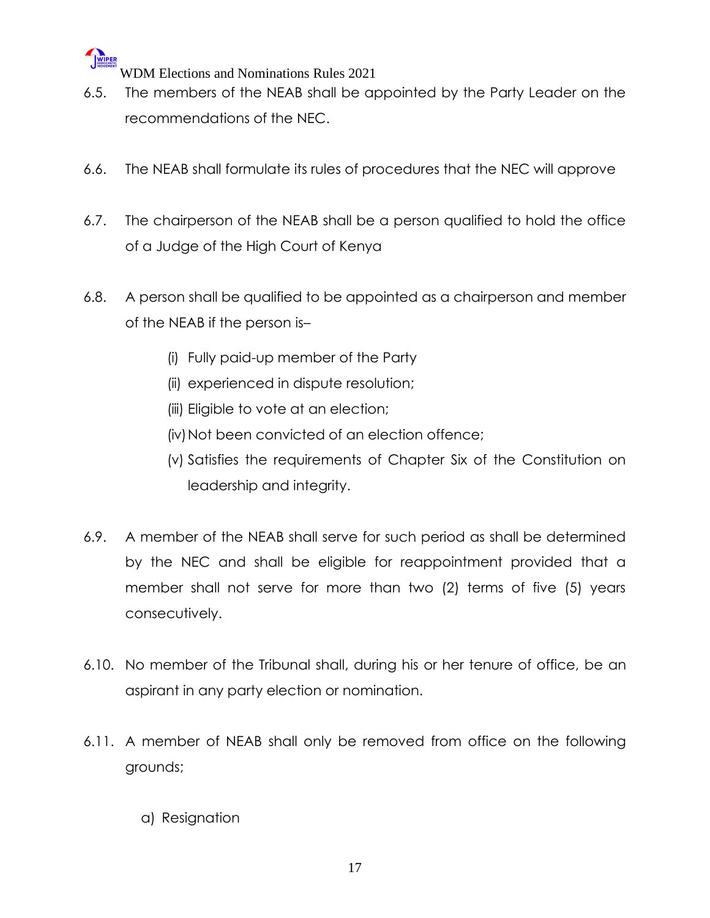6.5. The members of the NEAB shall be appointed by the Party Leader on the recommendations of the NEC.

6.6. The NEAB shall formulate its rules of procedures that the NEC will approve

6.7. The chairperson of the NEAB shall be a person qualified to hold the office of a Judge of the High Court of Kenya

6.8. A person shall be qualified to be appointed as a chairperson and member of the NEAB if the person is–

   (i) Fully paid-up member of the Party
   (ii) experienced in dispute resolution;
   (iii) Eligible to vote at an election;
   (iv) Not been convicted of an election offence;
   (v) Satisfies the requirements of Chapter Six of the Constitution on leadership and integrity.

6.9. A member of the NEAB shall serve for such period as shall be determined by the NEC and shall be eligible for reappointment provided that a member shall not serve for more than two (2) terms of five (5) years consecutively.

6.10. No member of the Tribunal shall, during his or her tenure of office, be an aspirant in any party election or nomination.

6.11. A member of NEAB shall only be removed from office on the following grounds;

   a) Resignation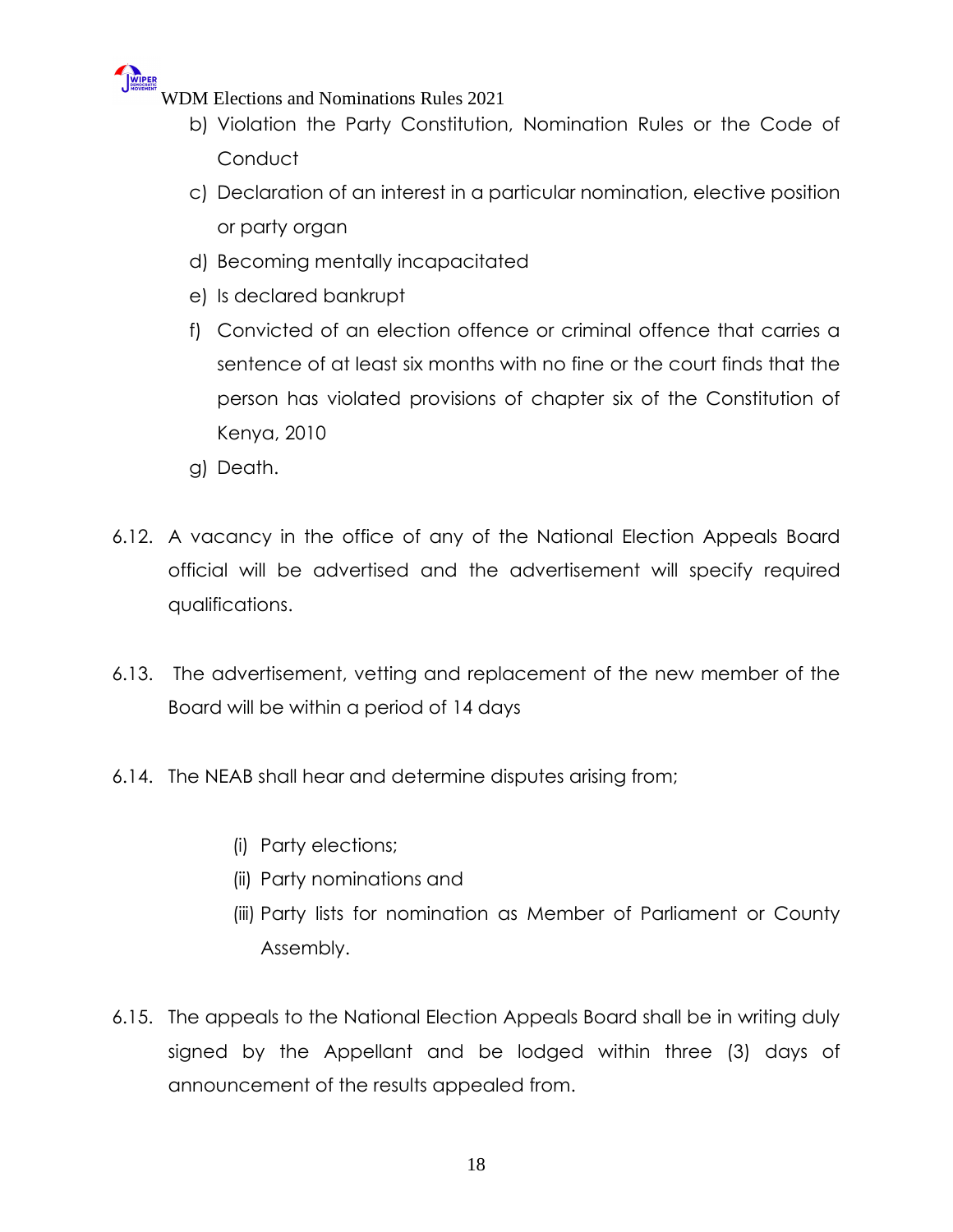b) Violation the Party Constitution, Nomination Rules or the Code of Conduct

c) Declaration of an interest in a particular nomination, elective position or party organ

d) Becoming mentally incapacitated

e) Is declared bankrupt

f) Convicted of an election offence or criminal offence that carries a sentence of at least six months with no fine or the court finds that the person has violated provisions of chapter six of the Constitution of Kenya, 2010

g) Death.

6.12. A vacancy in the office of any of the National Election Appeals Board official will be advertised and the advertisement will specify required qualifications.

6.13. The advertisement, vetting and replacement of the new member of the Board will be within a period of 14 days

6.14. The NEAB shall hear and determine disputes arising from;

(i) Party elections;

(ii) Party nominations and

(iii) Party lists for nomination as Member of Parliament or County Assembly.

6.15. The appeals to the National Election Appeals Board shall be in writing duly signed by the Appellant and be lodged within three (3) days of announcement of the results appealed from.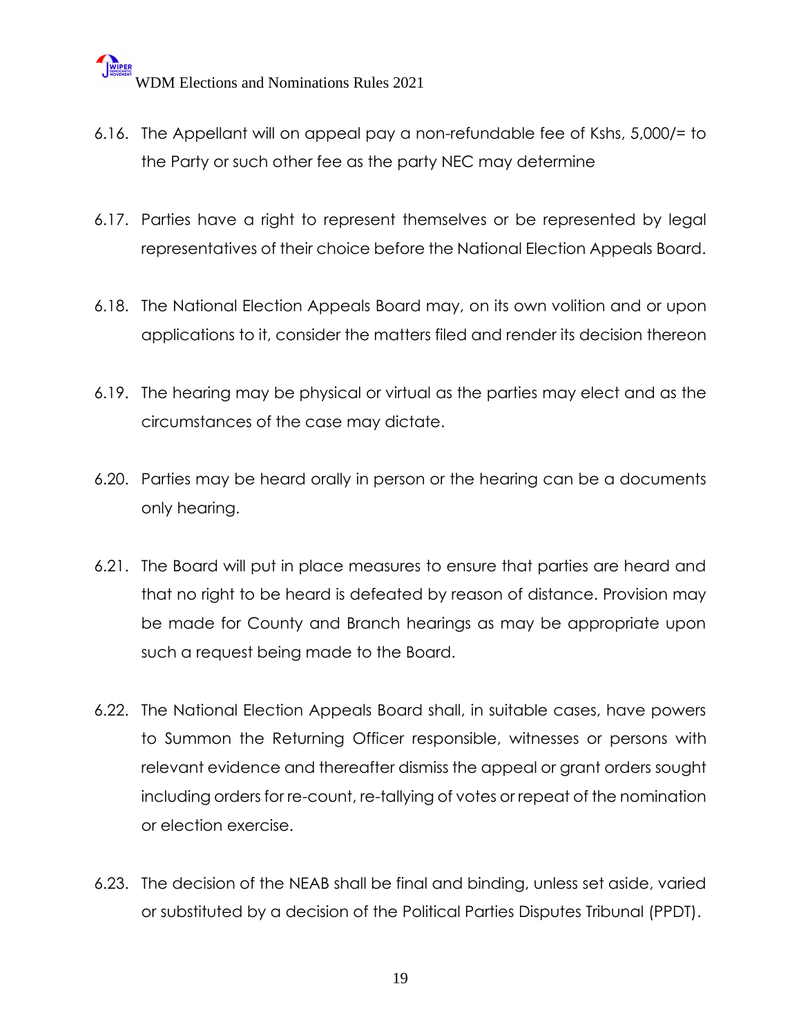6.16. The Appellant will on appeal pay a non-refundable fee of Kshs, 5,000/= to the Party or such other fee as the party NEC may determine

6.17. Parties have a right to represent themselves or be represented by legal representatives of their choice before the National Election Appeals Board.

6.18. The National Election Appeals Board may, on its own volition and or upon applications to it, consider the matters filed and render its decision thereon

6.19. The hearing may be physical or virtual as the parties may elect and as the circumstances of the case may dictate.

6.20. Parties may be heard orally in person or the hearing can be a documents only hearing.

6.21. The Board will put in place measures to ensure that parties are heard and that no right to be heard is defeated by reason of distance. Provision may be made for County and Branch hearings as may be appropriate upon such a request being made to the Board.

6.22. The National Election Appeals Board shall, in suitable cases, have powers to Summon the Returning Officer responsible, witnesses or persons with relevant evidence and thereafter dismiss the appeal or grant orders sought including orders for re-count, re-tallying of votes or repeat of the nomination or election exercise.

6.23. The decision of the NEAB shall be final and binding, unless set aside, varied or substituted by a decision of the Political Parties Disputes Tribunal (PPDT).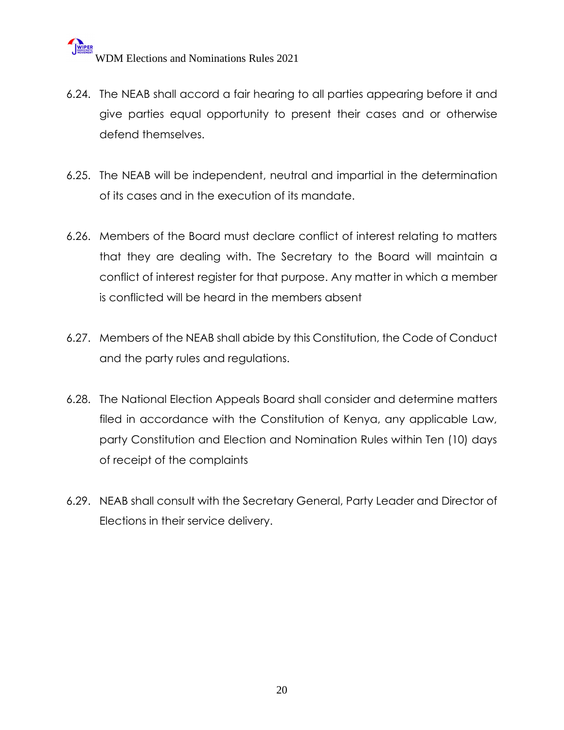6.24. The NEAB shall accord a fair hearing to all parties appearing before it and give parties equal opportunity to present their cases and or otherwise defend themselves.

6.25. The NEAB will be independent, neutral and impartial in the determination of its cases and in the execution of its mandate.

6.26. Members of the Board must declare conflict of interest relating to matters that they are dealing with. The Secretary to the Board will maintain a conflict of interest register for that purpose. Any matter in which a member is conflicted will be heard in the members absent

6.27. Members of the NEAB shall abide by this Constitution, the Code of Conduct and the party rules and regulations.

6.28. The National Election Appeals Board shall consider and determine matters filed in accordance with the Constitution of Kenya, any applicable Law, party Constitution and Election and Nomination Rules within Ten (10) days of receipt of the complaints

6.29. NEAB shall consult with the Secretary General, Party Leader and Director of Elections in their service delivery.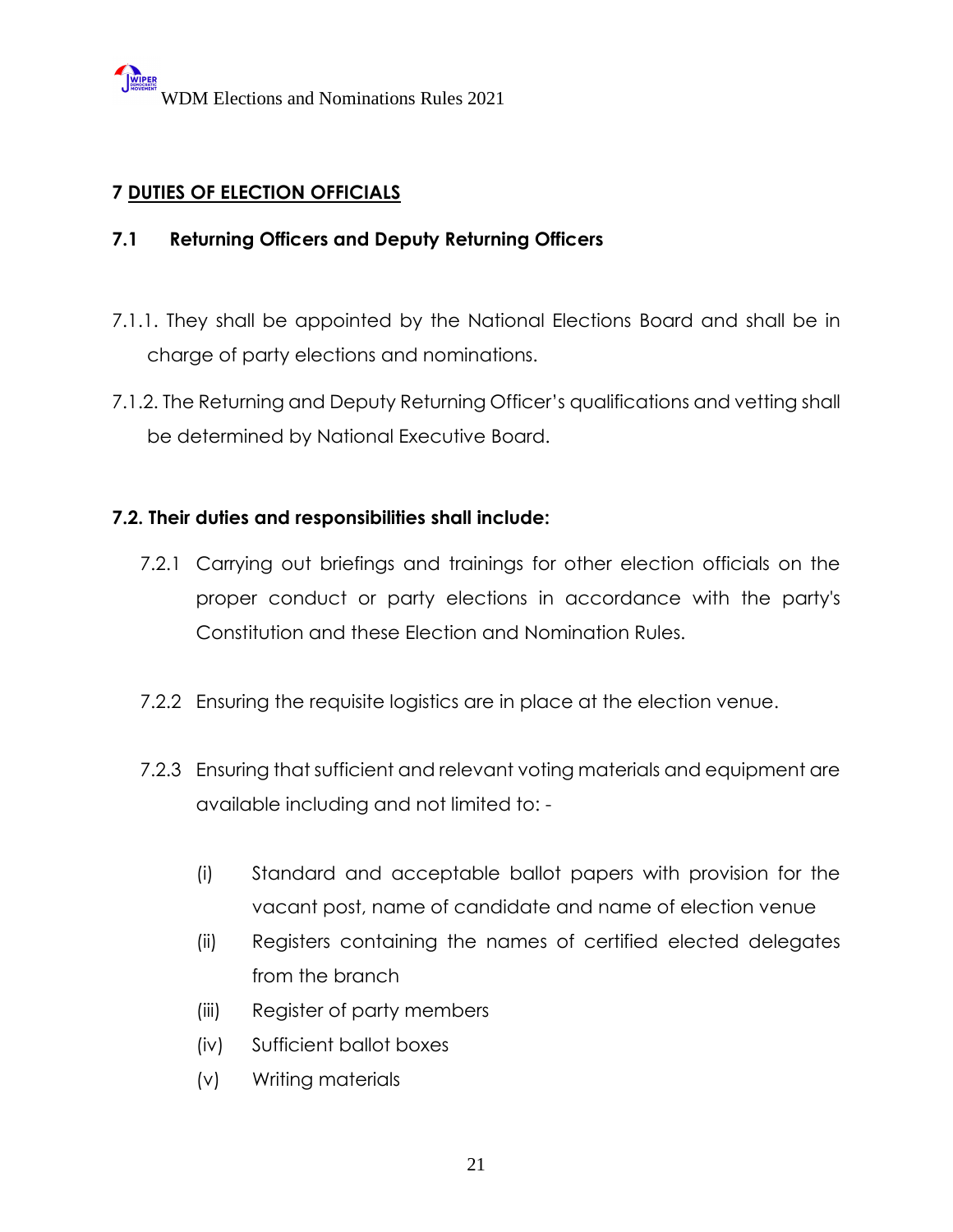## 7 DUTIES OF ELECTION OFFICIALS

### 7.1 Returning Officers and Deputy Returning Officers

7.1.1. They shall be appointed by the National Elections Board and shall be in charge of party elections and nominations.

7.1.2. The Returning and Deputy Returning Officer's qualifications and vetting shall be determined by National Executive Board.

### 7.2. Their duties and responsibilities shall include:

7.2.1 Carrying out briefings and trainings for other election officials on the proper conduct or party elections in accordance with the party's Constitution and these Election and Nomination Rules.

7.2.2 Ensuring the requisite logistics are in place at the election venue.

7.2.3 Ensuring that sufficient and relevant voting materials and equipment are available including and not limited to: -

- (i) Standard and acceptable ballot papers with provision for the vacant post, name of candidate and name of election venue
- (ii) Registers containing the names of certified elected delegates from the branch
- (iii) Register of party members
- (iv) Sufficient ballot boxes
- (v) Writing materials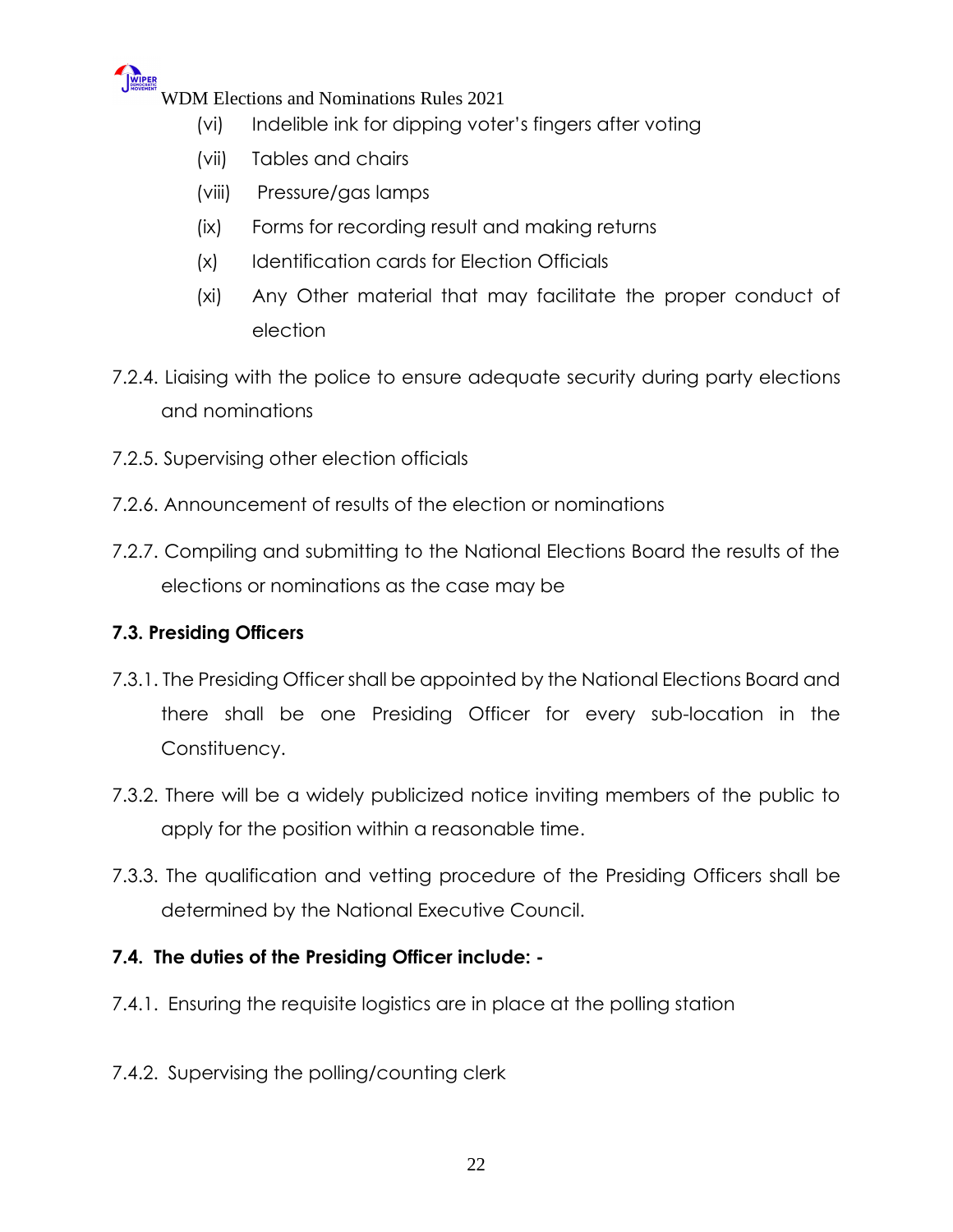(vi) Indelible ink for dipping voter's fingers after voting

(vii) Tables and chairs

(viii) Pressure/gas lamps

(ix) Forms for recording result and making returns

(x) Identification cards for Election Officials

(xi) Any Other material that may facilitate the proper conduct of election

7.2.4. Liaising with the police to ensure adequate security during party elections and nominations

7.2.5. Supervising other election officials

7.2.6. Announcement of results of the election or nominations

7.2.7. Compiling and submitting to the National Elections Board the results of the elections or nominations as the case may be

**7.3. Presiding Officers**

7.3.1. The Presiding Officer shall be appointed by the National Elections Board and there shall be one Presiding Officer for every sub-location in the Constituency.

7.3.2. There will be a widely publicized notice inviting members of the public to apply for the position within a reasonable time.

7.3.3. The qualification and vetting procedure of the Presiding Officers shall be determined by the National Executive Council.

**7.4. The duties of the Presiding Officer include: -**

7.4.1. Ensuring the requisite logistics are in place at the polling station

7.4.2. Supervising the polling/counting clerk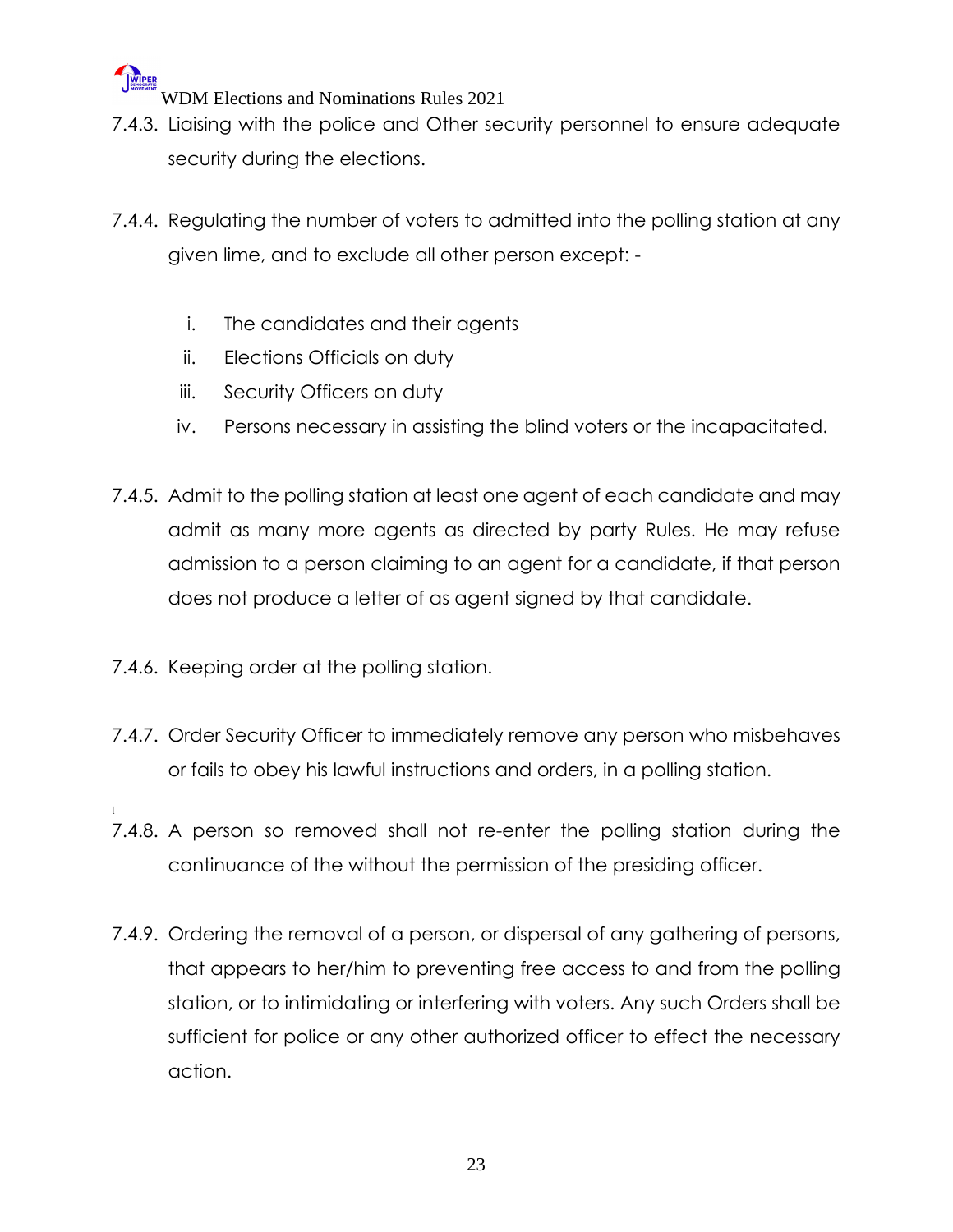7.4.3. Liaising with the police and Other security personnel to ensure adequate security during the elections.

7.4.4. Regulating the number of voters to admitted into the polling station at any given lime, and to exclude all other person except: -

i. The candidates and their agents
ii. Elections Officials on duty
iii. Security Officers on duty
iv. Persons necessary in assisting the blind voters or the incapacitated.

7.4.5. Admit to the polling station at least one agent of each candidate and may admit as many more agents as directed by party Rules. He may refuse admission to a person claiming to an agent for a candidate, if that person does not produce a letter of as agent signed by that candidate.

7.4.6. Keeping order at the polling station.

7.4.7. Order Security Officer to immediately remove any person who misbehaves or fails to obey his lawful instructions and orders, in a polling station.

7.4.8. A person so removed shall not re-enter the polling station during the continuance of the without the permission of the presiding officer.

7.4.9. Ordering the removal of a person, or dispersal of any gathering of persons, that appears to her/him to preventing free access to and from the polling station, or to intimidating or interfering with voters. Any such Orders shall be sufficient for police or any other authorized officer to effect the necessary action.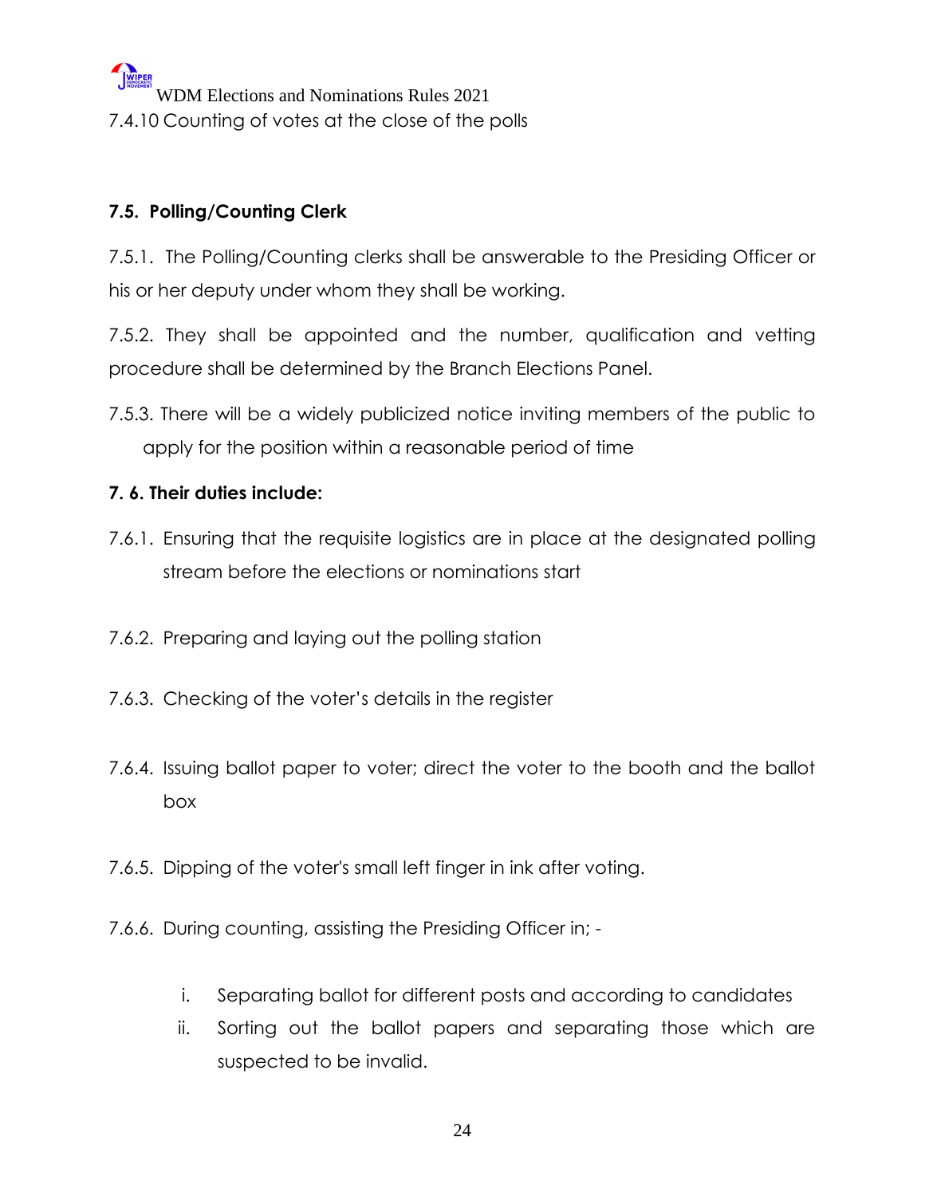7.4.10 Counting of votes at the close of the polls

### 7.5. Polling/Counting Clerk

7.5.1. The Polling/Counting clerks shall be answerable to the Presiding Officer or his or her deputy under whom they shall be working.

7.5.2. They shall be appointed and the number, qualification and vetting procedure shall be determined by the Branch Elections Panel.

7.5.3. There will be a widely publicized notice inviting members of the public to apply for the position within a reasonable period of time

### 7. 6. Their duties include:

7.6.1. Ensuring that the requisite logistics are in place at the designated polling stream before the elections or nominations start

7.6.2. Preparing and laying out the polling station

7.6.3. Checking of the voter's details in the register

7.6.4. Issuing ballot paper to voter; direct the voter to the booth and the ballot box

7.6.5. Dipping of the voter's small left finger in ink after voting.

7.6.6. During counting, assisting the Presiding Officer in; -

i. Separating ballot for different posts and according to candidates
ii. Sorting out the ballot papers and separating those which are suspected to be invalid.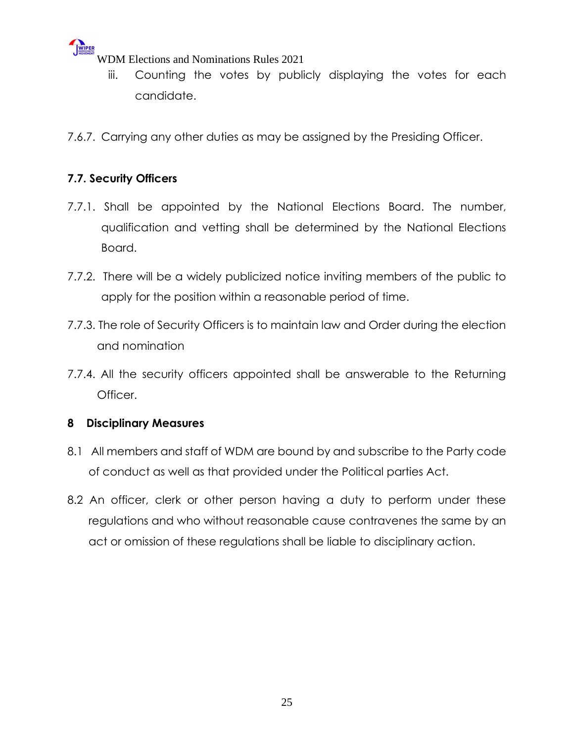iii. Counting the votes by publicly displaying the votes for each candidate.

7.6.7. Carrying any other duties as may be assigned by the Presiding Officer.

### 7.7. Security Officers

7.7.1. Shall be appointed by the National Elections Board. The number, qualification and vetting shall be determined by the National Elections Board.

7.7.2. There will be a widely publicized notice inviting members of the public to apply for the position within a reasonable period of time.

7.7.3. The role of Security Officers is to maintain law and Order during the election and nomination

7.7.4. All the security officers appointed shall be answerable to the Returning Officer.

## 8 Disciplinary Measures

8.1 All members and staff of WDM are bound by and subscribe to the Party code of conduct as well as that provided under the Political parties Act.

8.2 An officer, clerk or other person having a duty to perform under these regulations and who without reasonable cause contravenes the same by an act or omission of these regulations shall be liable to disciplinary action.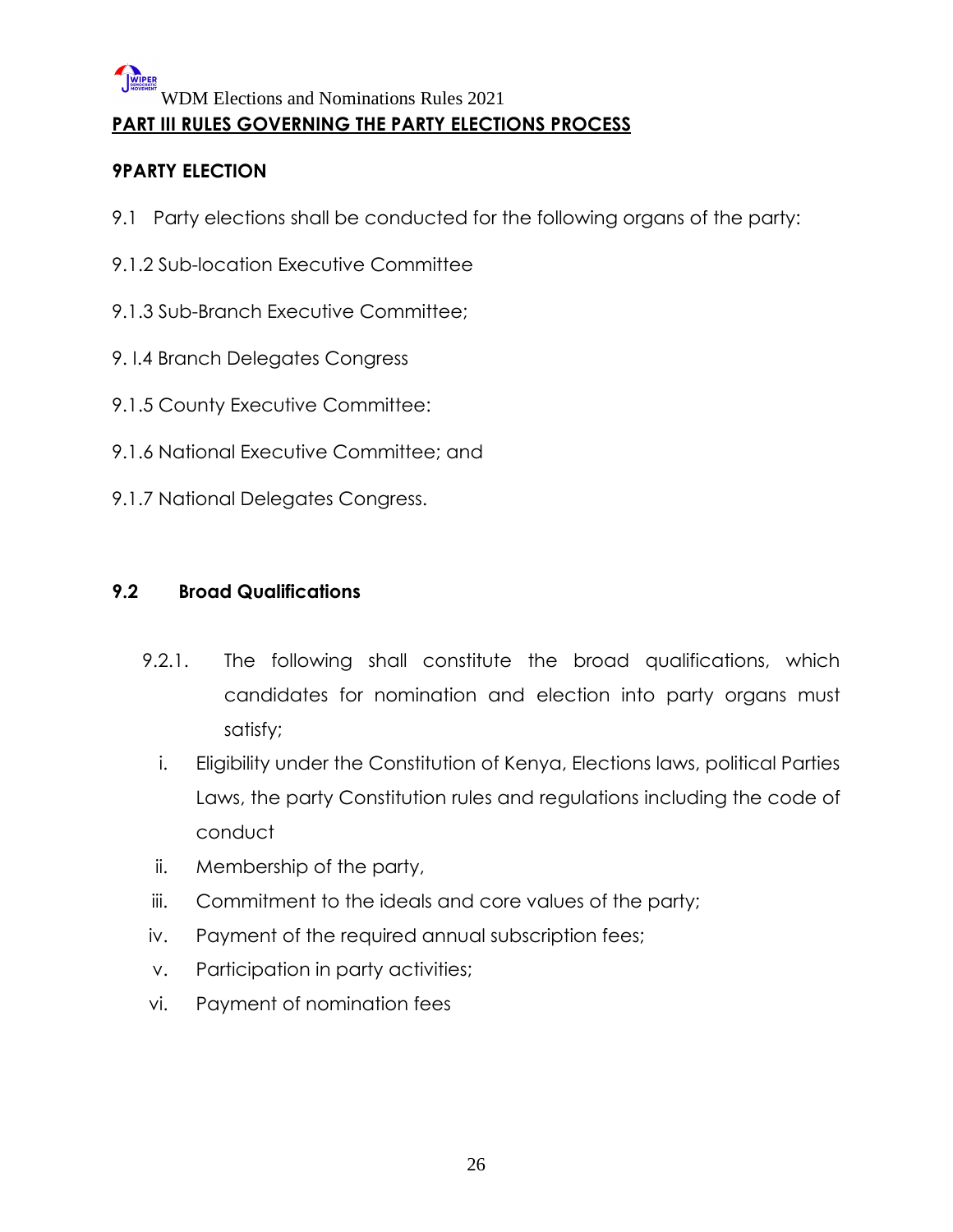## PART III RULES GOVERNING THE PARTY ELECTIONS PROCESS

### 9PARTY ELECTION

9.1 Party elections shall be conducted for the following organs of the party:

9.1.2 Sub-location Executive Committee

9.1.3 Sub-Branch Executive Committee;

9. l.4 Branch Delegates Congress

9.1.5 County Executive Committee:

9.1.6 National Executive Committee; and

9.1.7 National Delegates Congress.

### 9.2 Broad Qualifications

9.2.1. The following shall constitute the broad qualifications, which candidates for nomination and election into party organs must satisfy;

i. Eligibility under the Constitution of Kenya, Elections laws, political Parties Laws, the party Constitution rules and regulations including the code of conduct

ii. Membership of the party,

iii. Commitment to the ideals and core values of the party;

iv. Payment of the required annual subscription fees;

v. Participation in party activities;

vi. Payment of nomination fees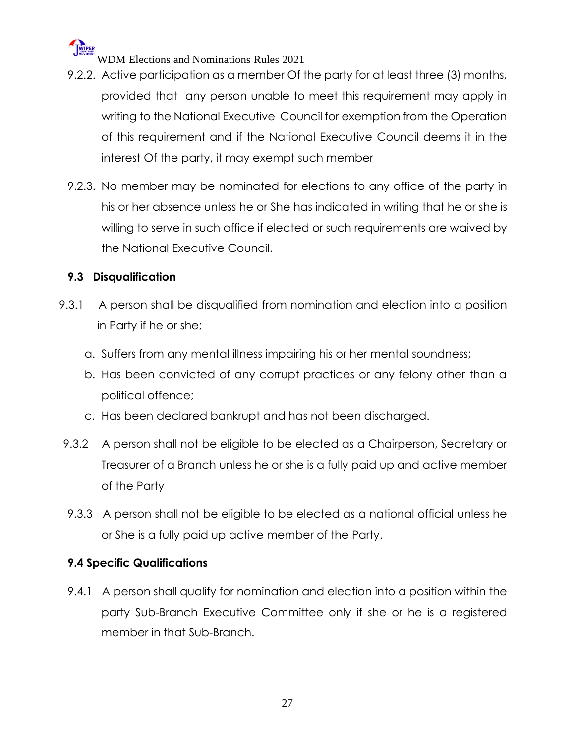9.2.2. Active participation as a member Of the party for at least three (3) months, provided that any person unable to meet this requirement may apply in writing to the National Executive Council for exemption from the Operation of this requirement and if the National Executive Council deems it in the interest Of the party, it may exempt such member

9.2.3. No member may be nominated for elections to any office of the party in his or her absence unless he or She has indicated in writing that he or she is willing to serve in such office if elected or such requirements are waived by the National Executive Council.

### 9.3 Disqualification

9.3.1 A person shall be disqualified from nomination and election into a position in Party if he or she;

a. Suffers from any mental illness impairing his or her mental soundness;
b. Has been convicted of any corrupt practices or any felony other than a political offence;
c. Has been declared bankrupt and has not been discharged.

9.3.2 A person shall not be eligible to be elected as a Chairperson, Secretary or Treasurer of a Branch unless he or she is a fully paid up and active member of the Party

9.3.3 A person shall not be eligible to be elected as a national official unless he or She is a fully paid up active member of the Party.

### 9.4 Specific Qualifications

9.4.1 A person shall qualify for nomination and election into a position within the party Sub-Branch Executive Committee only if she or he is a registered member in that Sub-Branch.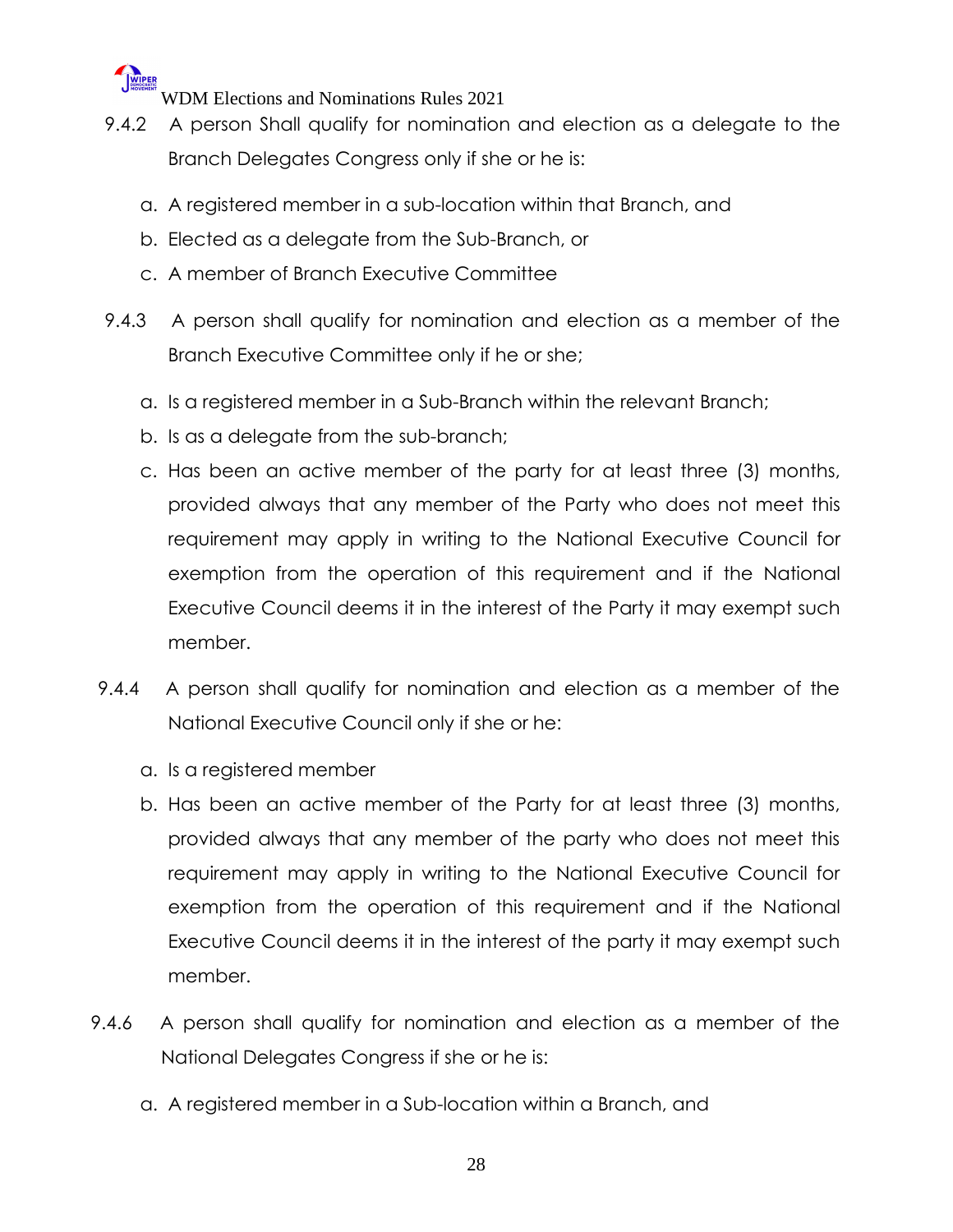9.4.2 A person Shall qualify for nomination and election as a delegate to the Branch Delegates Congress only if she or he is:

a. A registered member in a sub-location within that Branch, and
b. Elected as a delegate from the Sub-Branch, or
c. A member of Branch Executive Committee

9.4.3 A person shall qualify for nomination and election as a member of the Branch Executive Committee only if he or she;

a. Is a registered member in a Sub-Branch within the relevant Branch;
b. Is as a delegate from the sub-branch;
c. Has been an active member of the party for at least three (3) months, provided always that any member of the Party who does not meet this requirement may apply in writing to the National Executive Council for exemption from the operation of this requirement and if the National Executive Council deems it in the interest of the Party it may exempt such member.

9.4.4 A person shall qualify for nomination and election as a member of the National Executive Council only if she or he:

a. Is a registered member
b. Has been an active member of the Party for at least three (3) months, provided always that any member of the party who does not meet this requirement may apply in writing to the National Executive Council for exemption from the operation of this requirement and if the National Executive Council deems it in the interest of the party it may exempt such member.

9.4.6 A person shall qualify for nomination and election as a member of the National Delegates Congress if she or he is:

a. A registered member in a Sub-location within a Branch, and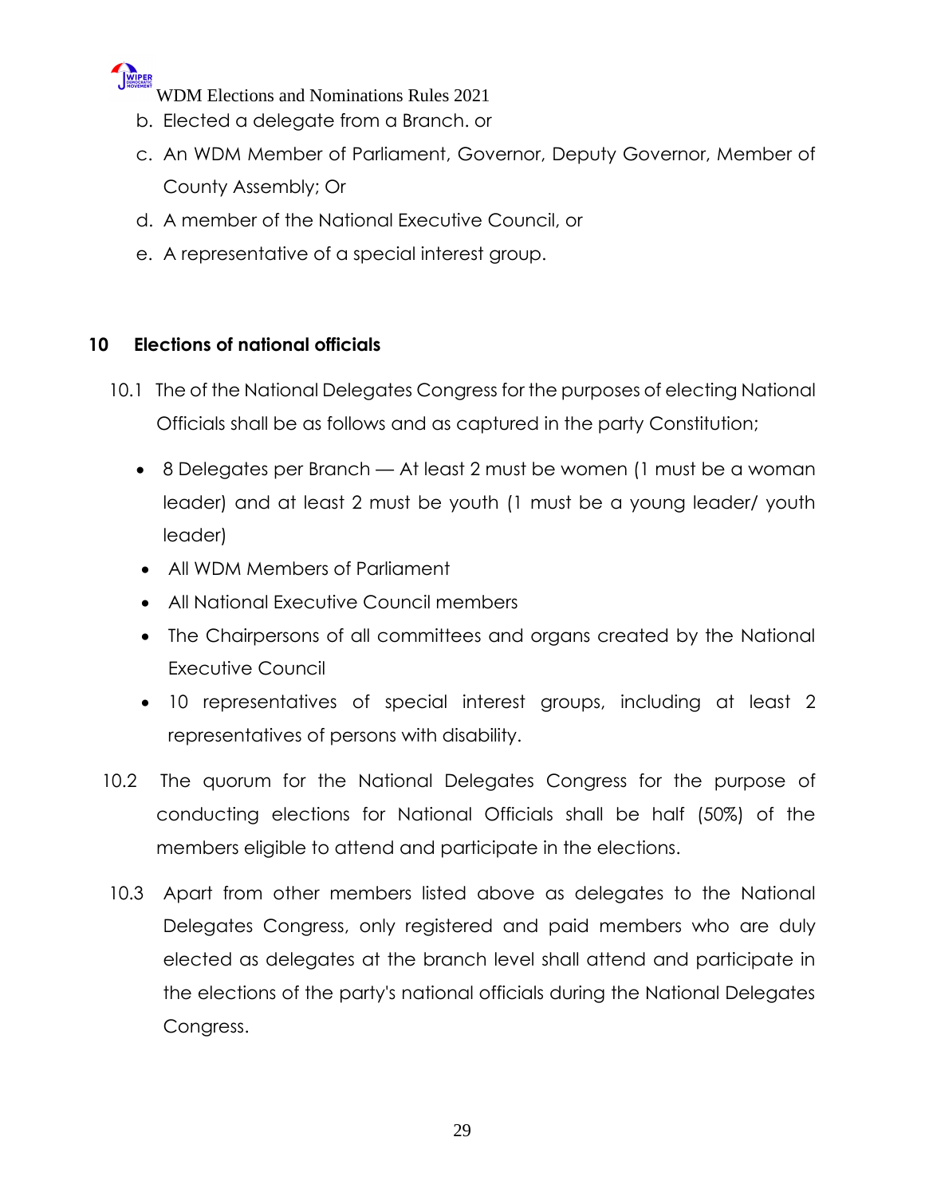b. Elected a delegate from a Branch. or

c. An WDM Member of Parliament, Governor, Deputy Governor, Member of County Assembly; Or

d. A member of the National Executive Council, or

e. A representative of a special interest group.

## 10 Elections of national officials

10.1 The of the National Delegates Congress for the purposes of electing National Officials shall be as follows and as captured in the party Constitution;

- 8 Delegates per Branch — At least 2 must be women (1 must be a woman leader) and at least 2 must be youth (1 must be a young leader/ youth leader)
- All WDM Members of Parliament
- All National Executive Council members
- The Chairpersons of all committees and organs created by the National Executive Council
- 10 representatives of special interest groups, including at least 2 representatives of persons with disability.

10.2 The quorum for the National Delegates Congress for the purpose of conducting elections for National Officials shall be half (50%) of the members eligible to attend and participate in the elections.

10.3 Apart from other members listed above as delegates to the National Delegates Congress, only registered and paid members who are duly elected as delegates at the branch level shall attend and participate in the elections of the party's national officials during the National Delegates Congress.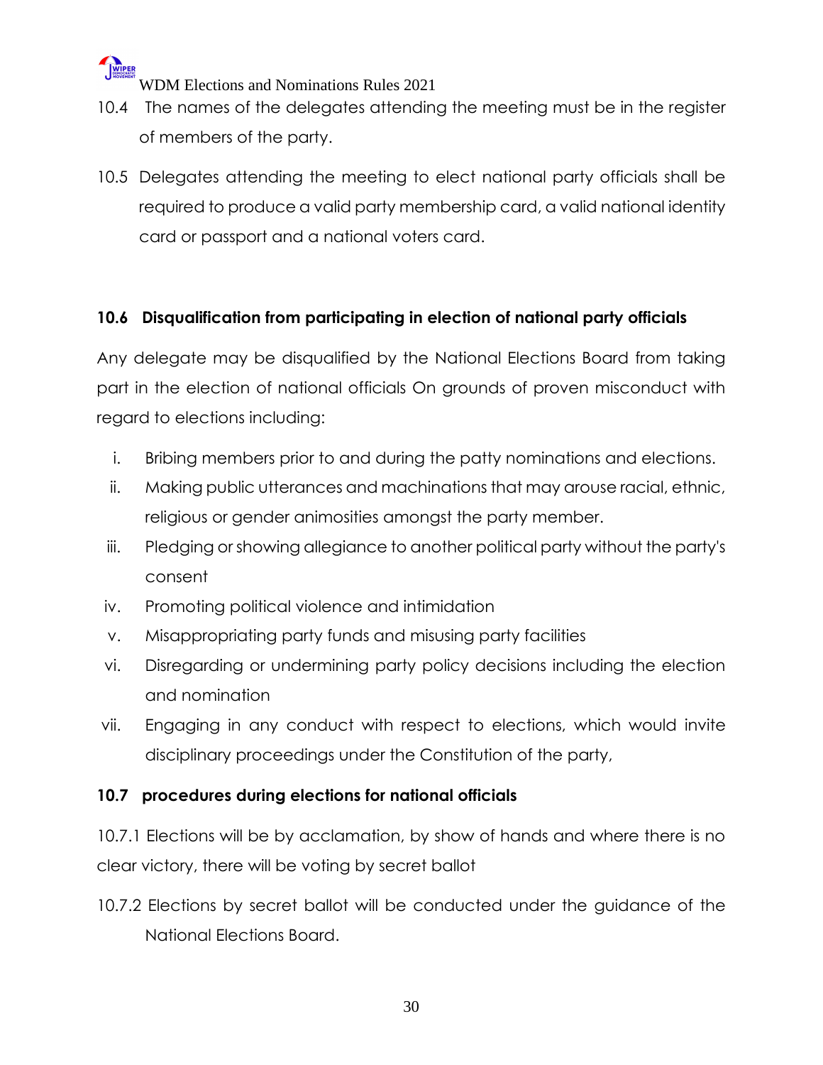10.4 The names of the delegates attending the meeting must be in the register of members of the party.

10.5 Delegates attending the meeting to elect national party officials shall be required to produce a valid party membership card, a valid national identity card or passport and a national voters card.

**10.6 Disqualification from participating in election of national party officials**

Any delegate may be disqualified by the National Elections Board from taking part in the election of national officials On grounds of proven misconduct with regard to elections including:

i. Bribing members prior to and during the patty nominations and elections.
ii. Making public utterances and machinations that may arouse racial, ethnic, religious or gender animosities amongst the party member.
iii. Pledging or showing allegiance to another political party without the party's consent
iv. Promoting political violence and intimidation
v. Misappropriating party funds and misusing party facilities
vi. Disregarding or undermining party policy decisions including the election and nomination
vii. Engaging in any conduct with respect to elections, which would invite disciplinary proceedings under the Constitution of the party,

**10.7 procedures during elections for national officials**

10.7.1 Elections will be by acclamation, by show of hands and where there is no clear victory, there will be voting by secret ballot

10.7.2 Elections by secret ballot will be conducted under the guidance of the National Elections Board.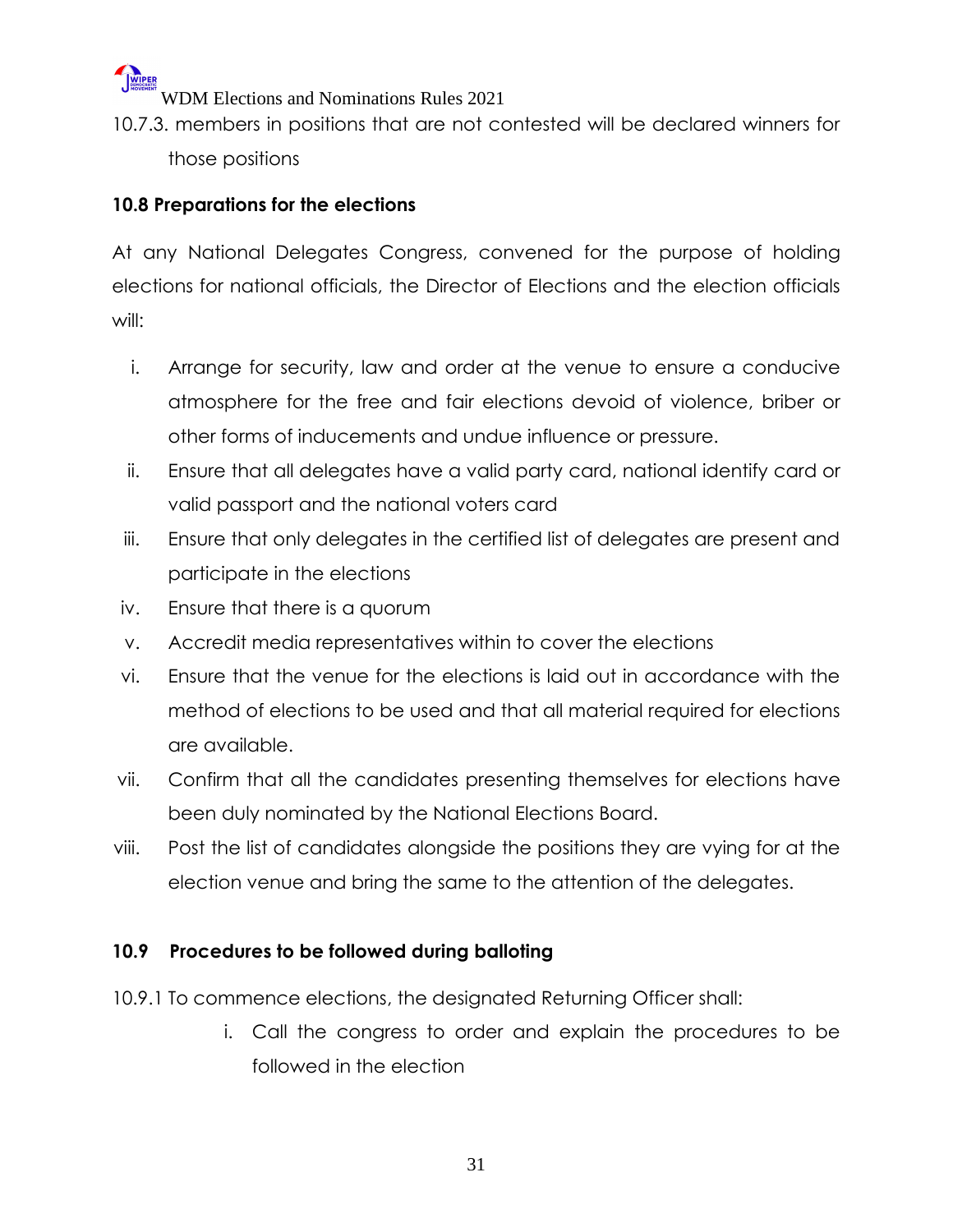10.7.3. members in positions that are not contested will be declared winners for those positions

**10.8 Preparations for the elections**

At any National Delegates Congress, convened for the purpose of holding elections for national officials, the Director of Elections and the election officials will:

i. Arrange for security, law and order at the venue to ensure a conducive atmosphere for the free and fair elections devoid of violence, briber or other forms of inducements and undue influence or pressure.
ii. Ensure that all delegates have a valid party card, national identify card or valid passport and the national voters card
iii. Ensure that only delegates in the certified list of delegates are present and participate in the elections
iv. Ensure that there is a quorum
v. Accredit media representatives within to cover the elections
vi. Ensure that the venue for the elections is laid out in accordance with the method of elections to be used and that all material required for elections are available.
vii. Confirm that all the candidates presenting themselves for elections have been duly nominated by the National Elections Board.
viii. Post the list of candidates alongside the positions they are vying for at the election venue and bring the same to the attention of the delegates.

**10.9 Procedures to be followed during balloting**

10.9.1 To commence elections, the designated Returning Officer shall:

i. Call the congress to order and explain the procedures to be followed in the election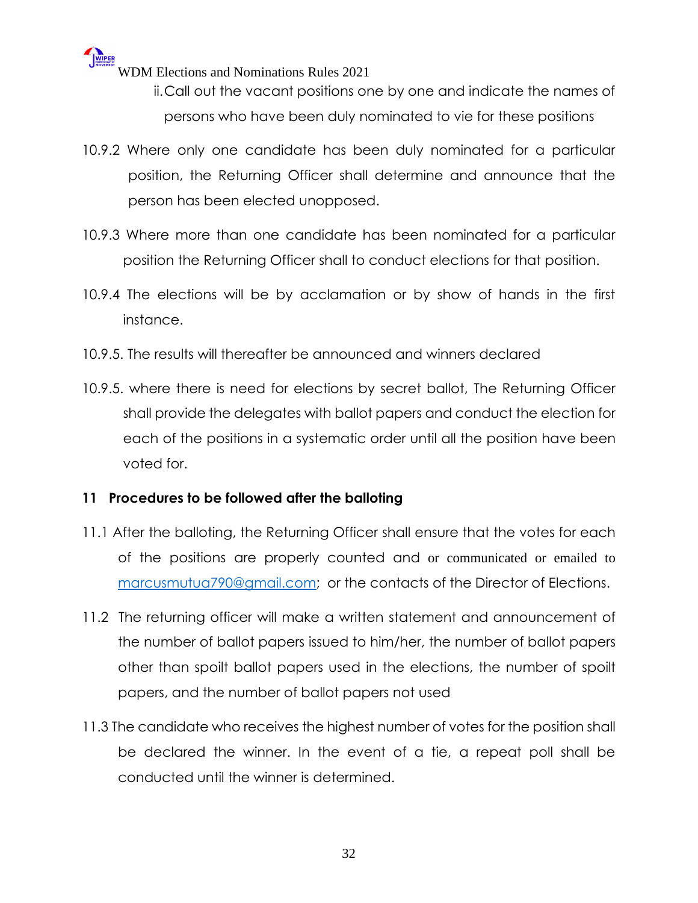ii. Call out the vacant positions one by one and indicate the names of persons who have been duly nominated to vie for these positions

10.9.2 Where only one candidate has been duly nominated for a particular position, the Returning Officer shall determine and announce that the person has been elected unopposed.

10.9.3 Where more than one candidate has been nominated for a particular position the Returning Officer shall to conduct elections for that position.

10.9.4 The elections will be by acclamation or by show of hands in the first instance.

10.9.5. The results will thereafter be announced and winners declared

10.9.5. where there is need for elections by secret ballot, The Returning Officer shall provide the delegates with ballot papers and conduct the election for each of the positions in a systematic order until all the position have been voted for.

## 11 Procedures to be followed after the balloting

11.1 After the balloting, the Returning Officer shall ensure that the votes for each of the positions are properly counted and or communicated or emailed to marcusmutua790@gmail.com; or the contacts of the Director of Elections.

11.2 The returning officer will make a written statement and announcement of the number of ballot papers issued to him/her, the number of ballot papers other than spoilt ballot papers used in the elections, the number of spoilt papers, and the number of ballot papers not used

11.3 The candidate who receives the highest number of votes for the position shall be declared the winner. In the event of a tie, a repeat poll shall be conducted until the winner is determined.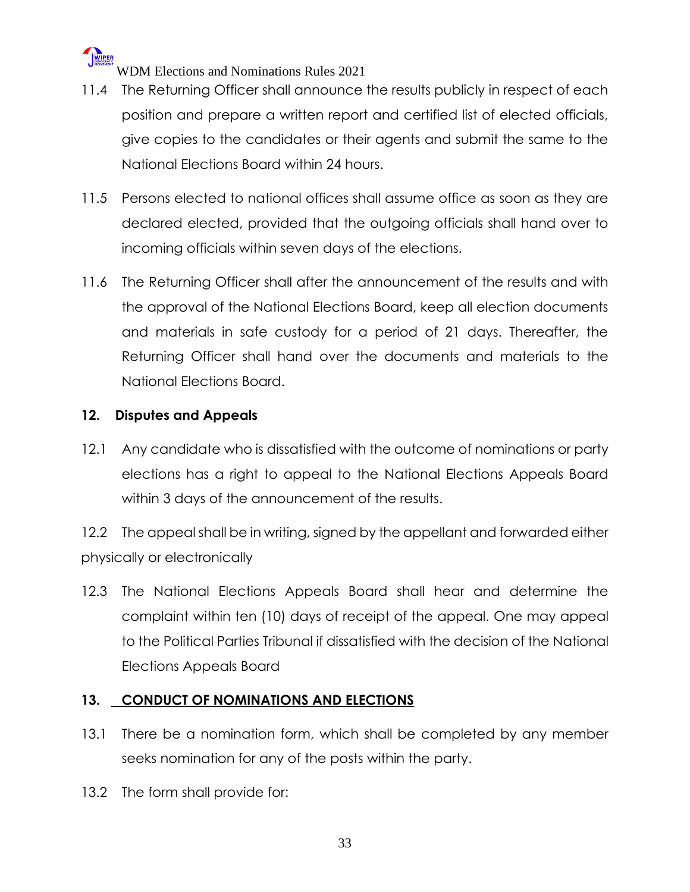11.4 The Returning Officer shall announce the results publicly in respect of each position and prepare a written report and certified list of elected officials, give copies to the candidates or their agents and submit the same to the National Elections Board within 24 hours.

11.5 Persons elected to national offices shall assume office as soon as they are declared elected, provided that the outgoing officials shall hand over to incoming officials within seven days of the elections.

11.6 The Returning Officer shall after the announcement of the results and with the approval of the National Elections Board, keep all election documents and materials in safe custody for a period of 21 days. Thereafter, the Returning Officer shall hand over the documents and materials to the National Elections Board.

## 12. Disputes and Appeals

12.1 Any candidate who is dissatisfied with the outcome of nominations or party elections has a right to appeal to the National Elections Appeals Board within 3 days of the announcement of the results.

12.2 The appeal shall be in writing, signed by the appellant and forwarded either physically or electronically

12.3 The National Elections Appeals Board shall hear and determine the complaint within ten (10) days of receipt of the appeal. One may appeal to the Political Parties Tribunal if dissatisfied with the decision of the National Elections Appeals Board

## 13. CONDUCT OF NOMINATIONS AND ELECTIONS

13.1 There be a nomination form, which shall be completed by any member seeks nomination for any of the posts within the party.

13.2 The form shall provide for: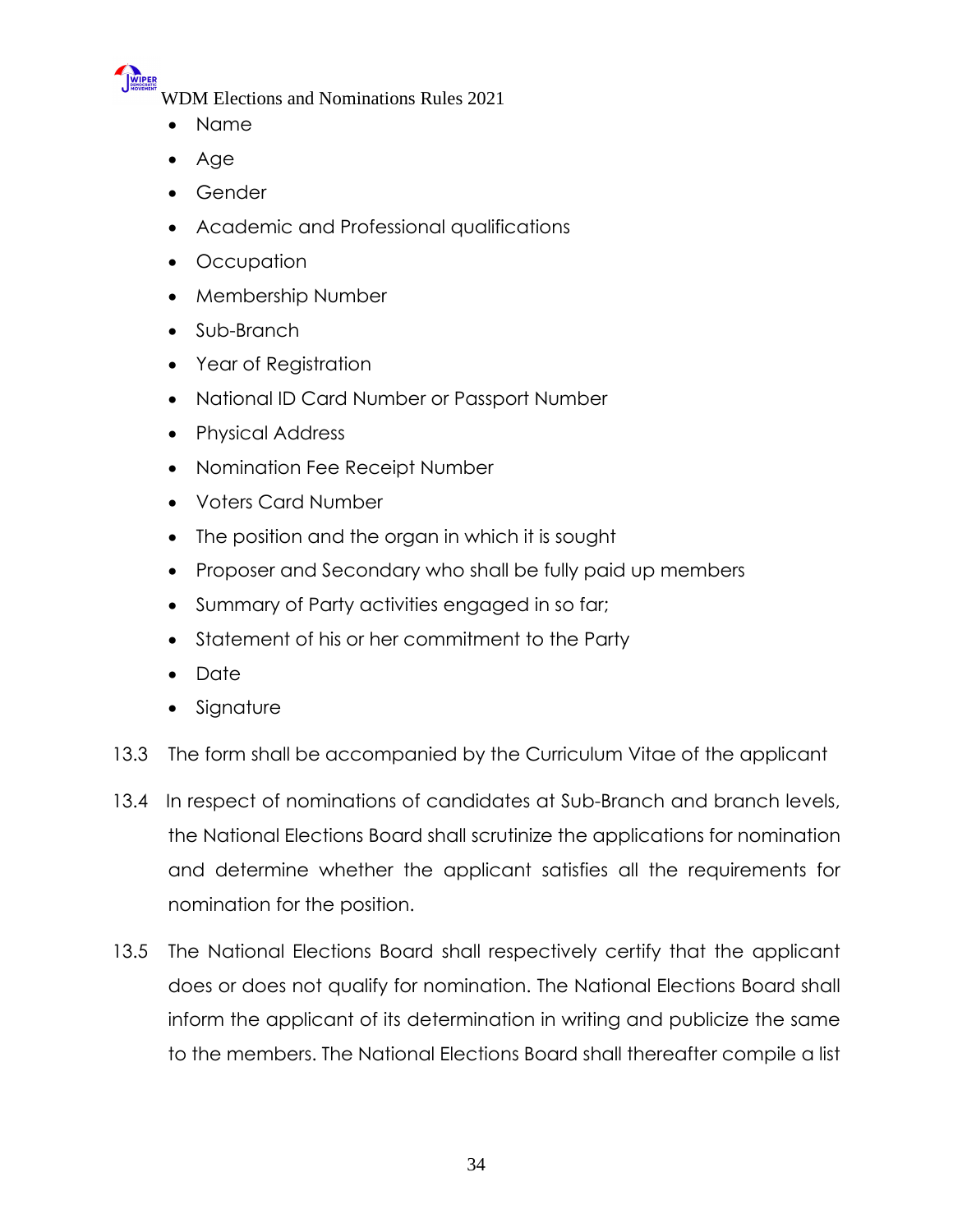- Name
- Age
- Gender
- Academic and Professional qualifications
- Occupation
- Membership Number
- Sub-Branch
- Year of Registration
- National ID Card Number or Passport Number
- Physical Address
- Nomination Fee Receipt Number
- Voters Card Number
- The position and the organ in which it is sought
- Proposer and Secondary who shall be fully paid up members
- Summary of Party activities engaged in so far;
- Statement of his or her commitment to the Party
- Date
- Signature

13.3 The form shall be accompanied by the Curriculum Vitae of the applicant

13.4 In respect of nominations of candidates at Sub-Branch and branch levels, the National Elections Board shall scrutinize the applications for nomination and determine whether the applicant satisfies all the requirements for nomination for the position.

13.5 The National Elections Board shall respectively certify that the applicant does or does not qualify for nomination. The National Elections Board shall inform the applicant of its determination in writing and publicize the same to the members. The National Elections Board shall thereafter compile a list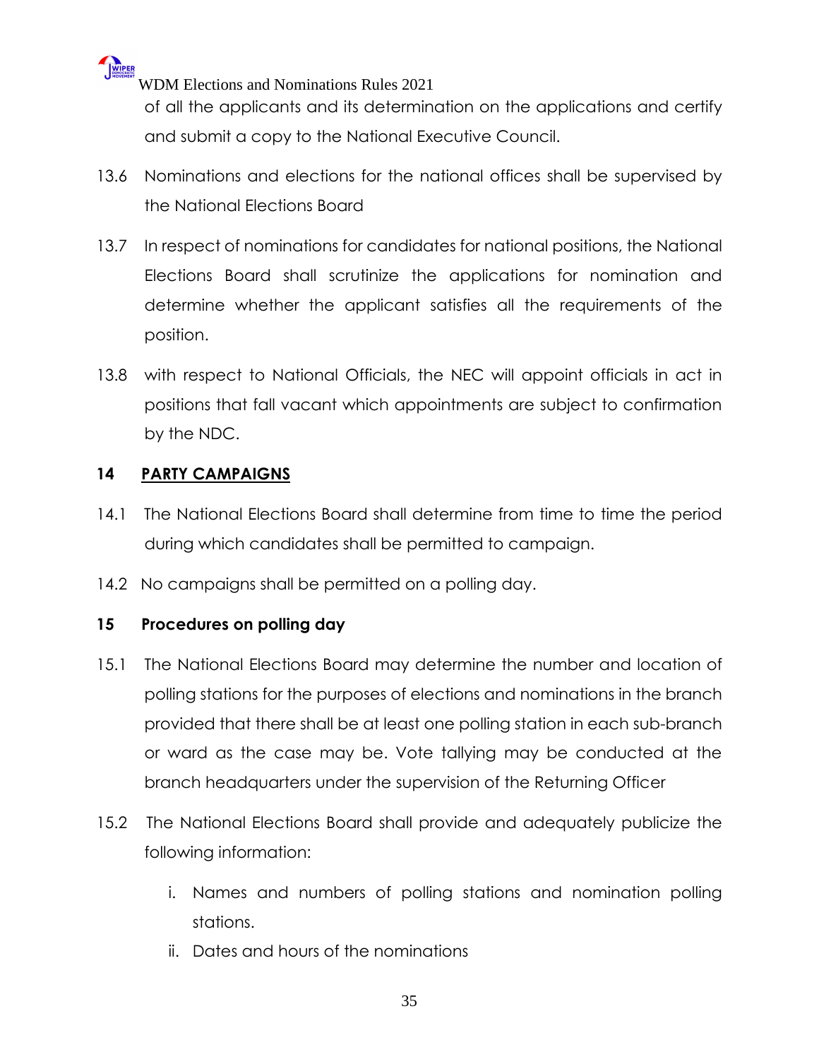of all the applicants and its determination on the applications and certify and submit a copy to the National Executive Council.

13.6 Nominations and elections for the national offices shall be supervised by the National Elections Board

13.7 In respect of nominations for candidates for national positions, the National Elections Board shall scrutinize the applications for nomination and determine whether the applicant satisfies all the requirements of the position.

13.8 with respect to National Officials, the NEC will appoint officials in act in positions that fall vacant which appointments are subject to confirmation by the NDC.

## 14 PARTY CAMPAIGNS

14.1 The National Elections Board shall determine from time to time the period during which candidates shall be permitted to campaign.

14.2 No campaigns shall be permitted on a polling day.

## 15 Procedures on polling day

15.1 The National Elections Board may determine the number and location of polling stations for the purposes of elections and nominations in the branch provided that there shall be at least one polling station in each sub-branch or ward as the case may be. Vote tallying may be conducted at the branch headquarters under the supervision of the Returning Officer

15.2 The National Elections Board shall provide and adequately publicize the following information:

i. Names and numbers of polling stations and nomination polling stations.
ii. Dates and hours of the nominations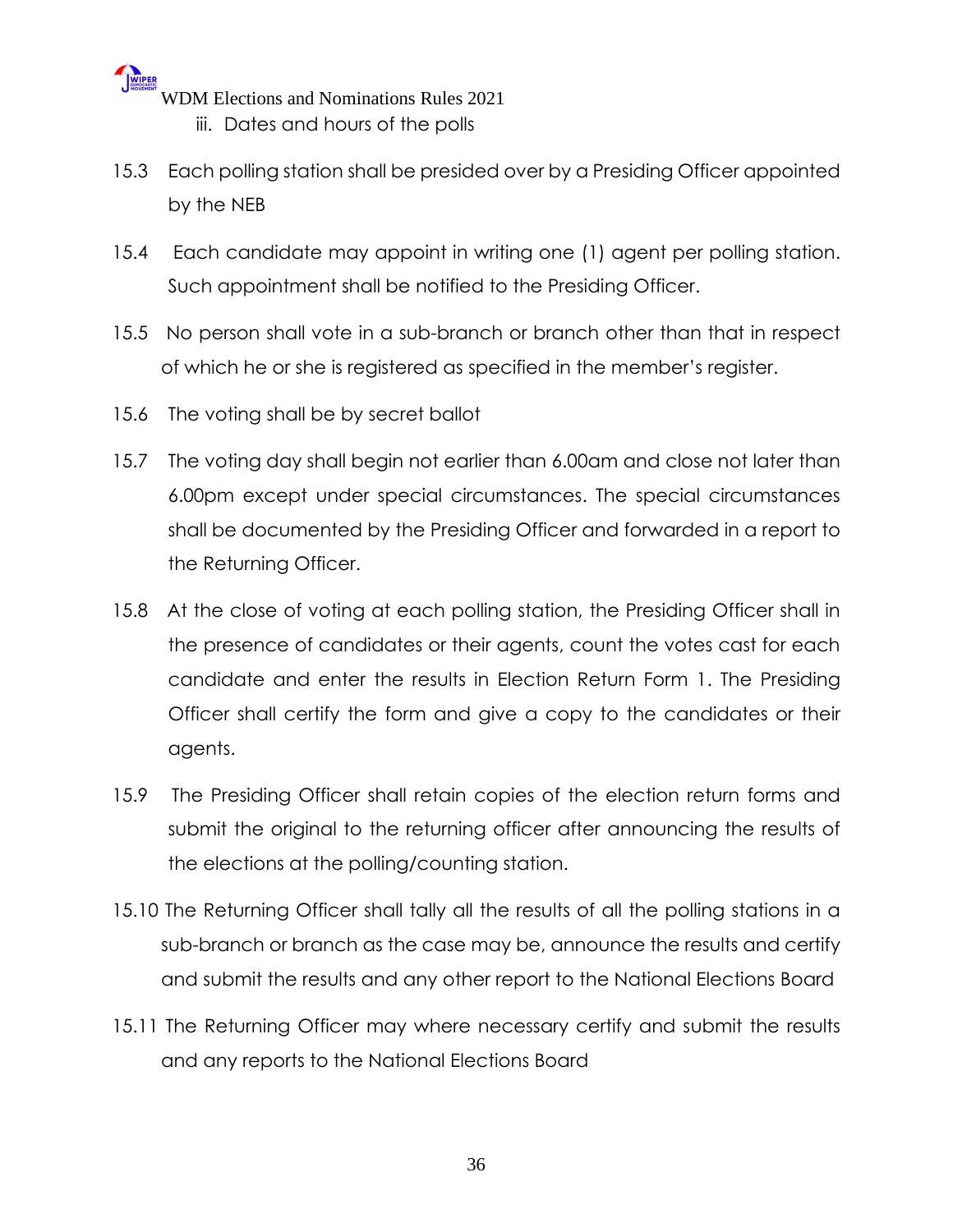iii. Dates and hours of the polls

15.3 Each polling station shall be presided over by a Presiding Officer appointed by the NEB

15.4 Each candidate may appoint in writing one (1) agent per polling station. Such appointment shall be notified to the Presiding Officer.

15.5 No person shall vote in a sub-branch or branch other than that in respect of which he or she is registered as specified in the member's register.

15.6 The voting shall be by secret ballot

15.7 The voting day shall begin not earlier than 6.00am and close not later than 6.00pm except under special circumstances. The special circumstances shall be documented by the Presiding Officer and forwarded in a report to the Returning Officer.

15.8 At the close of voting at each polling station, the Presiding Officer shall in the presence of candidates or their agents, count the votes cast for each candidate and enter the results in Election Return Form 1. The Presiding Officer shall certify the form and give a copy to the candidates or their agents.

15.9 The Presiding Officer shall retain copies of the election return forms and submit the original to the returning officer after announcing the results of the elections at the polling/counting station.

15.10 The Returning Officer shall tally all the results of all the polling stations in a sub-branch or branch as the case may be, announce the results and certify and submit the results and any other report to the National Elections Board

15.11 The Returning Officer may where necessary certify and submit the results and any reports to the National Elections Board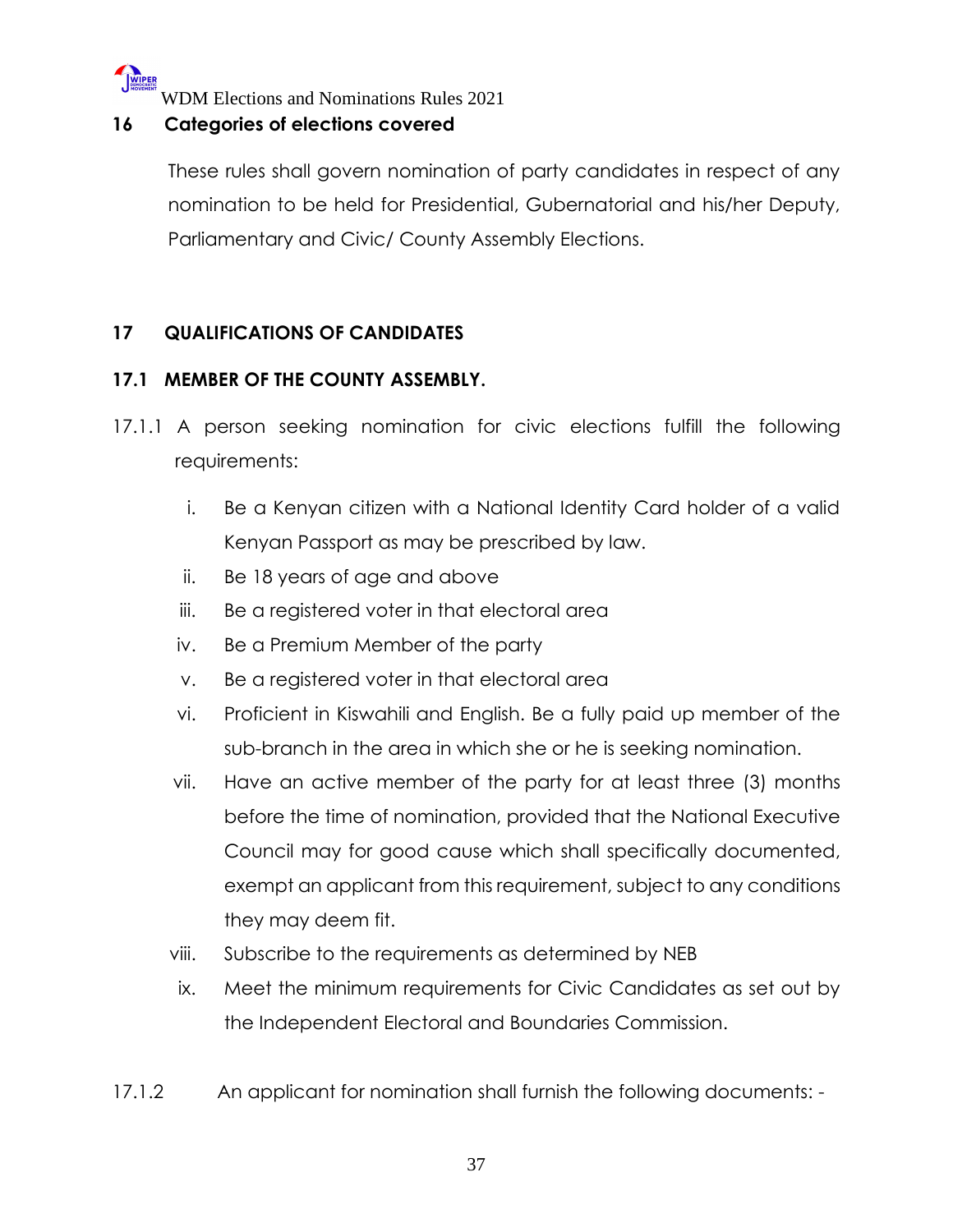## 16 Categories of elections covered

These rules shall govern nomination of party candidates in respect of any nomination to be held for Presidential, Gubernatorial and his/her Deputy, Parliamentary and Civic/ County Assembly Elections.

## 17 QUALIFICATIONS OF CANDIDATES

### 17.1 MEMBER OF THE COUNTY ASSEMBLY.

17.1.1 A person seeking nomination for civic elections fulfill the following requirements:

i. Be a Kenyan citizen with a National Identity Card holder of a valid Kenyan Passport as may be prescribed by law.

ii. Be 18 years of age and above

iii. Be a registered voter in that electoral area

iv. Be a Premium Member of the party

v. Be a registered voter in that electoral area

vi. Proficient in Kiswahili and English. Be a fully paid up member of the sub-branch in the area in which she or he is seeking nomination.

vii. Have an active member of the party for at least three (3) months before the time of nomination, provided that the National Executive Council may for good cause which shall specifically documented, exempt an applicant from this requirement, subject to any conditions they may deem fit.

viii. Subscribe to the requirements as determined by NEB

ix. Meet the minimum requirements for Civic Candidates as set out by the Independent Electoral and Boundaries Commission.

17.1.2 An applicant for nomination shall furnish the following documents: -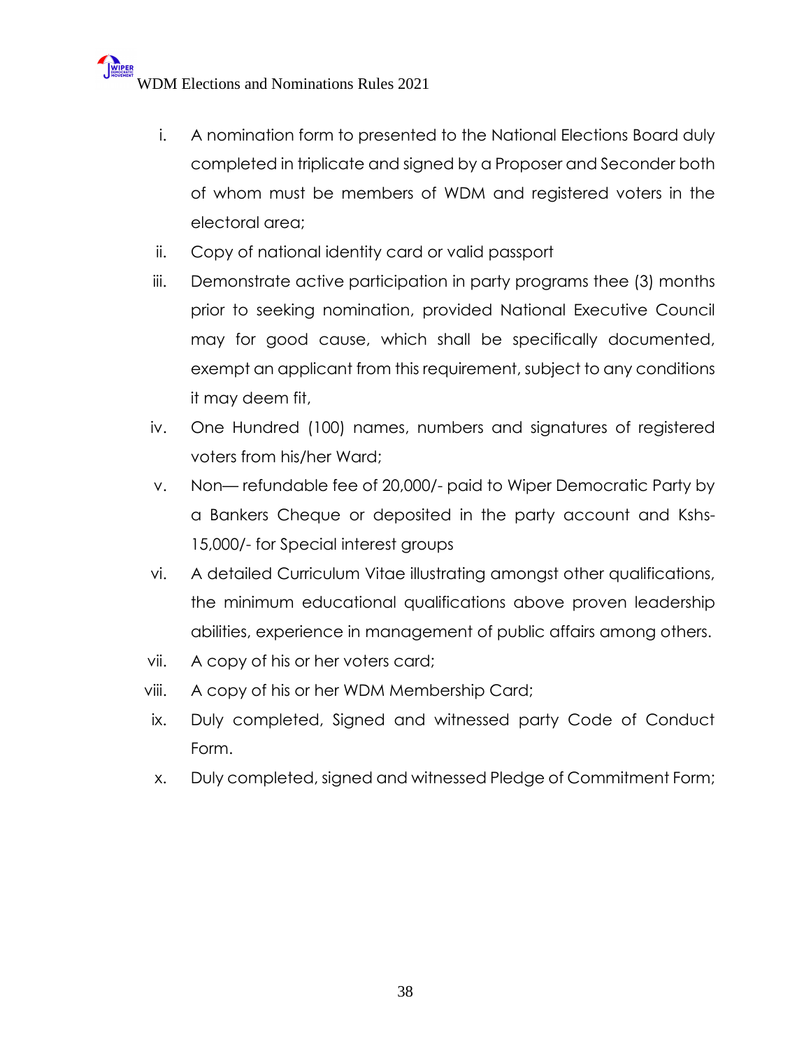i. A nomination form to presented to the National Elections Board duly completed in triplicate and signed by a Proposer and Seconder both of whom must be members of WDM and registered voters in the electoral area;
ii. Copy of national identity card or valid passport
iii. Demonstrate active participation in party programs thee (3) months prior to seeking nomination, provided National Executive Council may for good cause, which shall be specifically documented, exempt an applicant from this requirement, subject to any conditions it may deem fit,
iv. One Hundred (100) names, numbers and signatures of registered voters from his/her Ward;
v. Non— refundable fee of 20,000/- paid to Wiper Democratic Party by a Bankers Cheque or deposited in the party account and Kshs-15,000/- for Special interest groups
vi. A detailed Curriculum Vitae illustrating amongst other qualifications, the minimum educational qualifications above proven leadership abilities, experience in management of public affairs among others.
vii. A copy of his or her voters card;
viii. A copy of his or her WDM Membership Card;
ix. Duly completed, Signed and witnessed party Code of Conduct Form.
x. Duly completed, signed and witnessed Pledge of Commitment Form;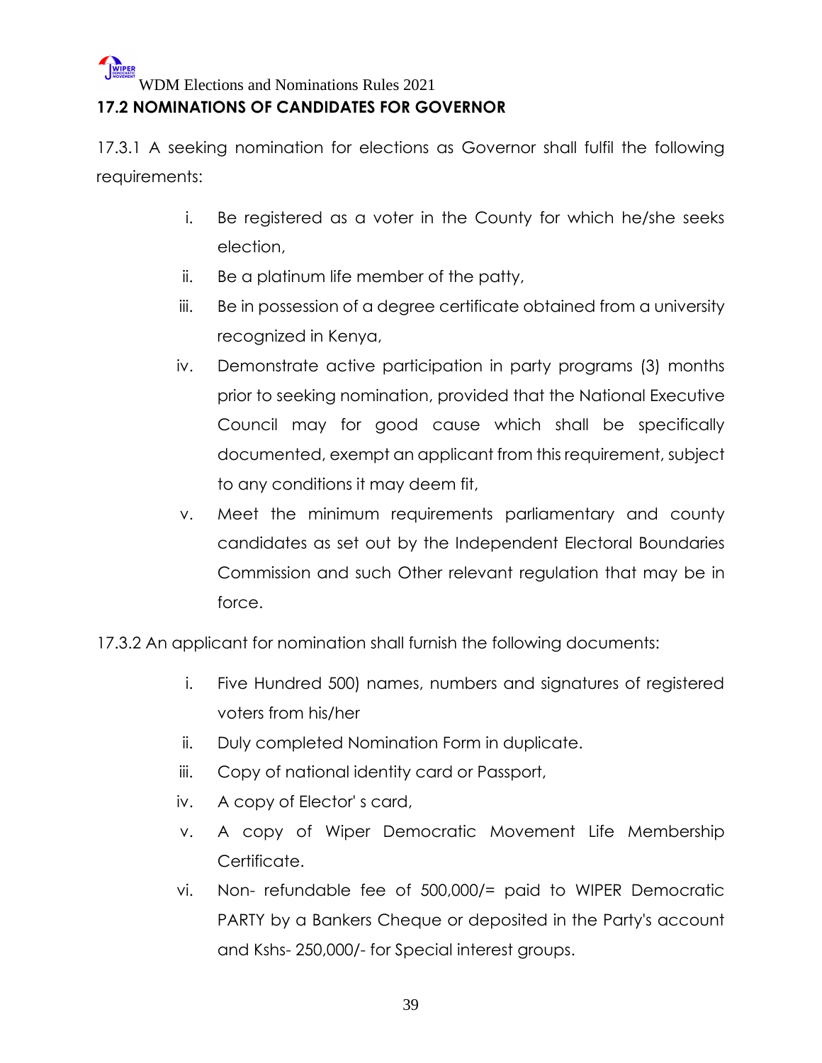## 17.2 NOMINATIONS OF CANDIDATES FOR GOVERNOR

17.3.1 A seeking nomination for elections as Governor shall fulfil the following requirements:

i. Be registered as a voter in the County for which he/she seeks election,
ii. Be a platinum life member of the patty,
iii. Be in possession of a degree certificate obtained from a university recognized in Kenya,
iv. Demonstrate active participation in party programs (3) months prior to seeking nomination, provided that the National Executive Council may for good cause which shall be specifically documented, exempt an applicant from this requirement, subject to any conditions it may deem fit,
v. Meet the minimum requirements parliamentary and county candidates as set out by the Independent Electoral Boundaries Commission and such Other relevant regulation that may be in force.

17.3.2 An applicant for nomination shall furnish the following documents:

i. Five Hundred 500) names, numbers and signatures of registered voters from his/her
ii. Duly completed Nomination Form in duplicate.
iii. Copy of national identity card or Passport,
iv. A copy of Elector' s card,
v. A copy of Wiper Democratic Movement Life Membership Certificate.
vi. Non- refundable fee of 500,000/= paid to WIPER Democratic PARTY by a Bankers Cheque or deposited in the Party's account and Kshs- 250,000/- for Special interest groups.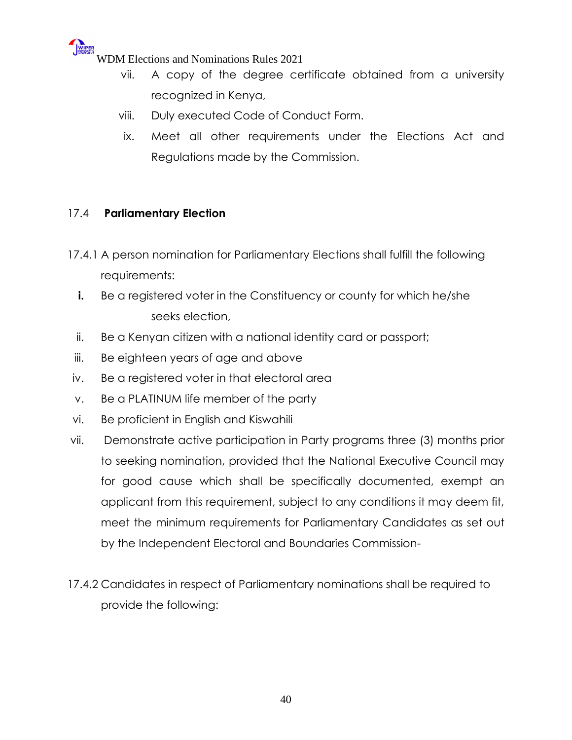vii. A copy of the degree certificate obtained from a university recognized in Kenya,

viii. Duly executed Code of Conduct Form.

ix. Meet all other requirements under the Elections Act and Regulations made by the Commission.

17.4 **Parliamentary Election**

17.4.1 A person nomination for Parliamentary Elections shall fulfill the following requirements:

**i.** Be a registered voter in the Constituency or county for which he/she seeks election,

ii. Be a Kenyan citizen with a national identity card or passport;

iii. Be eighteen years of age and above

iv. Be a registered voter in that electoral area

v. Be a PLATINUM life member of the party

vi. Be proficient in English and Kiswahili

vii. Demonstrate active participation in Party programs three (3) months prior to seeking nomination, provided that the National Executive Council may for good cause which shall be specifically documented, exempt an applicant from this requirement, subject to any conditions it may deem fit, meet the minimum requirements for Parliamentary Candidates as set out by the Independent Electoral and Boundaries Commission-

17.4.2 Candidates in respect of Parliamentary nominations shall be required to provide the following: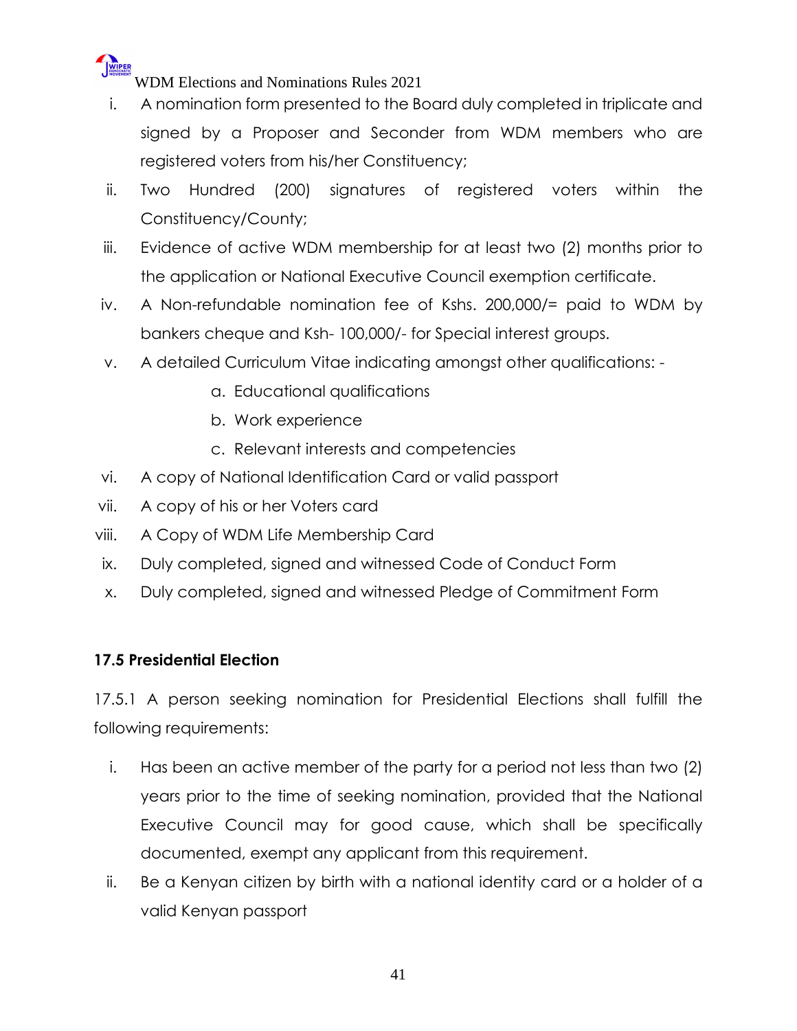i. A nomination form presented to the Board duly completed in triplicate and signed by a Proposer and Seconder from WDM members who are registered voters from his/her Constituency;
ii. Two Hundred (200) signatures of registered voters within the Constituency/County;
iii. Evidence of active WDM membership for at least two (2) months prior to the application or National Executive Council exemption certificate.
iv. A Non-refundable nomination fee of Kshs. 200,000/= paid to WDM by bankers cheque and Ksh- 100,000/- for Special interest groups.
v. A detailed Curriculum Vitae indicating amongst other qualifications: -
    a. Educational qualifications
    b. Work experience
    c. Relevant interests and competencies
vi. A copy of National Identification Card or valid passport
vii. A copy of his or her Voters card
viii. A Copy of WDM Life Membership Card
ix. Duly completed, signed and witnessed Code of Conduct Form
x. Duly completed, signed and witnessed Pledge of Commitment Form

**17.5 Presidential Election**

17.5.1 A person seeking nomination for Presidential Elections shall fulfill the following requirements:

i. Has been an active member of the party for a period not less than two (2) years prior to the time of seeking nomination, provided that the National Executive Council may for good cause, which shall be specifically documented, exempt any applicant from this requirement.
ii. Be a Kenyan citizen by birth with a national identity card or a holder of a valid Kenyan passport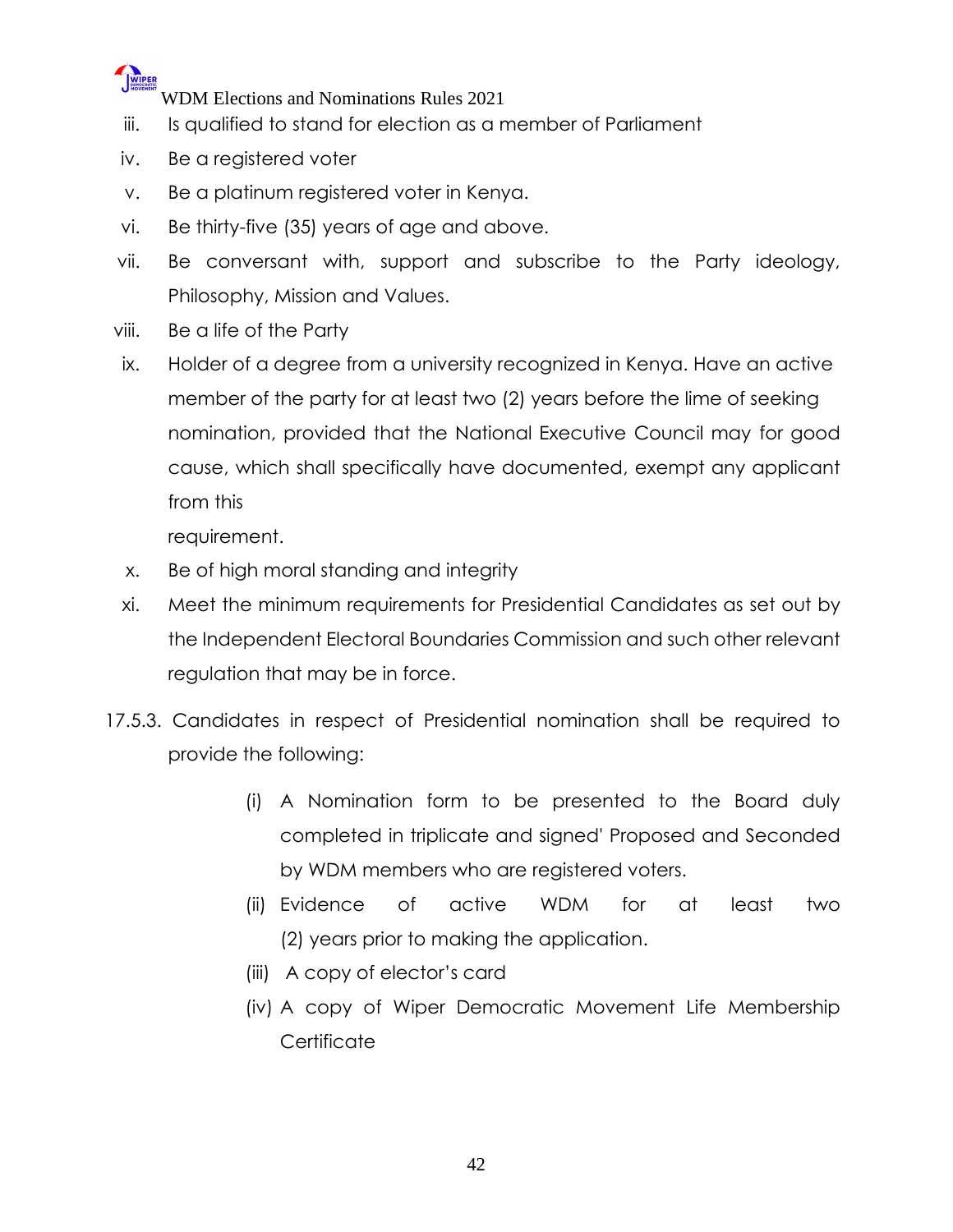iii. Is qualified to stand for election as a member of Parliament

iv. Be a registered voter

v. Be a platinum registered voter in Kenya.

vi. Be thirty-five (35) years of age and above.

vii. Be conversant with, support and subscribe to the Party ideology, Philosophy, Mission and Values.

viii. Be a life of the Party

ix. Holder of a degree from a university recognized in Kenya. Have an active member of the party for at least two (2) years before the lime of seeking nomination, provided that the National Executive Council may for good cause, which shall specifically have documented, exempt any applicant from this requirement.

x. Be of high moral standing and integrity

xi. Meet the minimum requirements for Presidential Candidates as set out by the Independent Electoral Boundaries Commission and such other relevant regulation that may be in force.

17.5.3. Candidates in respect of Presidential nomination shall be required to provide the following:

(i) A Nomination form to be presented to the Board duly completed in triplicate and signed' Proposed and Seconded by WDM members who are registered voters.

(ii) Evidence of active WDM for at least two (2) years prior to making the application.

(iii) A copy of elector's card

(iv) A copy of Wiper Democratic Movement Life Membership Certificate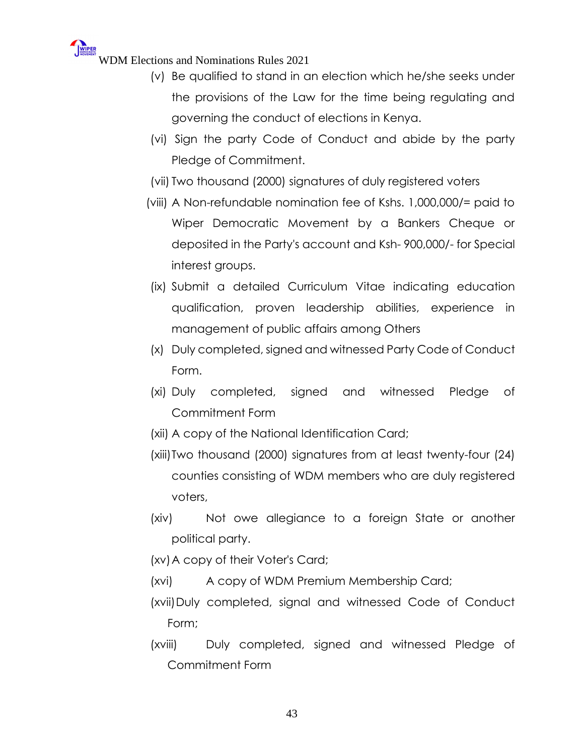(v) Be qualified to stand in an election which he/she seeks under the provisions of the Law for the time being regulating and governing the conduct of elections in Kenya.

(vi) Sign the party Code of Conduct and abide by the party Pledge of Commitment.

(vii) Two thousand (2000) signatures of duly registered voters

(viii) A Non-refundable nomination fee of Kshs. 1,000,000/= paid to Wiper Democratic Movement by a Bankers Cheque or deposited in the Party's account and Ksh- 900,000/- for Special interest groups.

(ix) Submit a detailed Curriculum Vitae indicating education qualification, proven leadership abilities, experience in management of public affairs among Others

(x) Duly completed, signed and witnessed Party Code of Conduct Form.

(xi) Duly completed, signed and witnessed Pledge of Commitment Form

(xii) A copy of the National Identification Card;

(xiii) Two thousand (2000) signatures from at least twenty-four (24) counties consisting of WDM members who are duly registered voters,

(xiv) Not owe allegiance to a foreign State or another political party.

(xv) A copy of their Voter's Card;

(xvi) A copy of WDM Premium Membership Card;

(xvii) Duly completed, signal and witnessed Code of Conduct Form;

(xviii) Duly completed, signed and witnessed Pledge of Commitment Form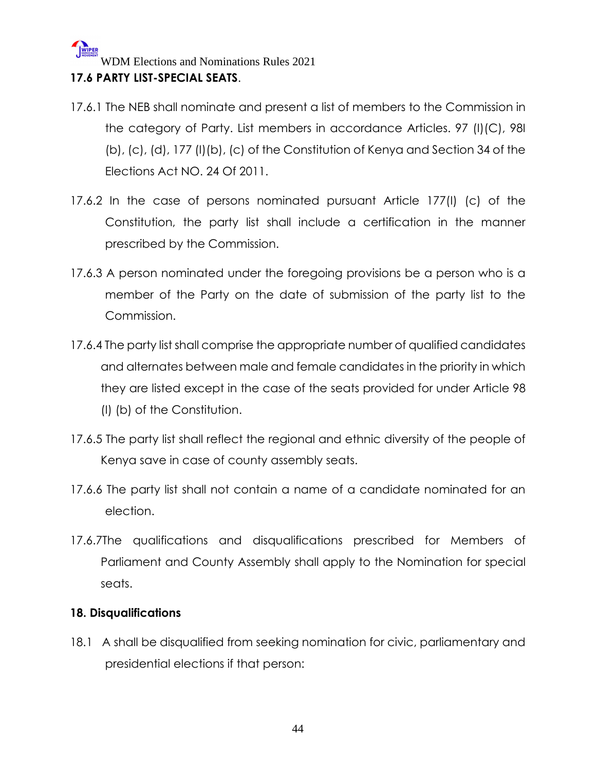**17.6 PARTY LIST-SPECIAL SEATS**.

17.6.1 The NEB shall nominate and present a list of members to the Commission in the category of Party. List members in accordance Articles. 97 (I)(C), 98I (b), (c), (d), 177 (I)(b), (c) of the Constitution of Kenya and Section 34 of the Elections Act NO. 24 Of 2011.

17.6.2 In the case of persons nominated pursuant Article 177(I) (c) of the Constitution, the party list shall include a certification in the manner prescribed by the Commission.

17.6.3 A person nominated under the foregoing provisions be a person who is a member of the Party on the date of submission of the party list to the Commission.

17.6.4 The party list shall comprise the appropriate number of qualified candidates and alternates between male and female candidates in the priority in which they are listed except in the case of the seats provided for under Article 98 (I) (b) of the Constitution.

17.6.5 The party list shall reflect the regional and ethnic diversity of the people of Kenya save in case of county assembly seats.

17.6.6 The party list shall not contain a name of a candidate nominated for an election.

17.6.7The qualifications and disqualifications prescribed for Members of Parliament and County Assembly shall apply to the Nomination for special seats.

**18. Disqualifications**

18.1 A shall be disqualified from seeking nomination for civic, parliamentary and presidential elections if that person: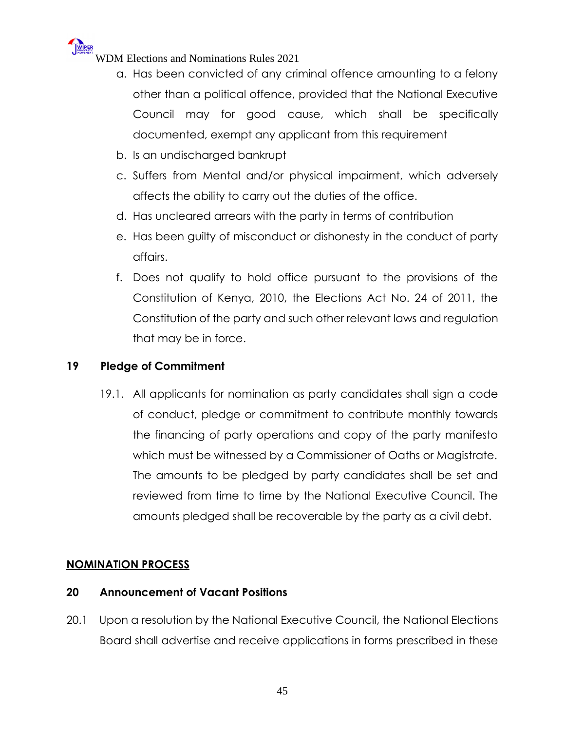a. Has been convicted of any criminal offence amounting to a felony other than a political offence, provided that the National Executive Council may for good cause, which shall be specifically documented, exempt any applicant from this requirement
b. Is an undischarged bankrupt
c. Suffers from Mental and/or physical impairment, which adversely affects the ability to carry out the duties of the office.
d. Has uncleared arrears with the party in terms of contribution
e. Has been guilty of misconduct or dishonesty in the conduct of party affairs.
f. Does not qualify to hold office pursuant to the provisions of the Constitution of Kenya, 2010, the Elections Act No. 24 of 2011, the Constitution of the party and such other relevant laws and regulation that may be in force.

### 19 Pledge of Commitment

19.1. All applicants for nomination as party candidates shall sign a code of conduct, pledge or commitment to contribute monthly towards the financing of party operations and copy of the party manifesto which must be witnessed by a Commissioner of Oaths or Magistrate. The amounts to be pledged by party candidates shall be set and reviewed from time to time by the National Executive Council. The amounts pledged shall be recoverable by the party as a civil debt.

## NOMINATION PROCESS

### 20 Announcement of Vacant Positions

20.1 Upon a resolution by the National Executive Council, the National Elections Board shall advertise and receive applications in forms prescribed in these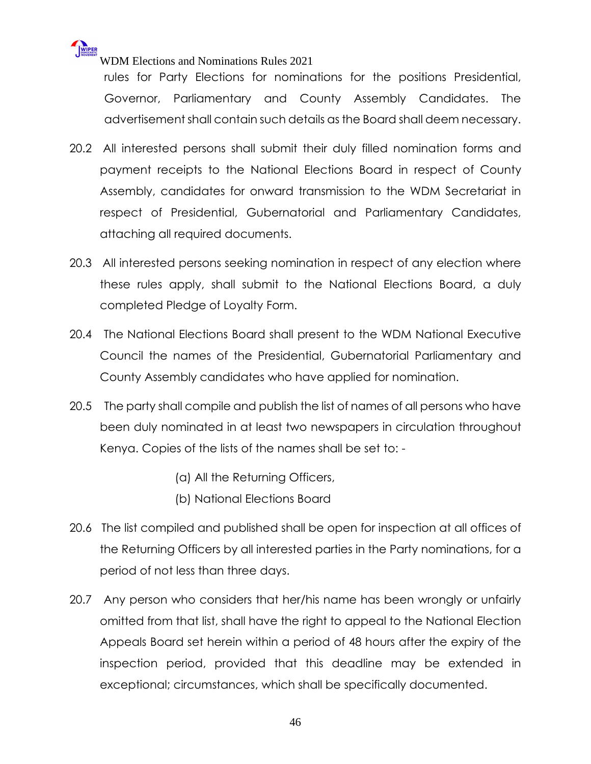rules for Party Elections for nominations for the positions Presidential, Governor, Parliamentary and County Assembly Candidates. The advertisement shall contain such details as the Board shall deem necessary.

20.2 All interested persons shall submit their duly filled nomination forms and payment receipts to the National Elections Board in respect of County Assembly, candidates for onward transmission to the WDM Secretariat in respect of Presidential, Gubernatorial and Parliamentary Candidates, attaching all required documents.

20.3 All interested persons seeking nomination in respect of any election where these rules apply, shall submit to the National Elections Board, a duly completed Pledge of Loyalty Form.

20.4 The National Elections Board shall present to the WDM National Executive Council the names of the Presidential, Gubernatorial Parliamentary and County Assembly candidates who have applied for nomination.

20.5 The party shall compile and publish the list of names of all persons who have been duly nominated in at least two newspapers in circulation throughout Kenya. Copies of the lists of the names shall be set to: -

(a) All the Returning Officers,
(b) National Elections Board

20.6 The list compiled and published shall be open for inspection at all offices of the Returning Officers by all interested parties in the Party nominations, for a period of not less than three days.

20.7 Any person who considers that her/his name has been wrongly or unfairly omitted from that list, shall have the right to appeal to the National Election Appeals Board set herein within a period of 48 hours after the expiry of the inspection period, provided that this deadline may be extended in exceptional; circumstances, which shall be specifically documented.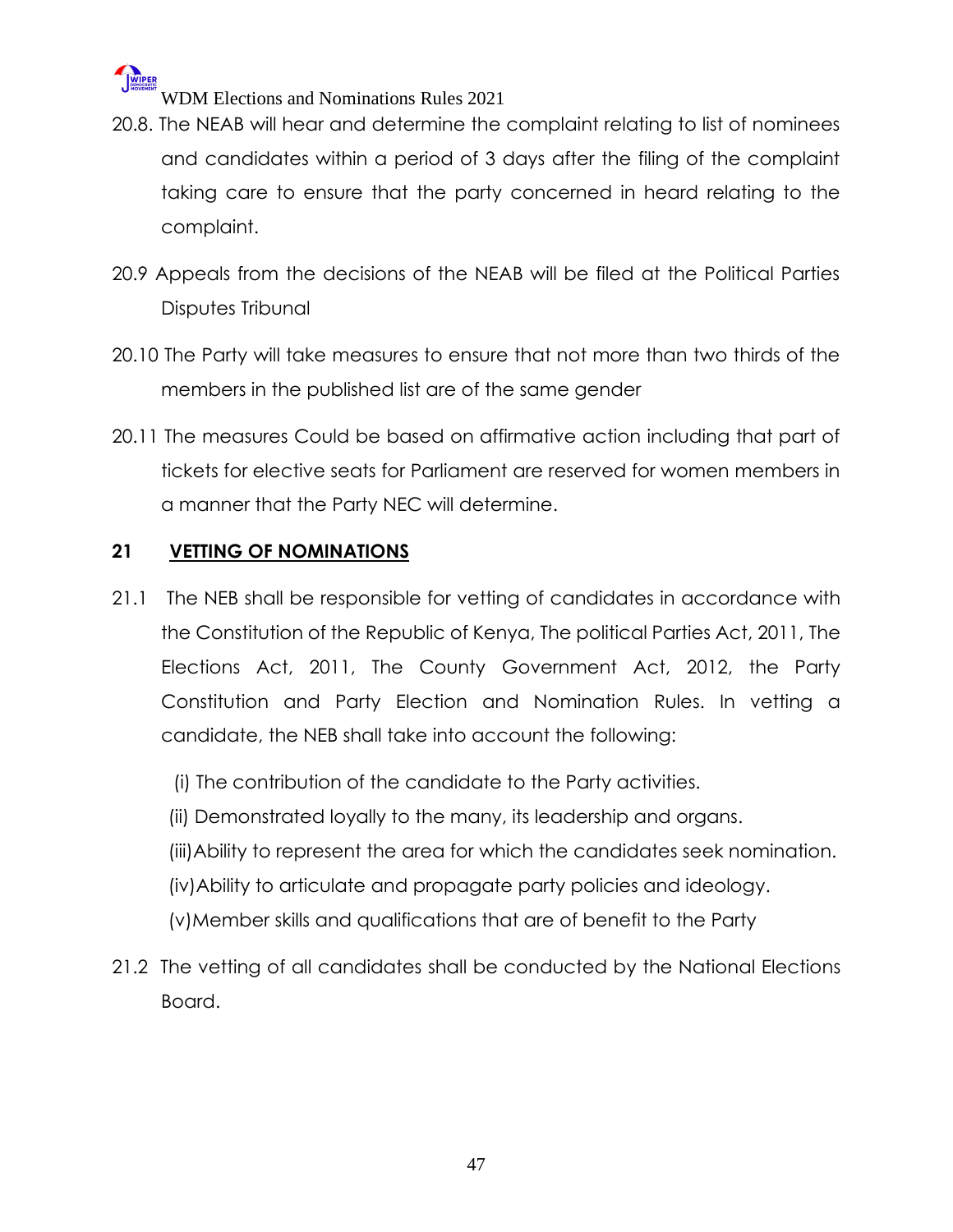20.8. The NEAB will hear and determine the complaint relating to list of nominees and candidates within a period of 3 days after the filing of the complaint taking care to ensure that the party concerned in heard relating to the complaint.

20.9 Appeals from the decisions of the NEAB will be filed at the Political Parties Disputes Tribunal

20.10 The Party will take measures to ensure that not more than two thirds of the members in the published list are of the same gender

20.11 The measures Could be based on affirmative action including that part of tickets for elective seats for Parliament are reserved for women members in a manner that the Party NEC will determine.

## 21 VETTING OF NOMINATIONS

21.1 The NEB shall be responsible for vetting of candidates in accordance with the Constitution of the Republic of Kenya, The political Parties Act, 2011, The Elections Act, 2011, The County Government Act, 2012, the Party Constitution and Party Election and Nomination Rules. In vetting a candidate, the NEB shall take into account the following:

(i) The contribution of the candidate to the Party activities.

(ii) Demonstrated loyally to the many, its leadership and organs.

(iii) Ability to represent the area for which the candidates seek nomination.

(iv) Ability to articulate and propagate party policies and ideology.

(v) Member skills and qualifications that are of benefit to the Party

21.2 The vetting of all candidates shall be conducted by the National Elections Board.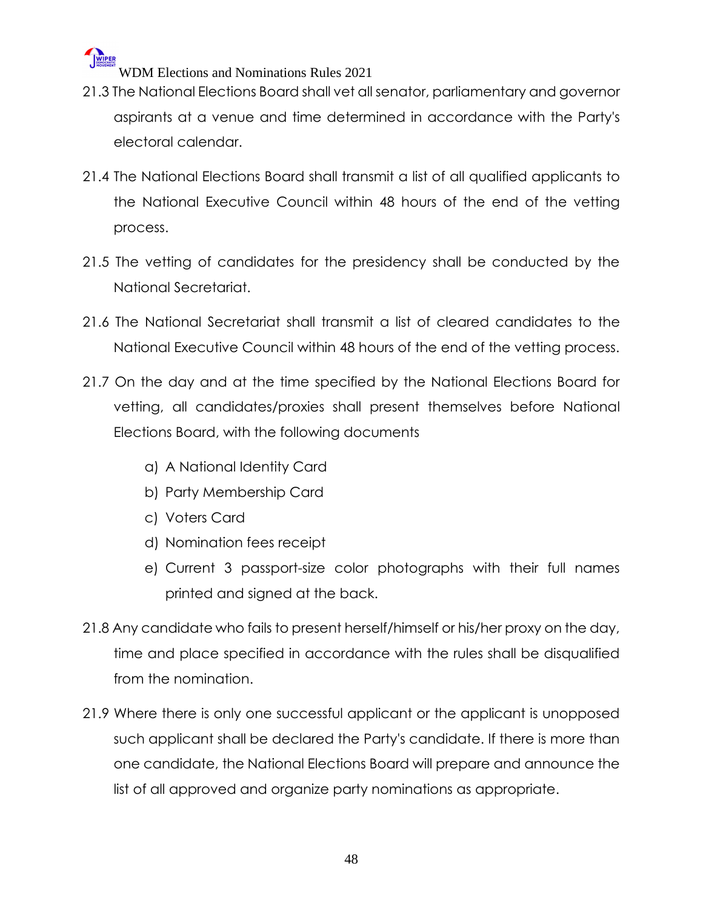21.3 The National Elections Board shall vet all senator, parliamentary and governor aspirants at a venue and time determined in accordance with the Party's electoral calendar.

21.4 The National Elections Board shall transmit a list of all qualified applicants to the National Executive Council within 48 hours of the end of the vetting process.

21.5 The vetting of candidates for the presidency shall be conducted by the National Secretariat.

21.6 The National Secretariat shall transmit a list of cleared candidates to the National Executive Council within 48 hours of the end of the vetting process.

21.7 On the day and at the time specified by the National Elections Board for vetting, all candidates/proxies shall present themselves before National Elections Board, with the following documents

a) A National Identity Card
b) Party Membership Card
c) Voters Card
d) Nomination fees receipt
e) Current 3 passport-size color photographs with their full names printed and signed at the back.

21.8 Any candidate who fails to present herself/himself or his/her proxy on the day, time and place specified in accordance with the rules shall be disqualified from the nomination.

21.9 Where there is only one successful applicant or the applicant is unopposed such applicant shall be declared the Party's candidate. If there is more than one candidate, the National Elections Board will prepare and announce the list of all approved and organize party nominations as appropriate.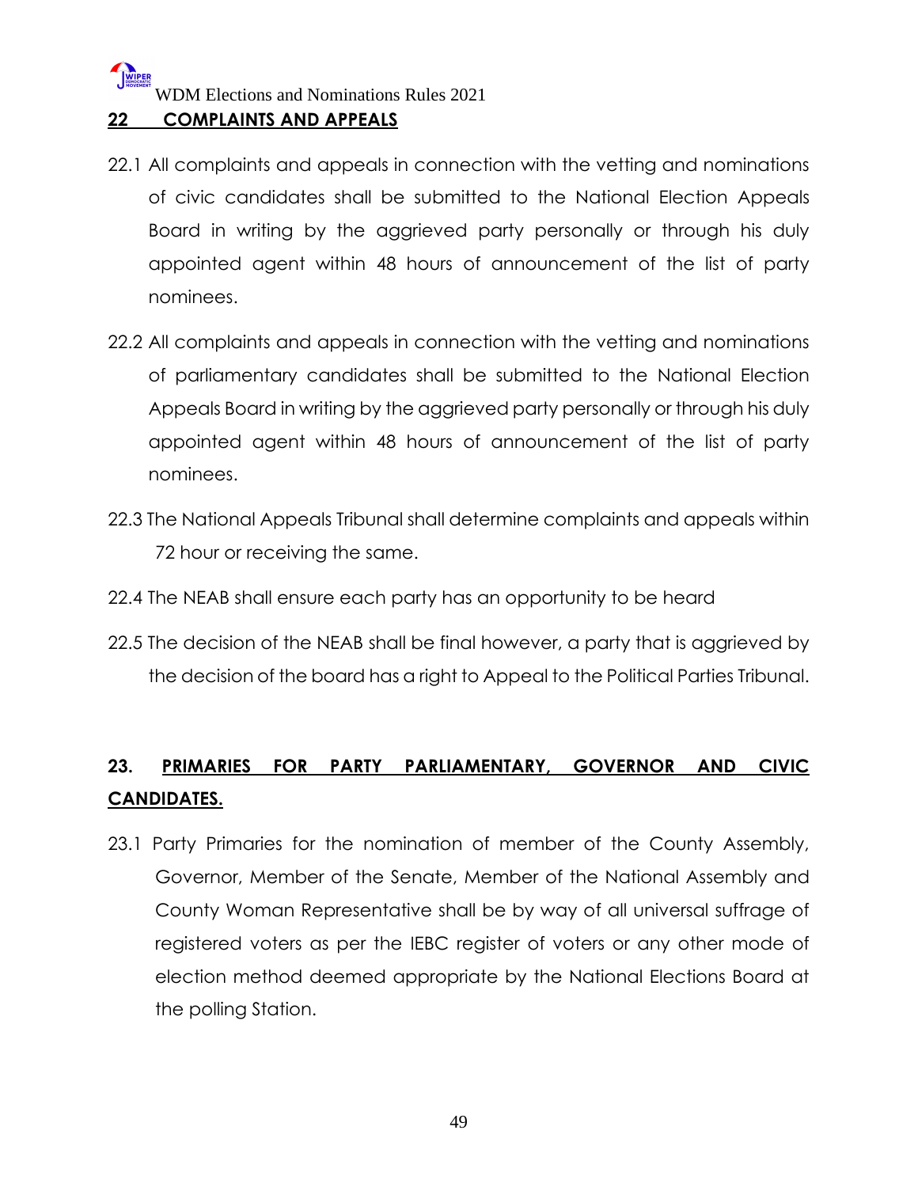## 22 COMPLAINTS AND APPEALS

22.1 All complaints and appeals in connection with the vetting and nominations of civic candidates shall be submitted to the National Election Appeals Board in writing by the aggrieved party personally or through his duly appointed agent within 48 hours of announcement of the list of party nominees.

22.2 All complaints and appeals in connection with the vetting and nominations of parliamentary candidates shall be submitted to the National Election Appeals Board in writing by the aggrieved party personally or through his duly appointed agent within 48 hours of announcement of the list of party nominees.

22.3 The National Appeals Tribunal shall determine complaints and appeals within 72 hour or receiving the same.

22.4 The NEAB shall ensure each party has an opportunity to be heard

22.5 The decision of the NEAB shall be final however, a party that is aggrieved by the decision of the board has a right to Appeal to the Political Parties Tribunal.

## 23. PRIMARIES FOR PARTY PARLIAMENTARY, GOVERNOR AND CIVIC CANDIDATES.

23.1 Party Primaries for the nomination of member of the County Assembly, Governor, Member of the Senate, Member of the National Assembly and County Woman Representative shall be by way of all universal suffrage of registered voters as per the IEBC register of voters or any other mode of election method deemed appropriate by the National Elections Board at the polling Station.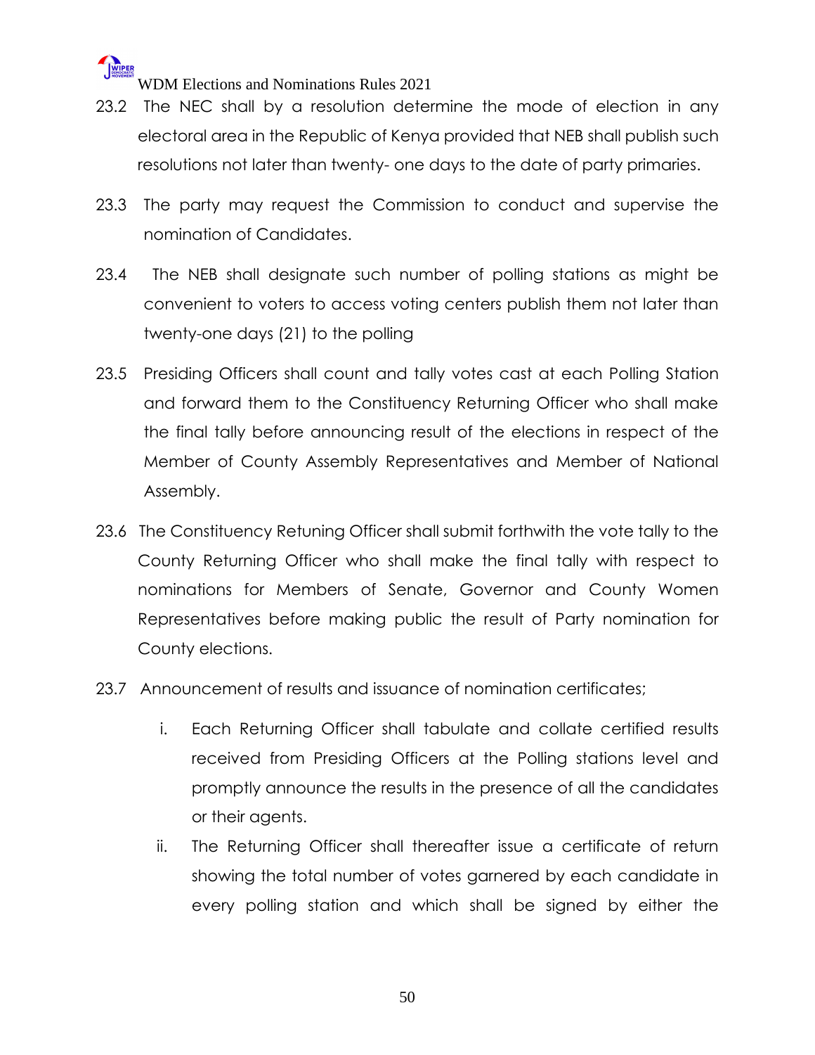23.2 The NEC shall by a resolution determine the mode of election in any electoral area in the Republic of Kenya provided that NEB shall publish such resolutions not later than twenty- one days to the date of party primaries.

23.3 The party may request the Commission to conduct and supervise the nomination of Candidates.

23.4 The NEB shall designate such number of polling stations as might be convenient to voters to access voting centers publish them not later than twenty-one days (21) to the polling

23.5 Presiding Officers shall count and tally votes cast at each Polling Station and forward them to the Constituency Returning Officer who shall make the final tally before announcing result of the elections in respect of the Member of County Assembly Representatives and Member of National Assembly.

23.6 The Constituency Retuning Officer shall submit forthwith the vote tally to the County Returning Officer who shall make the final tally with respect to nominations for Members of Senate, Governor and County Women Representatives before making public the result of Party nomination for County elections.

23.7 Announcement of results and issuance of nomination certificates;

i. Each Returning Officer shall tabulate and collate certified results received from Presiding Officers at the Polling stations level and promptly announce the results in the presence of all the candidates or their agents.

ii. The Returning Officer shall thereafter issue a certificate of return showing the total number of votes garnered by each candidate in every polling station and which shall be signed by either the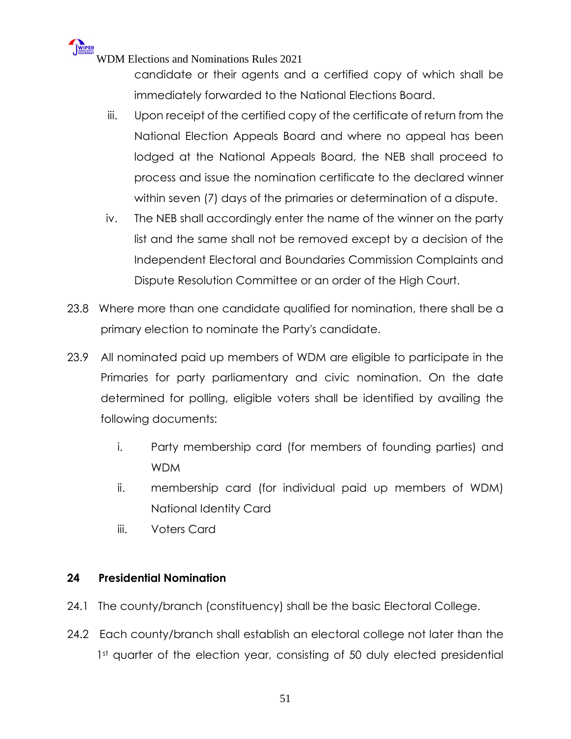candidate or their agents and a certified copy of which shall be immediately forwarded to the National Elections Board.

iii. Upon receipt of the certified copy of the certificate of return from the National Election Appeals Board and where no appeal has been lodged at the National Appeals Board, the NEB shall proceed to process and issue the nomination certificate to the declared winner within seven (7) days of the primaries or determination of a dispute.

iv. The NEB shall accordingly enter the name of the winner on the party list and the same shall not be removed except by a decision of the Independent Electoral and Boundaries Commission Complaints and Dispute Resolution Committee or an order of the High Court.

23.8 Where more than one candidate qualified for nomination, there shall be a primary election to nominate the Party's candidate.

23.9 All nominated paid up members of WDM are eligible to participate in the Primaries for party parliamentary and civic nomination. On the date determined for polling, eligible voters shall be identified by availing the following documents:

i. Party membership card (for members of founding parties) and WDM

ii. membership card (for individual paid up members of WDM) National Identity Card

iii. Voters Card

## 24 Presidential Nomination

24.1 The county/branch (constituency) shall be the basic Electoral College.

24.2 Each county/branch shall establish an electoral college not later than the 1st quarter of the election year, consisting of 50 duly elected presidential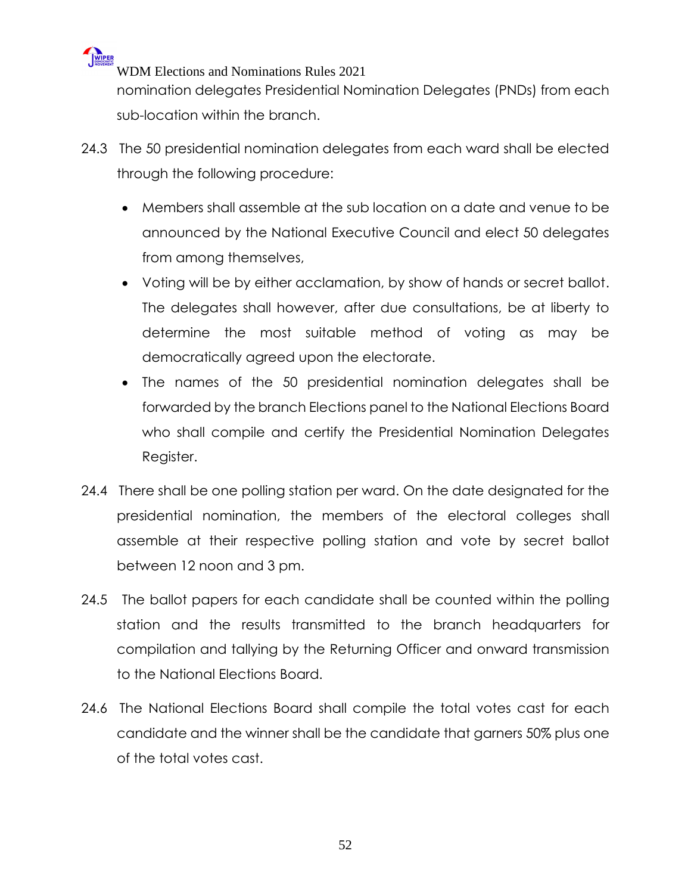nomination delegates Presidential Nomination Delegates (PNDs) from each sub-location within the branch.

24.3 The 50 presidential nomination delegates from each ward shall be elected through the following procedure:

- Members shall assemble at the sub location on a date and venue to be announced by the National Executive Council and elect 50 delegates from among themselves,
- Voting will be by either acclamation, by show of hands or secret ballot. The delegates shall however, after due consultations, be at liberty to determine the most suitable method of voting as may be democratically agreed upon the electorate.
- The names of the 50 presidential nomination delegates shall be forwarded by the branch Elections panel to the National Elections Board who shall compile and certify the Presidential Nomination Delegates Register.

24.4 There shall be one polling station per ward. On the date designated for the presidential nomination, the members of the electoral colleges shall assemble at their respective polling station and vote by secret ballot between 12 noon and 3 pm.

24.5 The ballot papers for each candidate shall be counted within the polling station and the results transmitted to the branch headquarters for compilation and tallying by the Returning Officer and onward transmission to the National Elections Board.

24.6 The National Elections Board shall compile the total votes cast for each candidate and the winner shall be the candidate that garners 50% plus one of the total votes cast.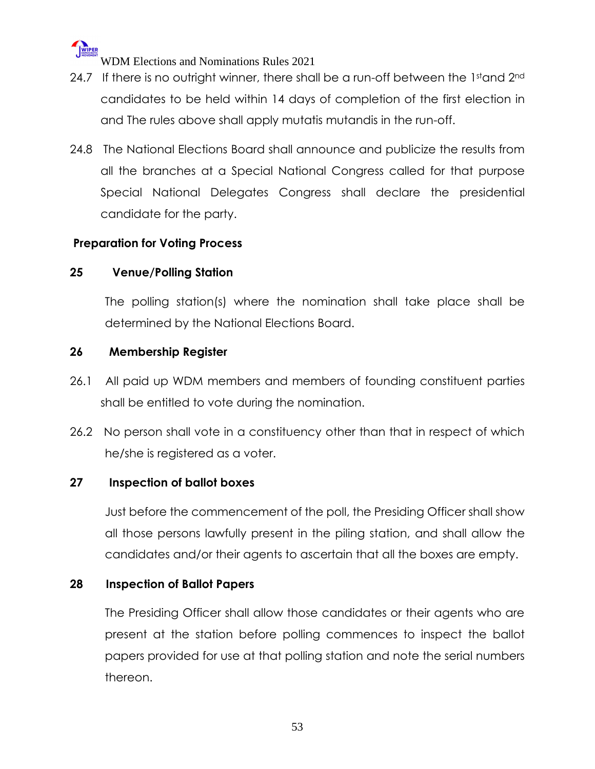24.7 If there is no outright winner, there shall be a run-off between the 1st and 2nd candidates to be held within 14 days of completion of the first election in and The rules above shall apply mutatis mutandis in the run-off.

24.8 The National Elections Board shall announce and publicize the results from all the branches at a Special National Congress called for that purpose Special National Delegates Congress shall declare the presidential candidate for the party.

**Preparation for Voting Process**

**25 Venue/Polling Station**

The polling station(s) where the nomination shall take place shall be determined by the National Elections Board.

**26 Membership Register**

26.1 All paid up WDM members and members of founding constituent parties shall be entitled to vote during the nomination.

26.2 No person shall vote in a constituency other than that in respect of which he/she is registered as a voter.

**27 Inspection of ballot boxes**

Just before the commencement of the poll, the Presiding Officer shall show all those persons lawfully present in the piling station, and shall allow the candidates and/or their agents to ascertain that all the boxes are empty.

**28 Inspection of Ballot Papers**

The Presiding Officer shall allow those candidates or their agents who are present at the station before polling commences to inspect the ballot papers provided for use at that polling station and note the serial numbers thereon.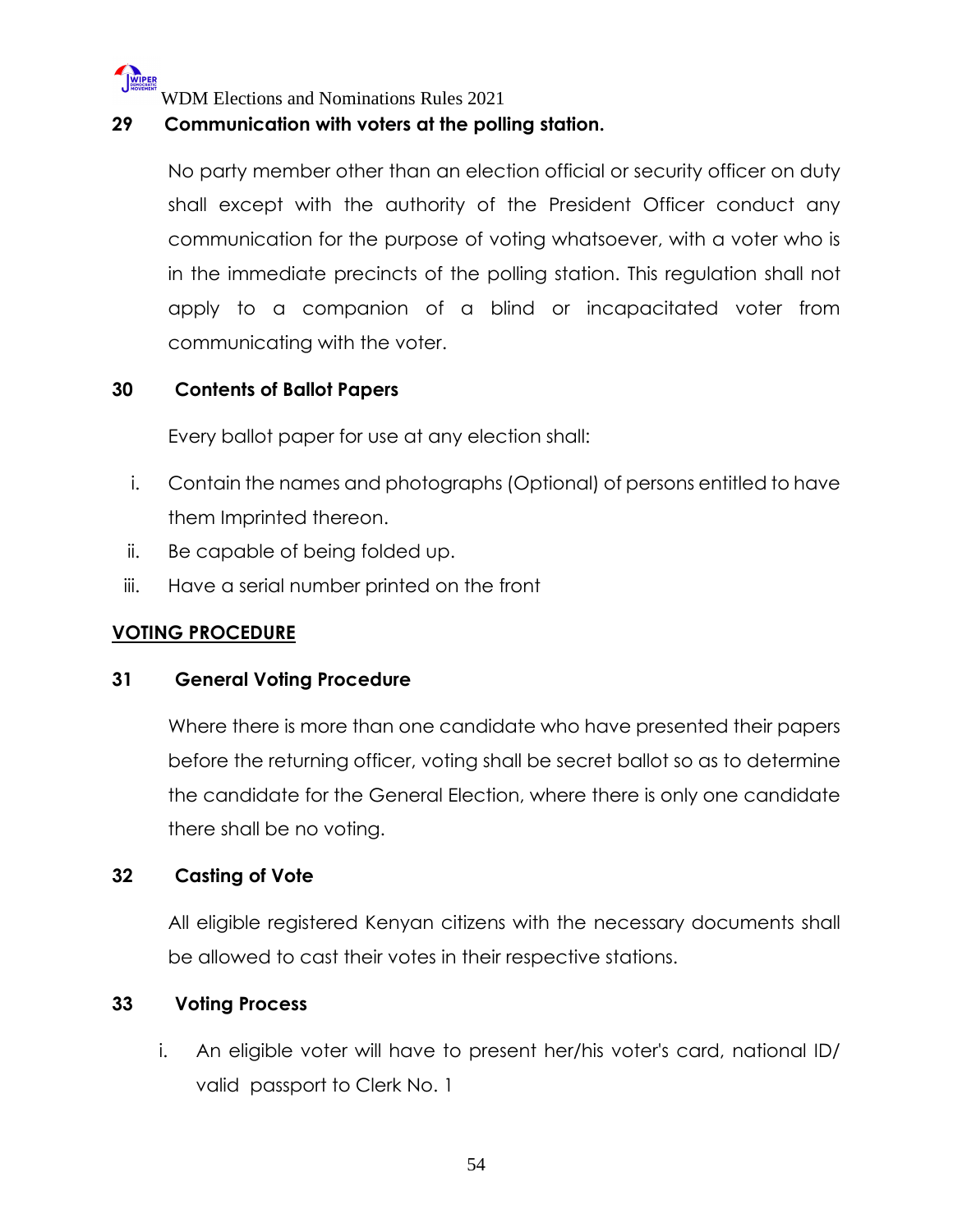## 29 Communication with voters at the polling station.

No party member other than an election official or security officer on duty shall except with the authority of the President Officer conduct any communication for the purpose of voting whatsoever, with a voter who is in the immediate precincts of the polling station. This regulation shall not apply to a companion of a blind or incapacitated voter from communicating with the voter.

## 30 Contents of Ballot Papers

Every ballot paper for use at any election shall:

i. Contain the names and photographs (Optional) of persons entitled to have them Imprinted thereon.
ii. Be capable of being folded up.
iii. Have a serial number printed on the front

## VOTING PROCEDURE

## 31 General Voting Procedure

Where there is more than one candidate who have presented their papers before the returning officer, voting shall be secret ballot so as to determine the candidate for the General Election, where there is only one candidate there shall be no voting.

## 32 Casting of Vote

All eligible registered Kenyan citizens with the necessary documents shall be allowed to cast their votes in their respective stations.

## 33 Voting Process

i. An eligible voter will have to present her/his voter's card, national ID/ valid passport to Clerk No. 1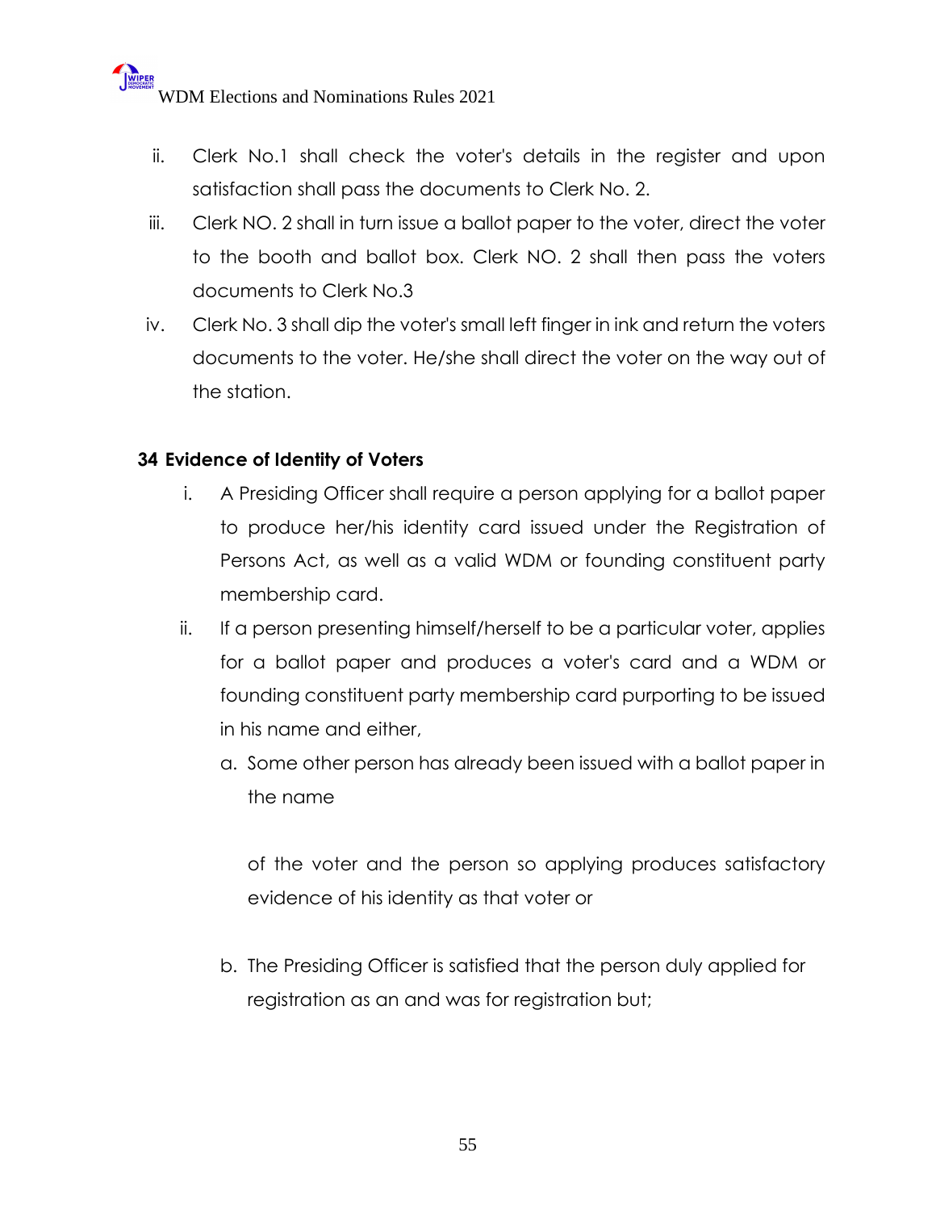ii. Clerk No.1 shall check the voter's details in the register and upon satisfaction shall pass the documents to Clerk No. 2.

iii. Clerk NO. 2 shall in turn issue a ballot paper to the voter, direct the voter to the booth and ballot box. Clerk NO. 2 shall then pass the voters documents to Clerk No.3

iv. Clerk No. 3 shall dip the voter's small left finger in ink and return the voters documents to the voter. He/she shall direct the voter on the way out of the station.

**34 Evidence of Identity of Voters**

i. A Presiding Officer shall require a person applying for a ballot paper to produce her/his identity card issued under the Registration of Persons Act, as well as a valid WDM or founding constituent party membership card.

ii. If a person presenting himself/herself to be a particular voter, applies for a ballot paper and produces a voter's card and a WDM or founding constituent party membership card purporting to be issued in his name and either,

   a. Some other person has already been issued with a ballot paper in the name

      of the voter and the person so applying produces satisfactory evidence of his identity as that voter or

   b. The Presiding Officer is satisfied that the person duly applied for registration as an and was for registration but;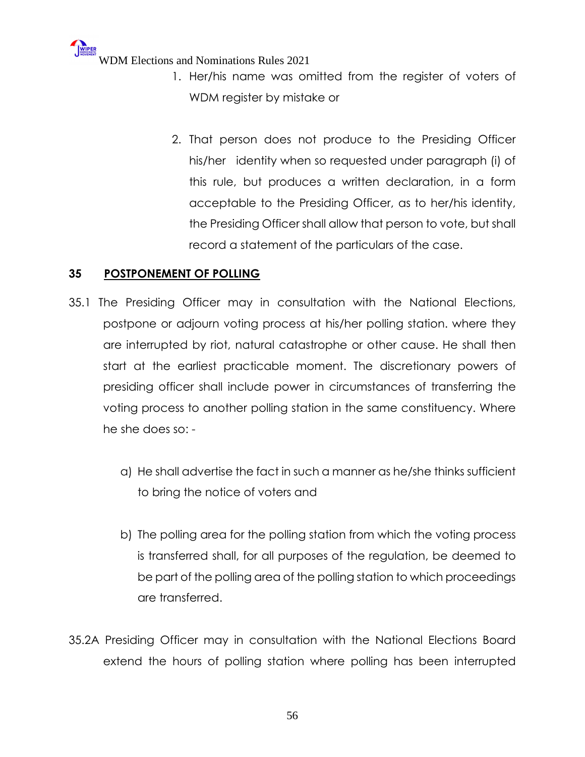1. Her/his name was omitted from the register of voters of WDM register by mistake or

2. That person does not produce to the Presiding Officer his/her identity when so requested under paragraph (i) of this rule, but produces a written declaration, in a form acceptable to the Presiding Officer, as to her/his identity, the Presiding Officer shall allow that person to vote, but shall record a statement of the particulars of the case.

## 35 POSTPONEMENT OF POLLING

35.1 The Presiding Officer may in consultation with the National Elections, postpone or adjourn voting process at his/her polling station. where they are interrupted by riot, natural catastrophe or other cause. He shall then start at the earliest practicable moment. The discretionary powers of presiding officer shall include power in circumstances of transferring the voting process to another polling station in the same constituency. Where he she does so: -

a) He shall advertise the fact in such a manner as he/she thinks sufficient to bring the notice of voters and

b) The polling area for the polling station from which the voting process is transferred shall, for all purposes of the regulation, be deemed to be part of the polling area of the polling station to which proceedings are transferred.

35.2A Presiding Officer may in consultation with the National Elections Board extend the hours of polling station where polling has been interrupted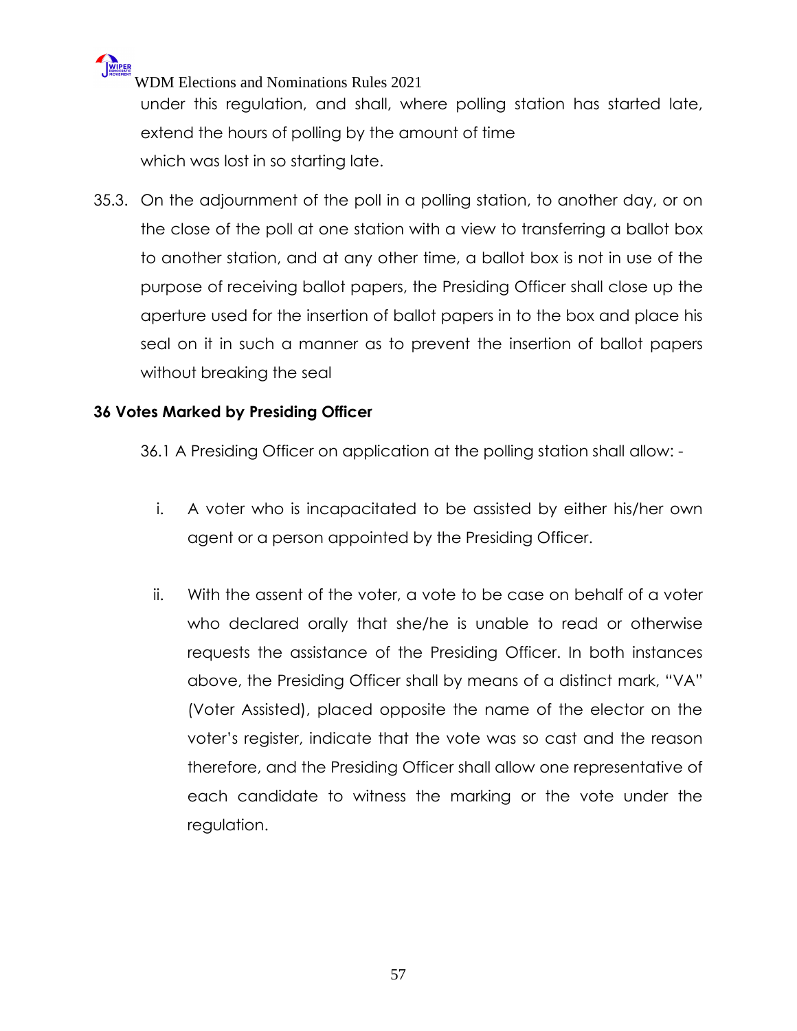under this regulation, and shall, where polling station has started late, extend the hours of polling by the amount of time which was lost in so starting late.

35.3. On the adjournment of the poll in a polling station, to another day, or on the close of the poll at one station with a view to transferring a ballot box to another station, and at any other time, a ballot box is not in use of the purpose of receiving ballot papers, the Presiding Officer shall close up the aperture used for the insertion of ballot papers in to the box and place his seal on it in such a manner as to prevent the insertion of ballot papers without breaking the seal

**36 Votes Marked by Presiding Officer**

36.1 A Presiding Officer on application at the polling station shall allow: -

i. A voter who is incapacitated to be assisted by either his/her own agent or a person appointed by the Presiding Officer.

ii. With the assent of the voter, a vote to be case on behalf of a voter who declared orally that she/he is unable to read or otherwise requests the assistance of the Presiding Officer. In both instances above, the Presiding Officer shall by means of a distinct mark, "VA" (Voter Assisted), placed opposite the name of the elector on the voter's register, indicate that the vote was so cast and the reason therefore, and the Presiding Officer shall allow one representative of each candidate to witness the marking or the vote under the regulation.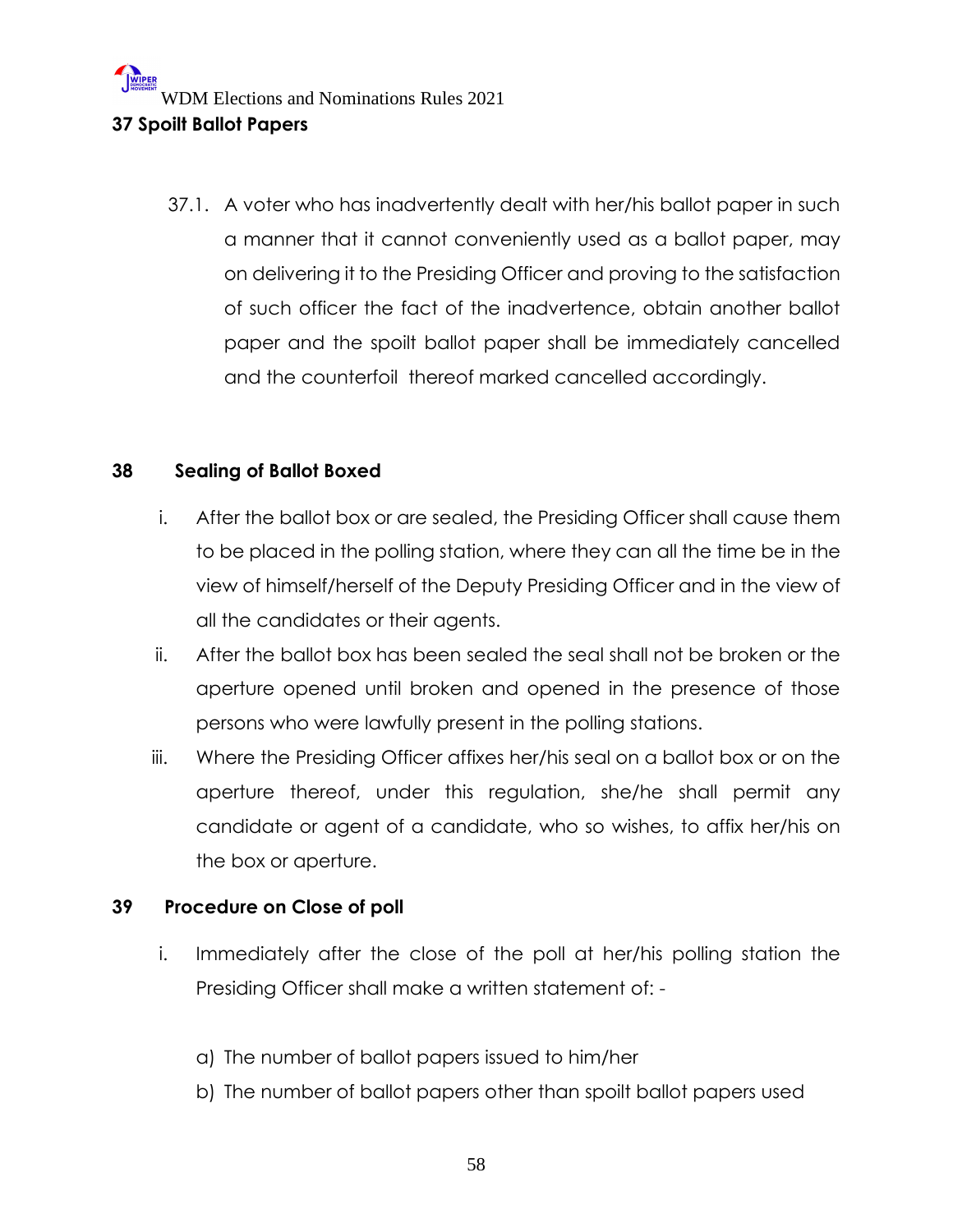## 37 Spoilt Ballot Papers

37.1. A voter who has inadvertently dealt with her/his ballot paper in such a manner that it cannot conveniently used as a ballot paper, may on delivering it to the Presiding Officer and proving to the satisfaction of such officer the fact of the inadvertence, obtain another ballot paper and the spoilt ballot paper shall be immediately cancelled and the counterfoil thereof marked cancelled accordingly.

## 38 Sealing of Ballot Boxed

i. After the ballot box or are sealed, the Presiding Officer shall cause them to be placed in the polling station, where they can all the time be in the view of himself/herself of the Deputy Presiding Officer and in the view of all the candidates or their agents.

ii. After the ballot box has been sealed the seal shall not be broken or the aperture opened until broken and opened in the presence of those persons who were lawfully present in the polling stations.

iii. Where the Presiding Officer affixes her/his seal on a ballot box or on the aperture thereof, under this regulation, she/he shall permit any candidate or agent of a candidate, who so wishes, to affix her/his on the box or aperture.

## 39 Procedure on Close of poll

i. Immediately after the close of the poll at her/his polling station the Presiding Officer shall make a written statement of: -

a) The number of ballot papers issued to him/her
b) The number of ballot papers other than spoilt ballot papers used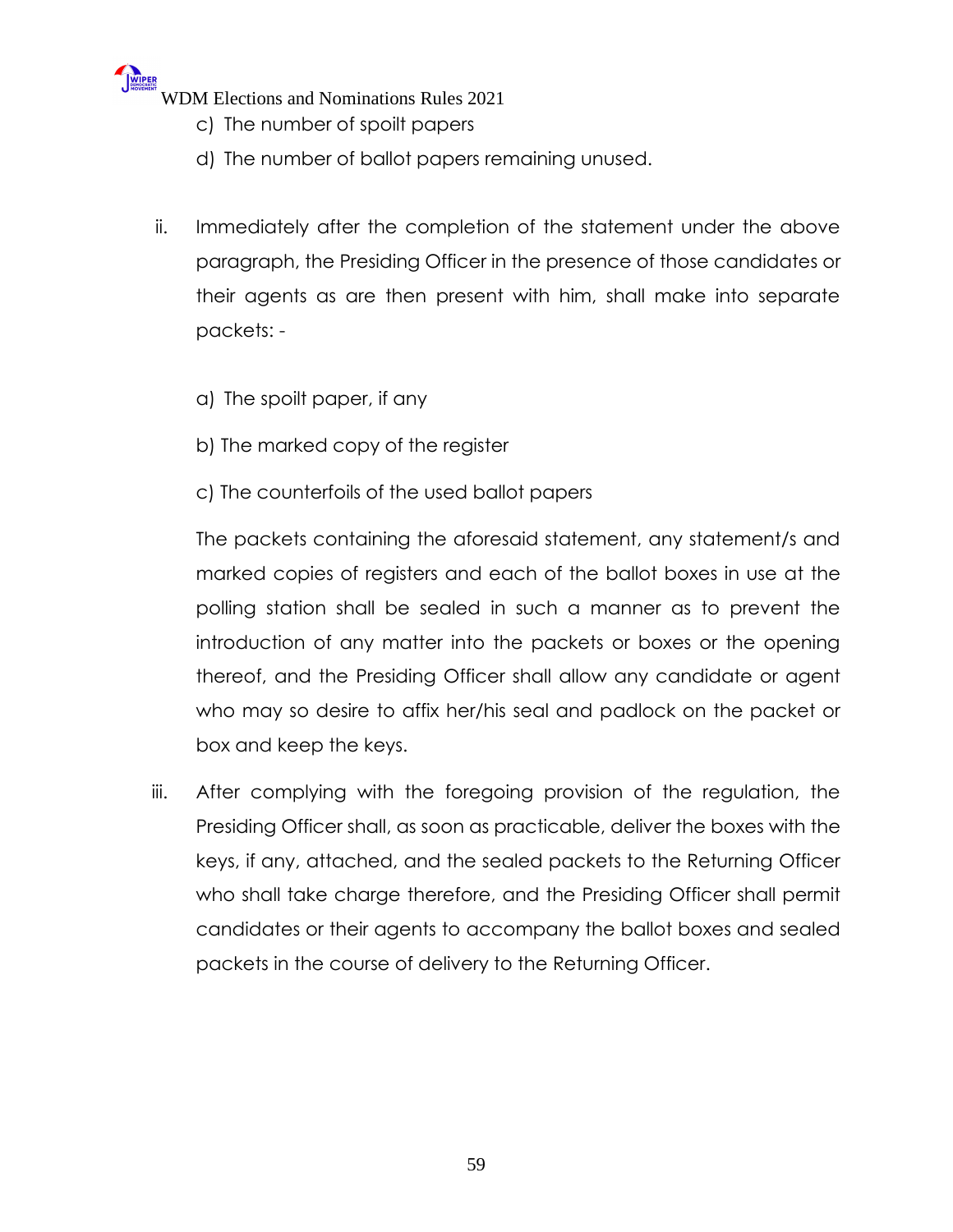c) The number of spoilt papers

d) The number of ballot papers remaining unused.

ii. Immediately after the completion of the statement under the above paragraph, the Presiding Officer in the presence of those candidates or their agents as are then present with him, shall make into separate packets: -

a) The spoilt paper, if any

b) The marked copy of the register

c) The counterfoils of the used ballot papers

The packets containing the aforesaid statement, any statement/s and marked copies of registers and each of the ballot boxes in use at the polling station shall be sealed in such a manner as to prevent the introduction of any matter into the packets or boxes or the opening thereof, and the Presiding Officer shall allow any candidate or agent who may so desire to affix her/his seal and padlock on the packet or box and keep the keys.

iii. After complying with the foregoing provision of the regulation, the Presiding Officer shall, as soon as practicable, deliver the boxes with the keys, if any, attached, and the sealed packets to the Returning Officer who shall take charge therefore, and the Presiding Officer shall permit candidates or their agents to accompany the ballot boxes and sealed packets in the course of delivery to the Returning Officer.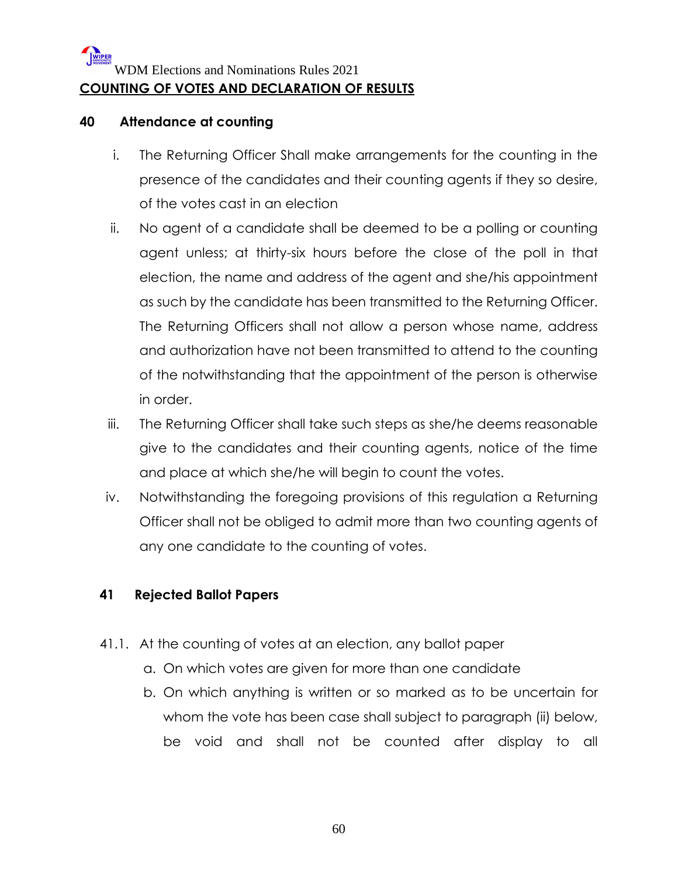## COUNTING OF VOTES AND DECLARATION OF RESULTS

### 40 Attendance at counting

i. The Returning Officer Shall make arrangements for the counting in the presence of the candidates and their counting agents if they so desire, of the votes cast in an election

ii. No agent of a candidate shall be deemed to be a polling or counting agent unless; at thirty-six hours before the close of the poll in that election, the name and address of the agent and she/his appointment as such by the candidate has been transmitted to the Returning Officer. The Returning Officers shall not allow a person whose name, address and authorization have not been transmitted to attend to the counting of the notwithstanding that the appointment of the person is otherwise in order.

iii. The Returning Officer shall take such steps as she/he deems reasonable give to the candidates and their counting agents, notice of the time and place at which she/he will begin to count the votes.

iv. Notwithstanding the foregoing provisions of this regulation a Returning Officer shall not be obliged to admit more than two counting agents of any one candidate to the counting of votes.

### 41 Rejected Ballot Papers

41.1. At the counting of votes at an election, any ballot paper

a. On which votes are given for more than one candidate

b. On which anything is written or so marked as to be uncertain for whom the vote has been case shall subject to paragraph (ii) below, be void and shall not be counted after display to all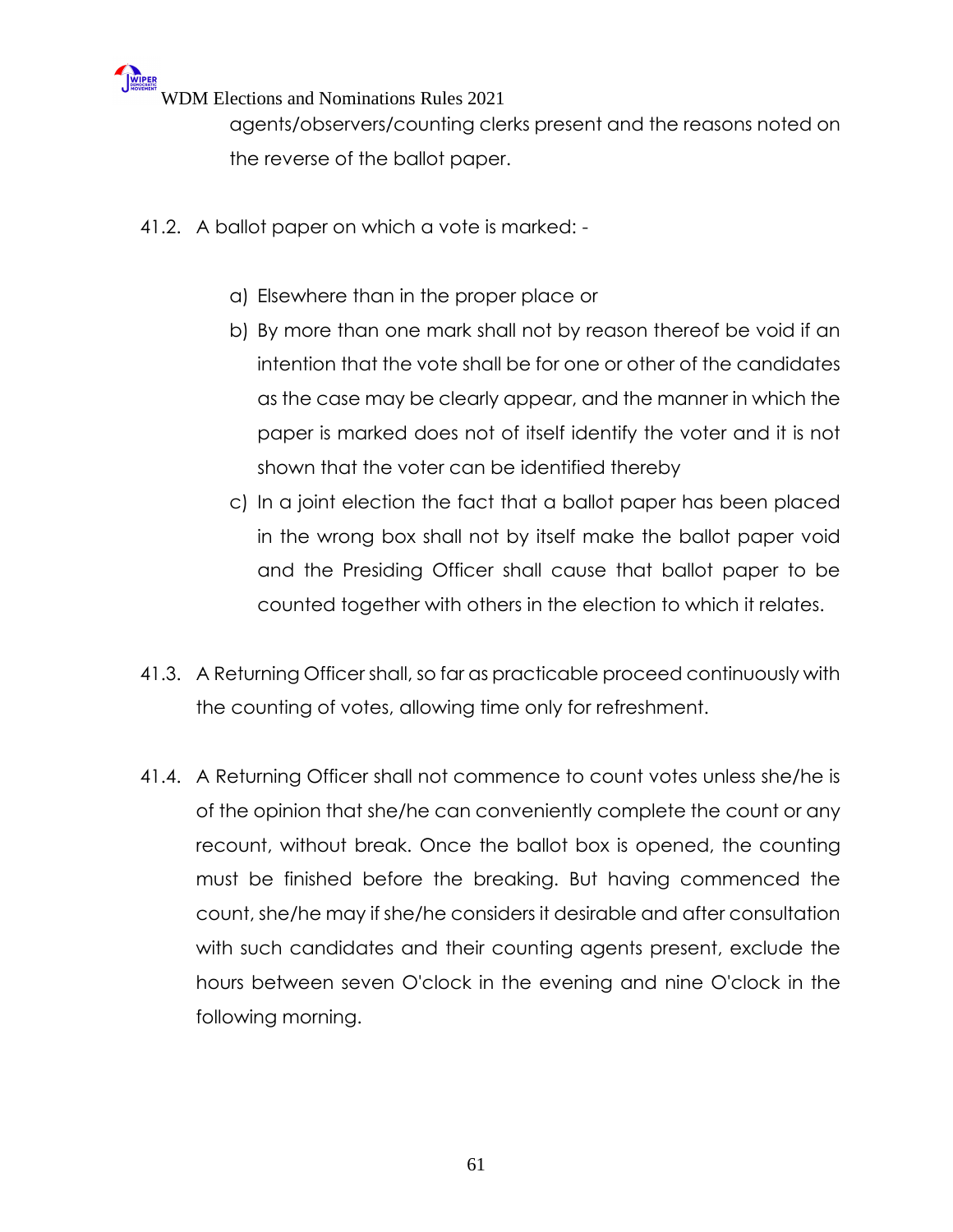agents/observers/counting clerks present and the reasons noted on the reverse of the ballot paper.

41.2. A ballot paper on which a vote is marked: -

a) Elsewhere than in the proper place or
b) By more than one mark shall not by reason thereof be void if an intention that the vote shall be for one or other of the candidates as the case may be clearly appear, and the manner in which the paper is marked does not of itself identify the voter and it is not shown that the voter can be identified thereby
c) In a joint election the fact that a ballot paper has been placed in the wrong box shall not by itself make the ballot paper void and the Presiding Officer shall cause that ballot paper to be counted together with others in the election to which it relates.

41.3. A Returning Officer shall, so far as practicable proceed continuously with the counting of votes, allowing time only for refreshment.

41.4. A Returning Officer shall not commence to count votes unless she/he is of the opinion that she/he can conveniently complete the count or any recount, without break. Once the ballot box is opened, the counting must be finished before the breaking. But having commenced the count, she/he may if she/he considers it desirable and after consultation with such candidates and their counting agents present, exclude the hours between seven O'clock in the evening and nine O'clock in the following morning.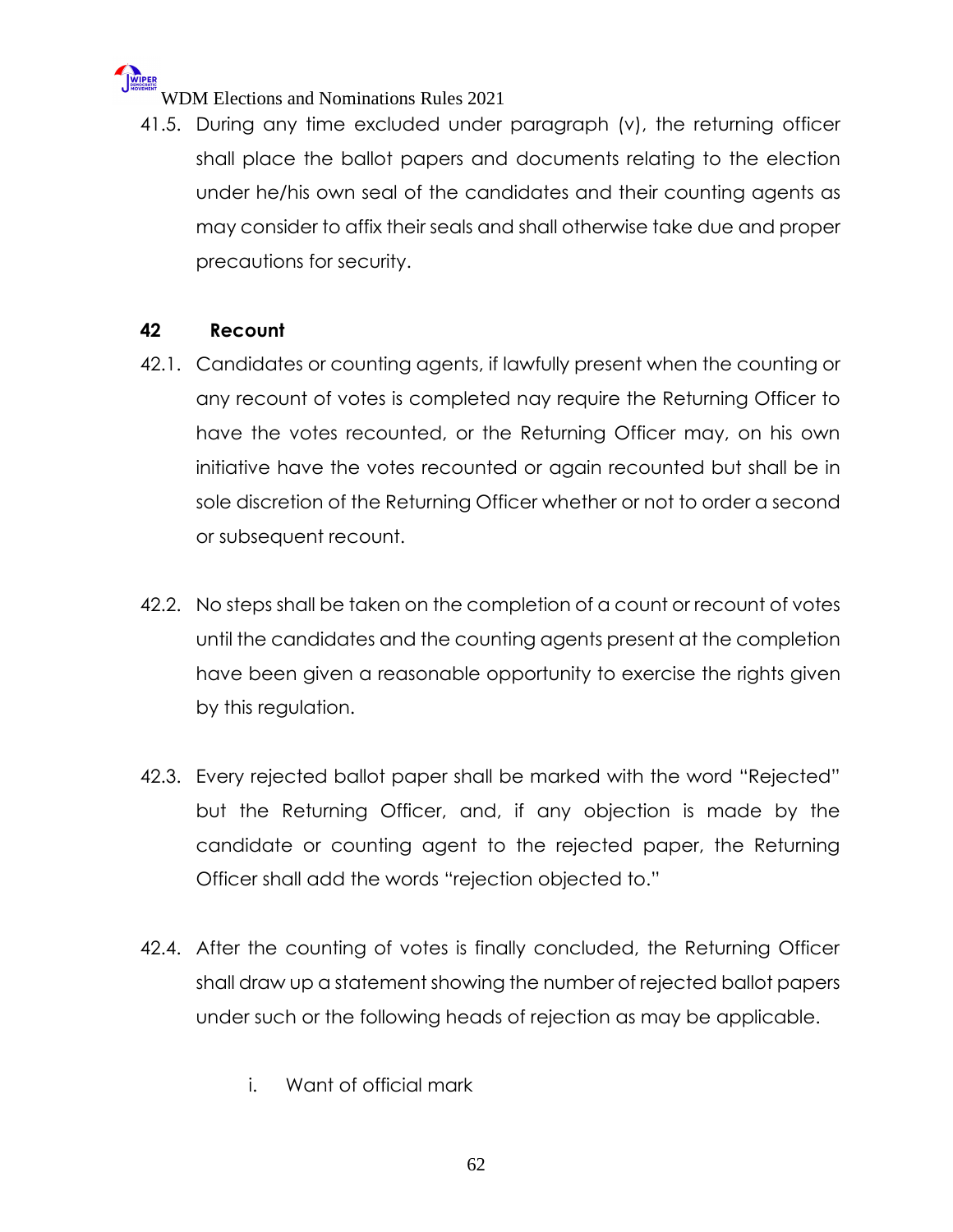41.5. During any time excluded under paragraph (v), the returning officer shall place the ballot papers and documents relating to the election under he/his own seal of the candidates and their counting agents as may consider to affix their seals and shall otherwise take due and proper precautions for security.

## 42 Recount

42.1. Candidates or counting agents, if lawfully present when the counting or any recount of votes is completed nay require the Returning Officer to have the votes recounted, or the Returning Officer may, on his own initiative have the votes recounted or again recounted but shall be in sole discretion of the Returning Officer whether or not to order a second or subsequent recount.

42.2. No steps shall be taken on the completion of a count or recount of votes until the candidates and the counting agents present at the completion have been given a reasonable opportunity to exercise the rights given by this regulation.

42.3. Every rejected ballot paper shall be marked with the word "Rejected" but the Returning Officer, and, if any objection is made by the candidate or counting agent to the rejected paper, the Returning Officer shall add the words "rejection objected to."

42.4. After the counting of votes is finally concluded, the Returning Officer shall draw up a statement showing the number of rejected ballot papers under such or the following heads of rejection as may be applicable.

i. Want of official mark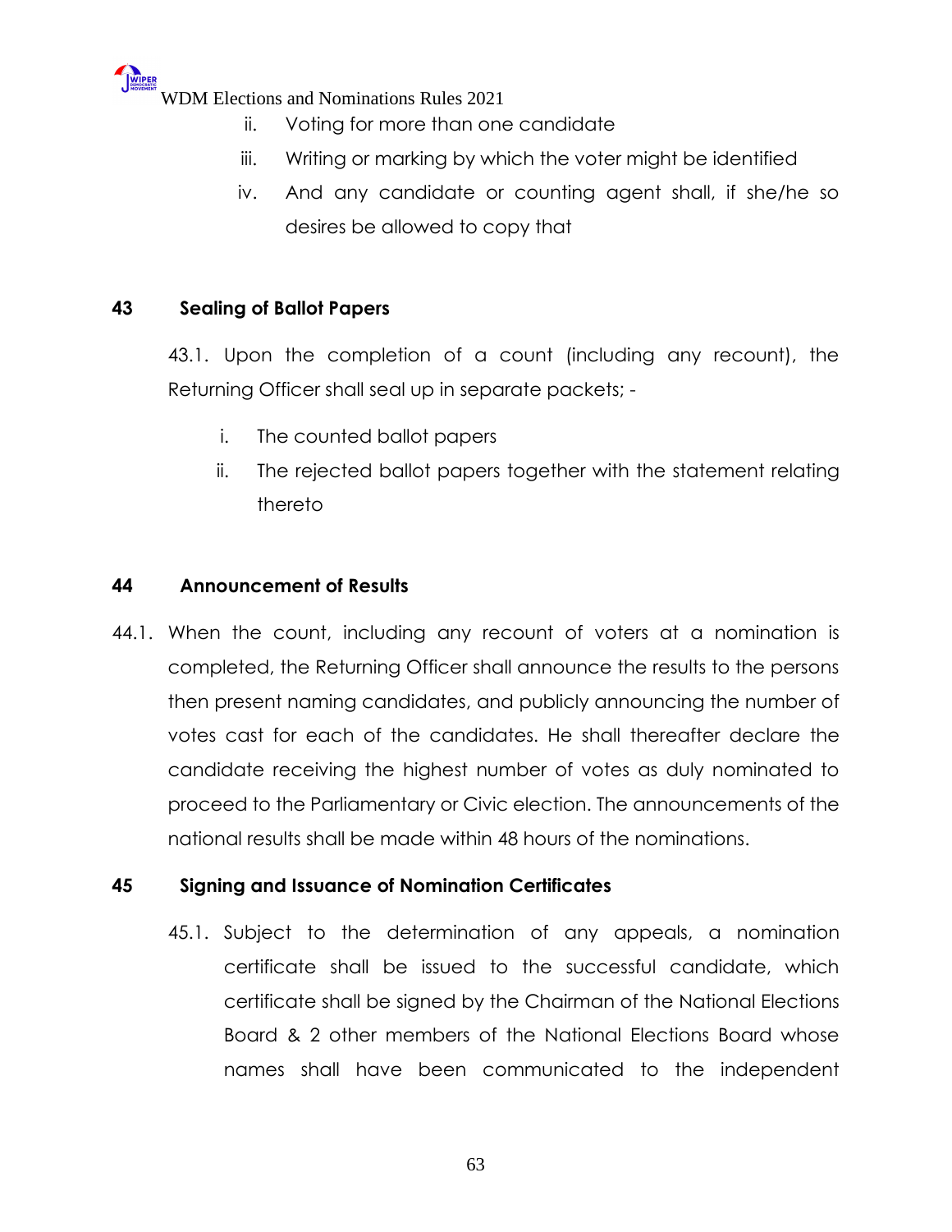ii. Voting for more than one candidate

iii. Writing or marking by which the voter might be identified

iv. And any candidate or counting agent shall, if she/he so desires be allowed to copy that

## 43 Sealing of Ballot Papers

43.1. Upon the completion of a count (including any recount), the Returning Officer shall seal up in separate packets; -

i. The counted ballot papers

ii. The rejected ballot papers together with the statement relating thereto

## 44 Announcement of Results

44.1. When the count, including any recount of voters at a nomination is completed, the Returning Officer shall announce the results to the persons then present naming candidates, and publicly announcing the number of votes cast for each of the candidates. He shall thereafter declare the candidate receiving the highest number of votes as duly nominated to proceed to the Parliamentary or Civic election. The announcements of the national results shall be made within 48 hours of the nominations.

## 45 Signing and Issuance of Nomination Certificates

45.1. Subject to the determination of any appeals, a nomination certificate shall be issued to the successful candidate, which certificate shall be signed by the Chairman of the National Elections Board & 2 other members of the National Elections Board whose names shall have been communicated to the independent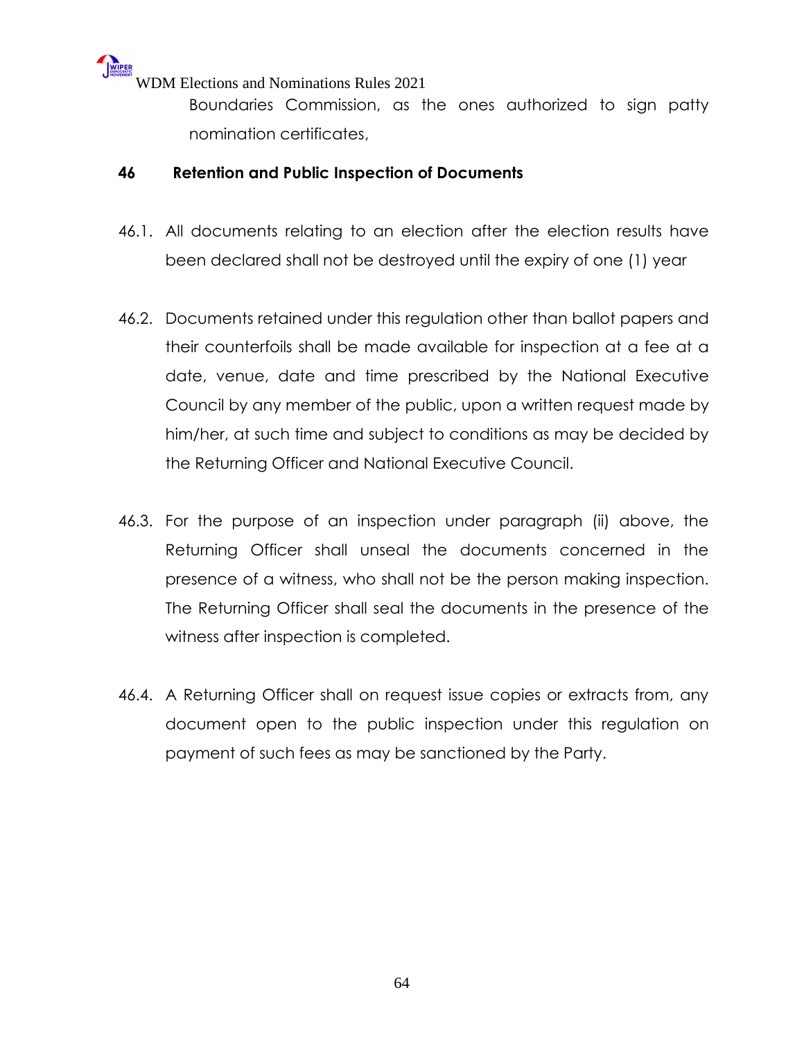Boundaries Commission, as the ones authorized to sign patty nomination certificates,

## 46 Retention and Public Inspection of Documents

46.1. All documents relating to an election after the election results have been declared shall not be destroyed until the expiry of one (1) year

46.2. Documents retained under this regulation other than ballot papers and their counterfoils shall be made available for inspection at a fee at a date, venue, date and time prescribed by the National Executive Council by any member of the public, upon a written request made by him/her, at such time and subject to conditions as may be decided by the Returning Officer and National Executive Council.

46.3. For the purpose of an inspection under paragraph (ii) above, the Returning Officer shall unseal the documents concerned in the presence of a witness, who shall not be the person making inspection. The Returning Officer shall seal the documents in the presence of the witness after inspection is completed.

46.4. A Returning Officer shall on request issue copies or extracts from, any document open to the public inspection under this regulation on payment of such fees as may be sanctioned by the Party.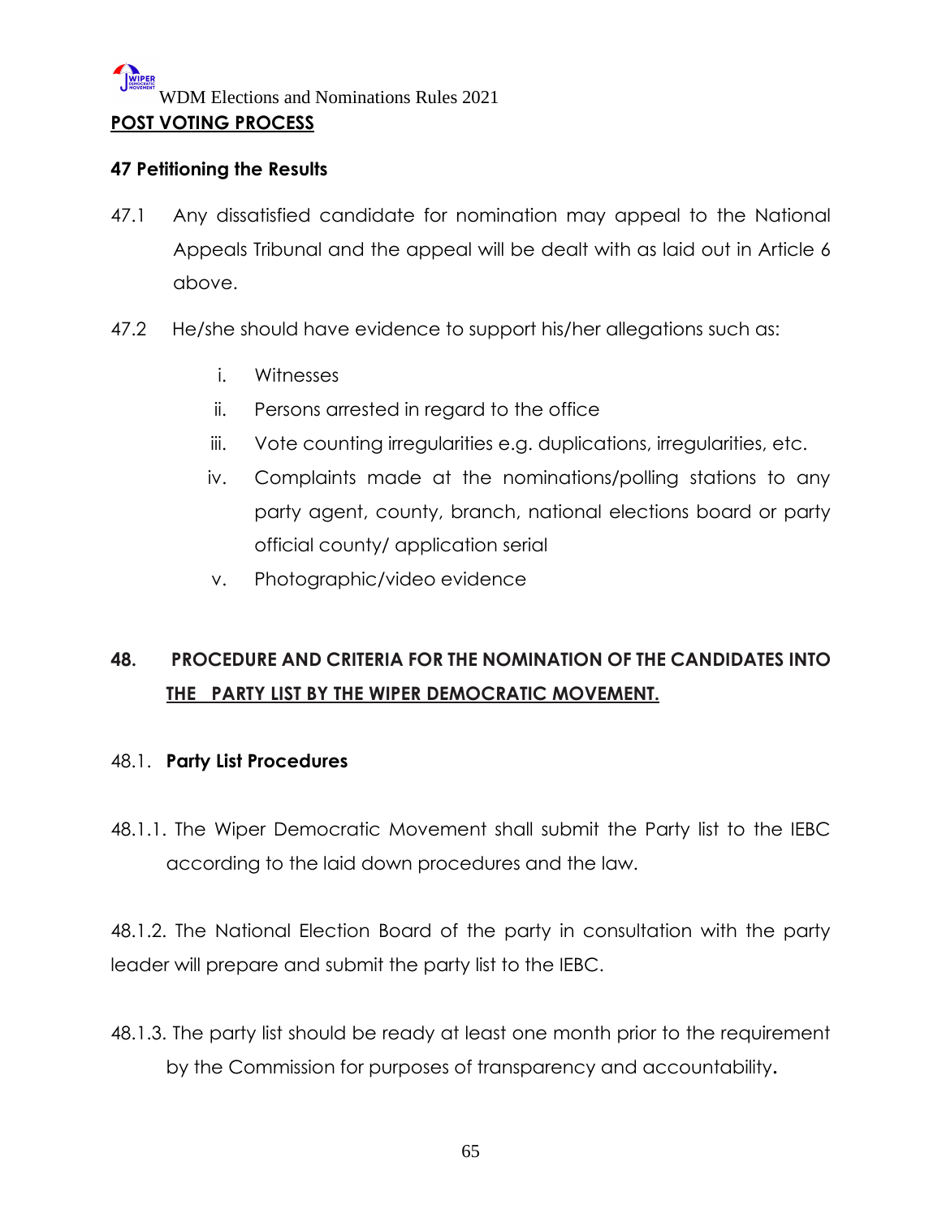## POST VOTING PROCESS

### 47 Petitioning the Results

47.1 Any dissatisfied candidate for nomination may appeal to the National Appeals Tribunal and the appeal will be dealt with as laid out in Article 6 above.

47.2 He/she should have evidence to support his/her allegations such as:

- i. Witnesses
- ii. Persons arrested in regard to the office
- iii. Vote counting irregularities e.g. duplications, irregularities, etc.
- iv. Complaints made at the nominations/polling stations to any party agent, county, branch, national elections board or party official county/ application serial
- v. Photographic/video evidence

## 48. PROCEDURE AND CRITERIA FOR THE NOMINATION OF THE CANDIDATES INTO THE PARTY LIST BY THE WIPER DEMOCRATIC MOVEMENT.

### 48.1. Party List Procedures

48.1.1. The Wiper Democratic Movement shall submit the Party list to the IEBC according to the laid down procedures and the law.

48.1.2. The National Election Board of the party in consultation with the party leader will prepare and submit the party list to the IEBC.

48.1.3. The party list should be ready at least one month prior to the requirement by the Commission for purposes of transparency and accountability.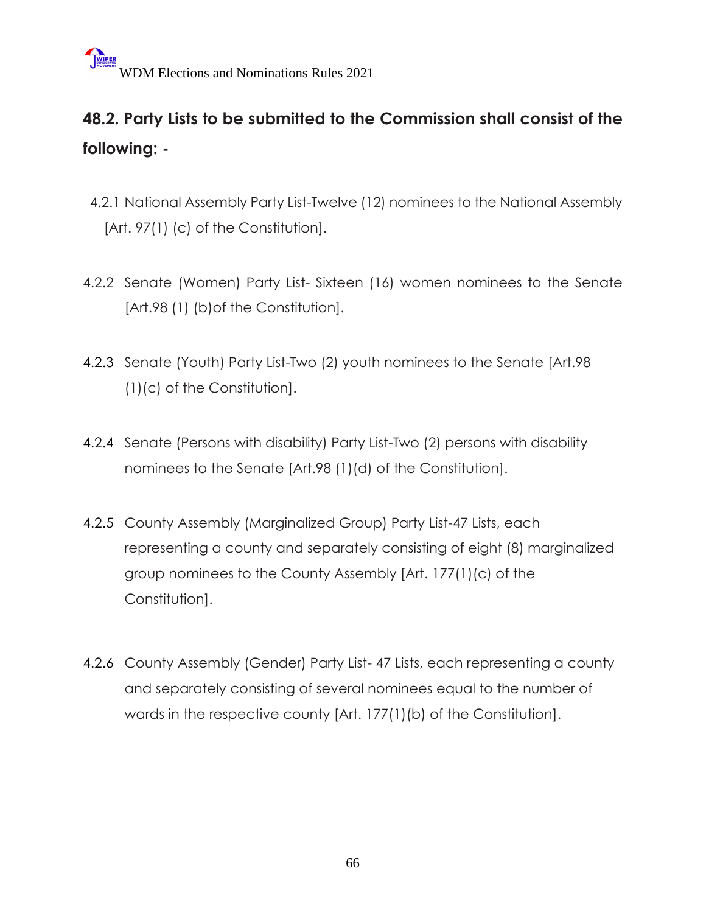## 48.2. Party Lists to be submitted to the Commission shall consist of the following: -

4.2.1 National Assembly Party List-Twelve (12) nominees to the National Assembly [Art. 97(1) (c) of the Constitution].

4.2.2 Senate (Women) Party List- Sixteen (16) women nominees to the Senate [Art.98 (1) (b)of the Constitution].

4.2.3 Senate (Youth) Party List-Two (2) youth nominees to the Senate [Art.98 (1)(c) of the Constitution].

4.2.4 Senate (Persons with disability) Party List-Two (2) persons with disability nominees to the Senate [Art.98 (1)(d) of the Constitution].

4.2.5 County Assembly (Marginalized Group) Party List-47 Lists, each representing a county and separately consisting of eight (8) marginalized group nominees to the County Assembly [Art. 177(1)(c) of the Constitution].

4.2.6 County Assembly (Gender) Party List- 47 Lists, each representing a county and separately consisting of several nominees equal to the number of wards in the respective county [Art. 177(1)(b) of the Constitution].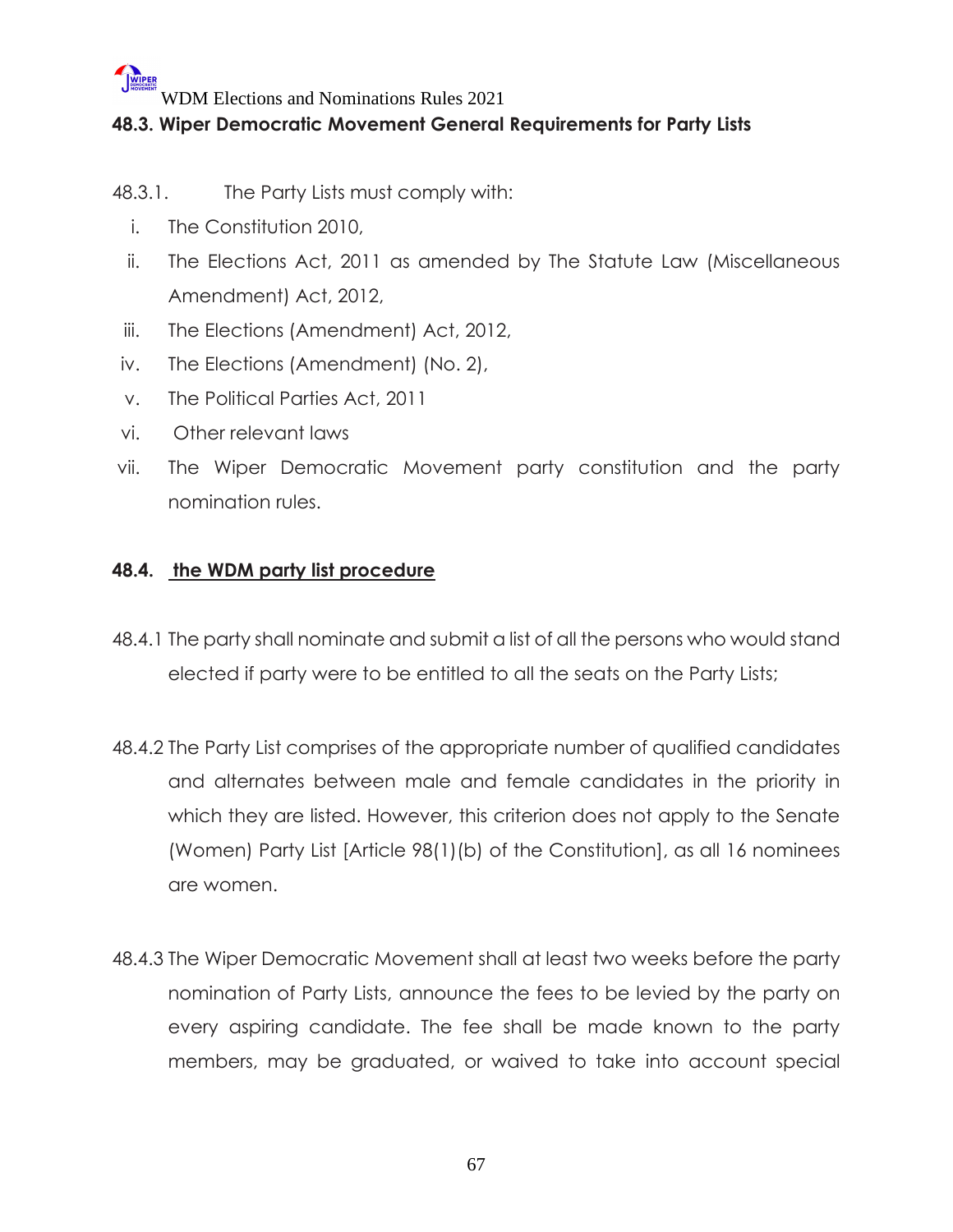### 48.3. Wiper Democratic Movement General Requirements for Party Lists

48.3.1. The Party Lists must comply with:

i. The Constitution 2010,
ii. The Elections Act, 2011 as amended by The Statute Law (Miscellaneous Amendment) Act, 2012,
iii. The Elections (Amendment) Act, 2012,
iv. The Elections (Amendment) (No. 2),
v. The Political Parties Act, 2011
vi. Other relevant laws
vii. The Wiper Democratic Movement party constitution and the party nomination rules.

### 48.4. the WDM party list procedure

48.4.1 The party shall nominate and submit a list of all the persons who would stand elected if party were to be entitled to all the seats on the Party Lists;

48.4.2 The Party List comprises of the appropriate number of qualified candidates and alternates between male and female candidates in the priority in which they are listed. However, this criterion does not apply to the Senate (Women) Party List [Article 98(1)(b) of the Constitution], as all 16 nominees are women.

48.4.3 The Wiper Democratic Movement shall at least two weeks before the party nomination of Party Lists, announce the fees to be levied by the party on every aspiring candidate. The fee shall be made known to the party members, may be graduated, or waived to take into account special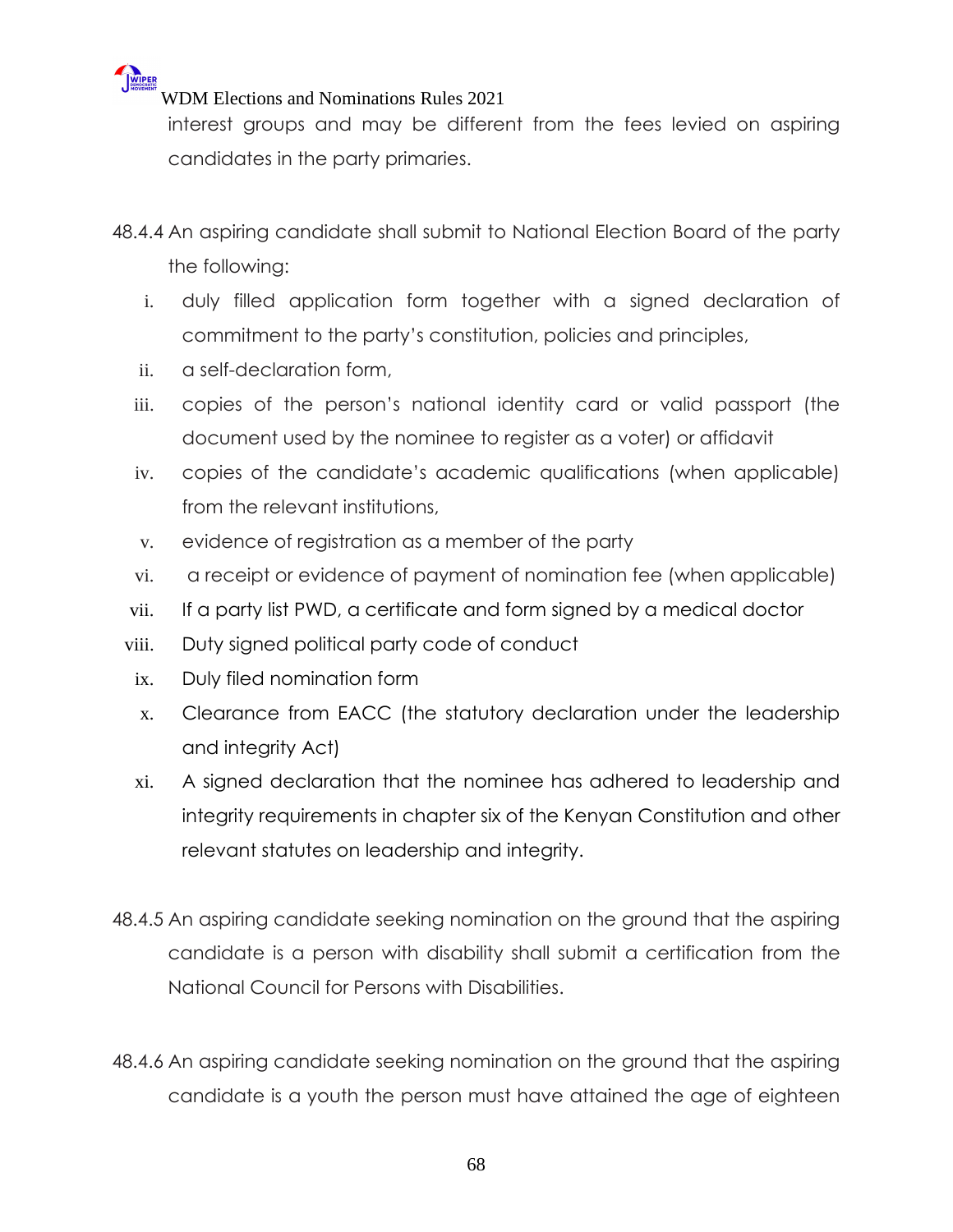interest groups and may be different from the fees levied on aspiring candidates in the party primaries.

48.4.4 An aspiring candidate shall submit to National Election Board of the party the following:

i. duly filled application form together with a signed declaration of commitment to the party's constitution, policies and principles,
ii. a self-declaration form,
iii. copies of the person's national identity card or valid passport (the document used by the nominee to register as a voter) or affidavit
iv. copies of the candidate's academic qualifications (when applicable) from the relevant institutions,
v. evidence of registration as a member of the party
vi. a receipt or evidence of payment of nomination fee (when applicable)
vii. If a party list PWD, a certificate and form signed by a medical doctor
viii. Duty signed political party code of conduct
ix. Duly filed nomination form
x. Clearance from EACC (the statutory declaration under the leadership and integrity Act)
xi. A signed declaration that the nominee has adhered to leadership and integrity requirements in chapter six of the Kenyan Constitution and other relevant statutes on leadership and integrity.

48.4.5 An aspiring candidate seeking nomination on the ground that the aspiring candidate is a person with disability shall submit a certification from the National Council for Persons with Disabilities.

48.4.6 An aspiring candidate seeking nomination on the ground that the aspiring candidate is a youth the person must have attained the age of eighteen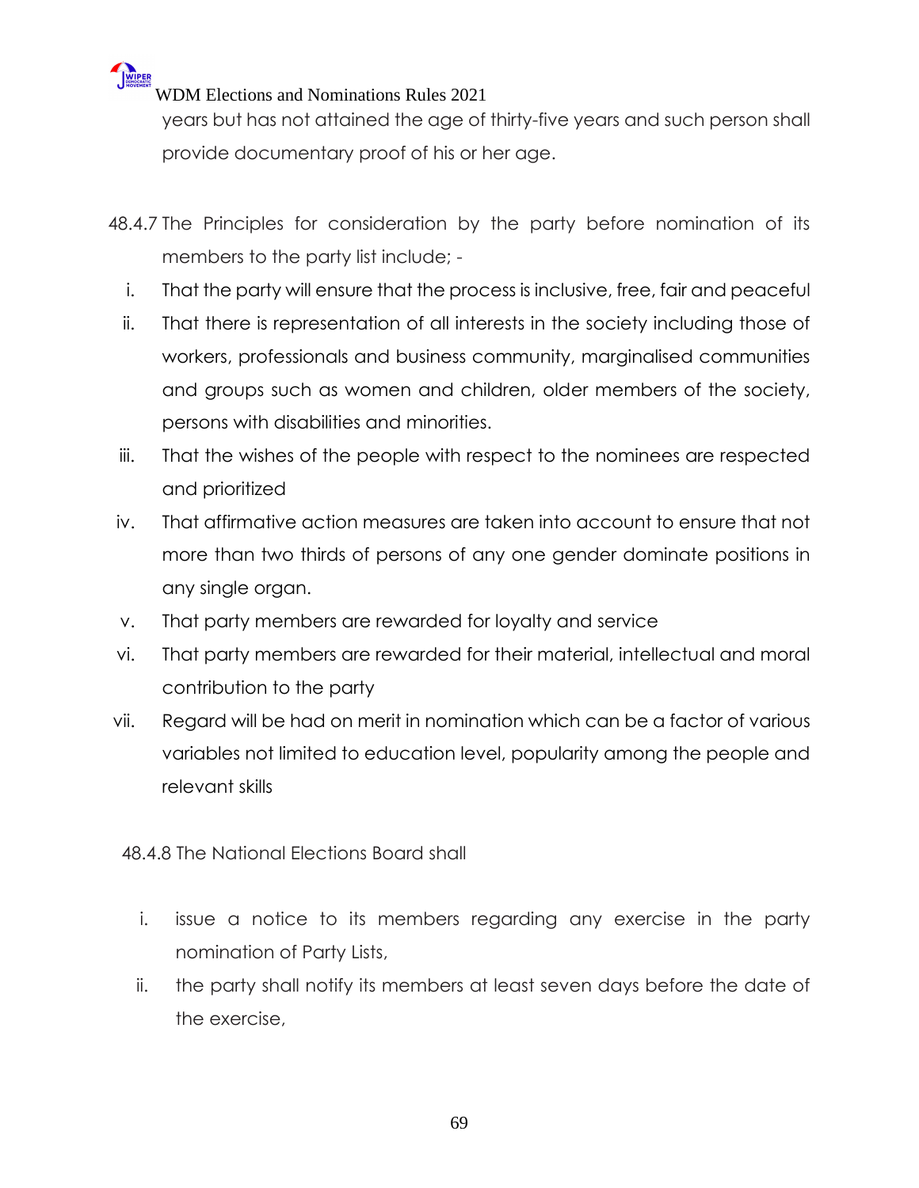years but has not attained the age of thirty-five years and such person shall provide documentary proof of his or her age.

48.4.7 The Principles for consideration by the party before nomination of its members to the party list include; -

i. That the party will ensure that the process is inclusive, free, fair and peaceful
ii. That there is representation of all interests in the society including those of workers, professionals and business community, marginalised communities and groups such as women and children, older members of the society, persons with disabilities and minorities.
iii. That the wishes of the people with respect to the nominees are respected and prioritized
iv. That affirmative action measures are taken into account to ensure that not more than two thirds of persons of any one gender dominate positions in any single organ.
v. That party members are rewarded for loyalty and service
vi. That party members are rewarded for their material, intellectual and moral contribution to the party
vii. Regard will be had on merit in nomination which can be a factor of various variables not limited to education level, popularity among the people and relevant skills

48.4.8 The National Elections Board shall

i. issue a notice to its members regarding any exercise in the party nomination of Party Lists,
ii. the party shall notify its members at least seven days before the date of the exercise,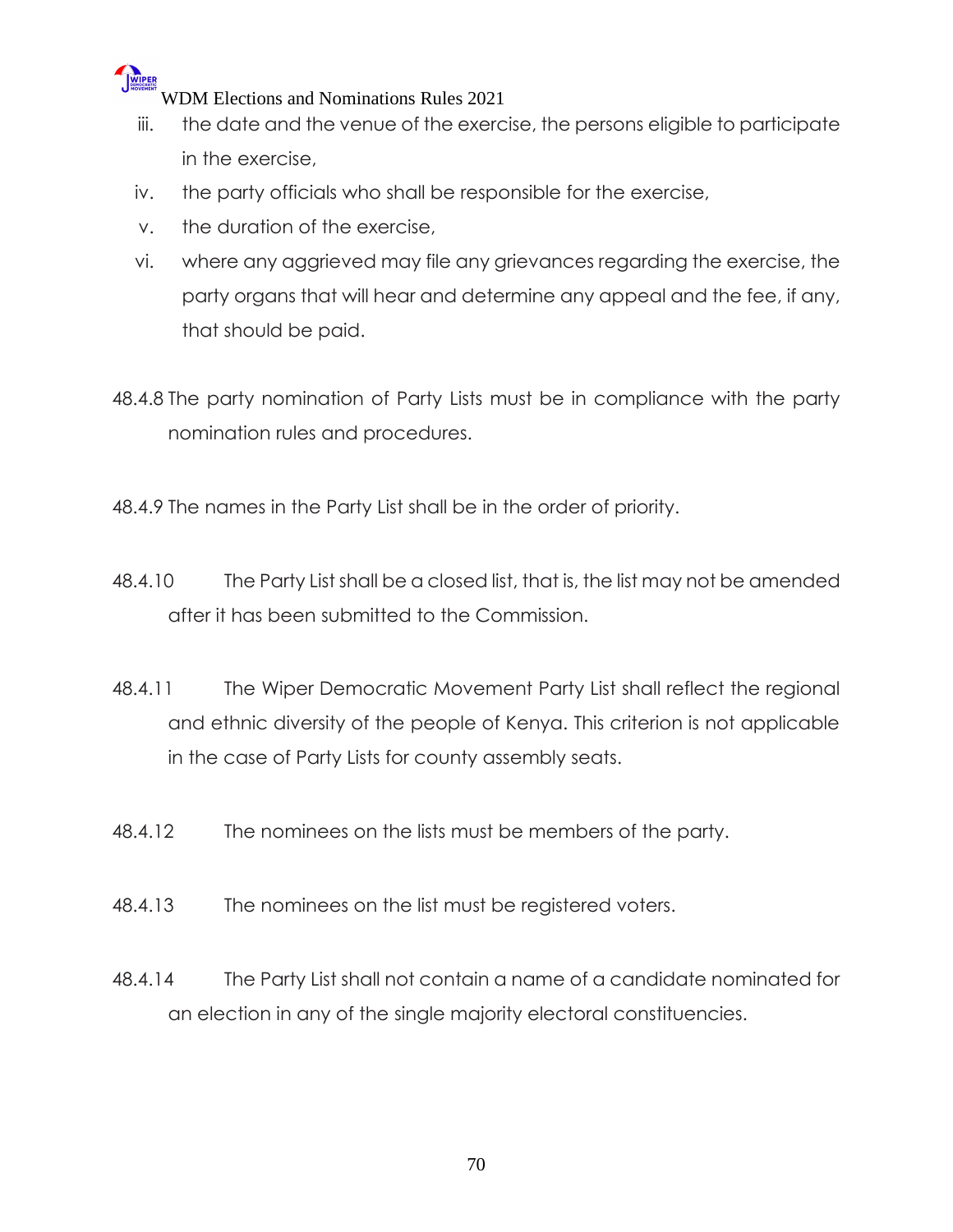iii. the date and the venue of the exercise, the persons eligible to participate in the exercise,

iv. the party officials who shall be responsible for the exercise,

v. the duration of the exercise,

vi. where any aggrieved may file any grievances regarding the exercise, the party organs that will hear and determine any appeal and the fee, if any, that should be paid.

48.4.8 The party nomination of Party Lists must be in compliance with the party nomination rules and procedures.

48.4.9 The names in the Party List shall be in the order of priority.

48.4.10 The Party List shall be a closed list, that is, the list may not be amended after it has been submitted to the Commission.

48.4.11 The Wiper Democratic Movement Party List shall reflect the regional and ethnic diversity of the people of Kenya. This criterion is not applicable in the case of Party Lists for county assembly seats.

48.4.12 The nominees on the lists must be members of the party.

48.4.13 The nominees on the list must be registered voters.

48.4.14 The Party List shall not contain a name of a candidate nominated for an election in any of the single majority electoral constituencies.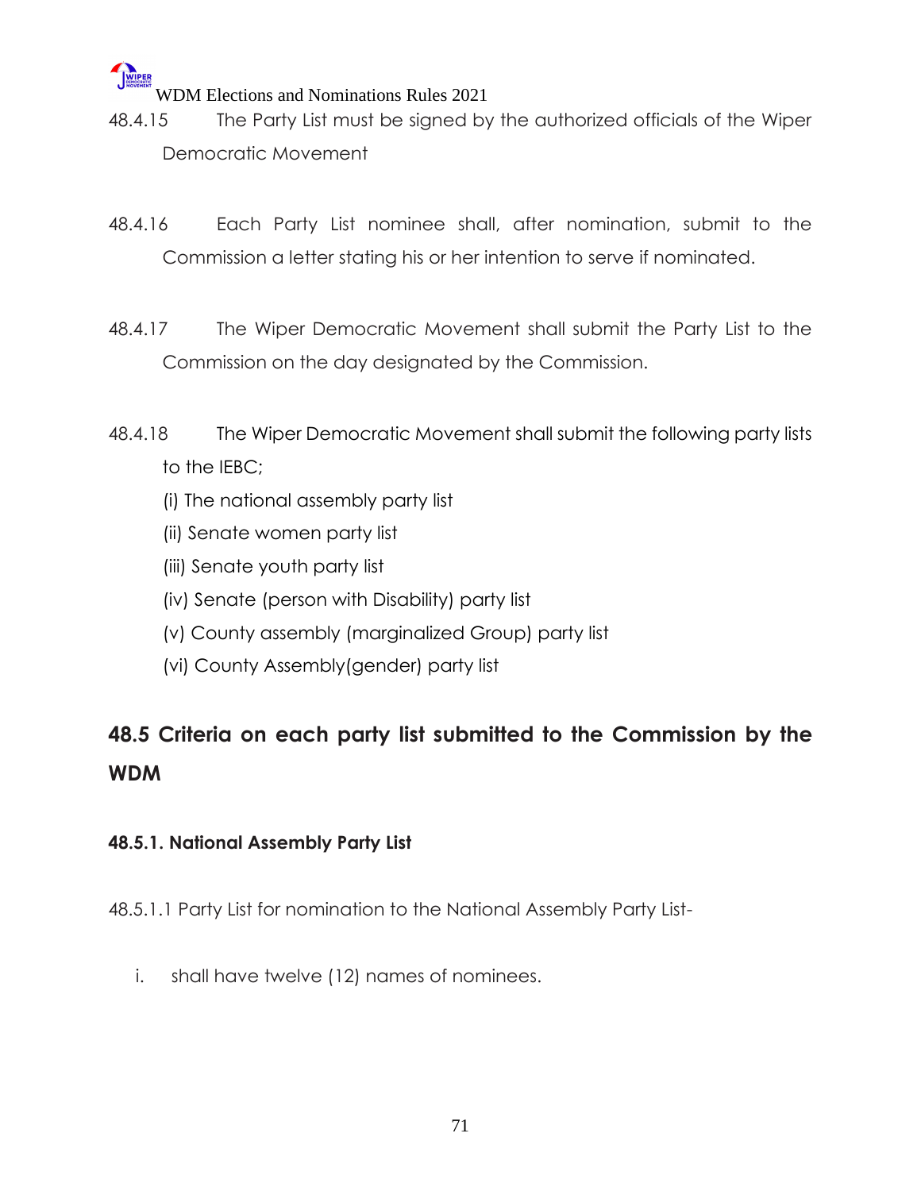48.4.15 The Party List must be signed by the authorized officials of the Wiper Democratic Movement

48.4.16 Each Party List nominee shall, after nomination, submit to the Commission a letter stating his or her intention to serve if nominated.

48.4.17 The Wiper Democratic Movement shall submit the Party List to the Commission on the day designated by the Commission.

48.4.18 The Wiper Democratic Movement shall submit the following party lists to the IEBC;

(i) The national assembly party list

(ii) Senate women party list

(iii) Senate youth party list

(iv) Senate (person with Disability) party list

(v) County assembly (marginalized Group) party list

(vi) County Assembly(gender) party list

## 48.5 Criteria on each party list submitted to the Commission by the WDM

### 48.5.1. National Assembly Party List

48.5.1.1 Party List for nomination to the National Assembly Party List-

i. shall have twelve (12) names of nominees.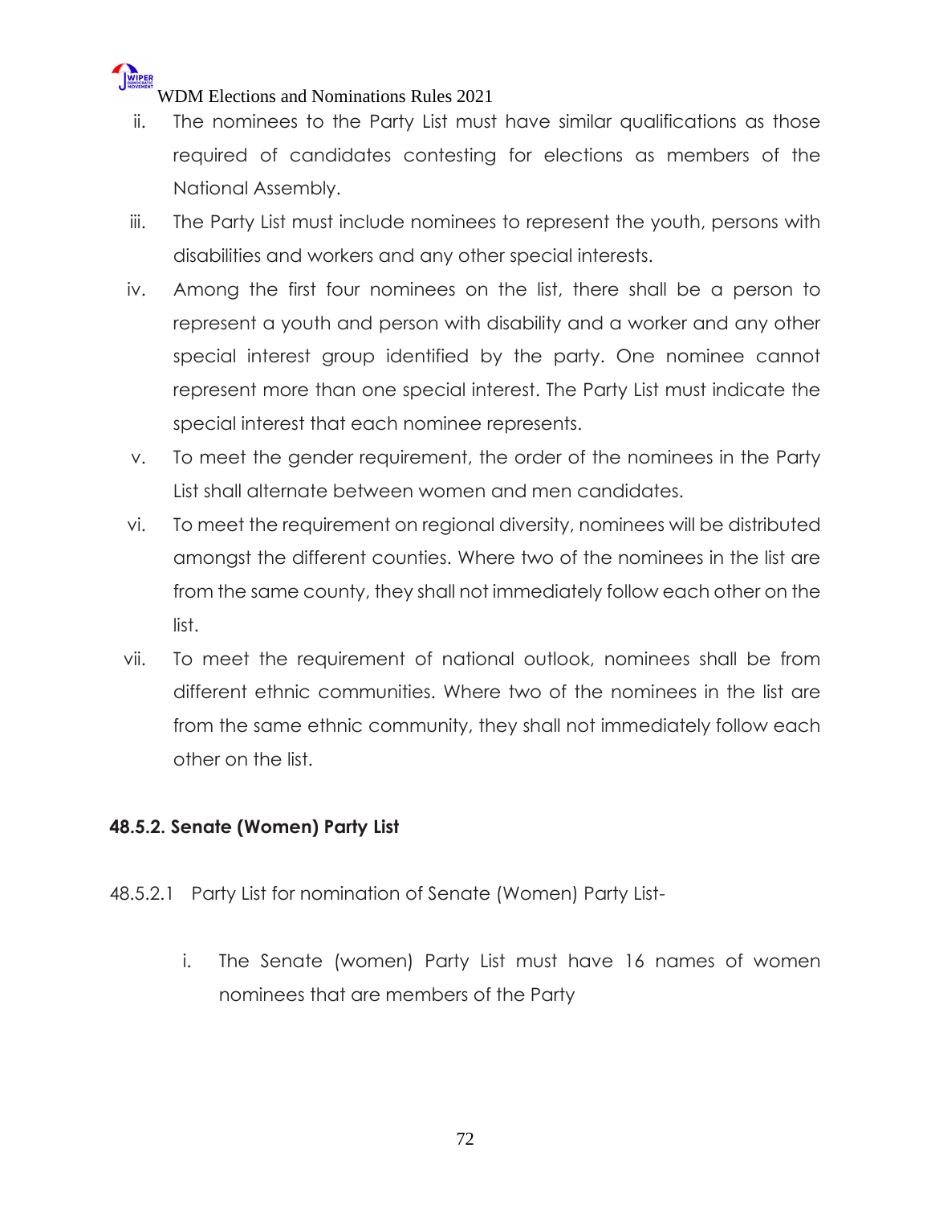ii. The nominees to the Party List must have similar qualifications as those required of candidates contesting for elections as members of the National Assembly.

iii. The Party List must include nominees to represent the youth, persons with disabilities and workers and any other special interests.

iv. Among the first four nominees on the list, there shall be a person to represent a youth and person with disability and a worker and any other special interest group identified by the party. One nominee cannot represent more than one special interest. The Party List must indicate the special interest that each nominee represents.

v. To meet the gender requirement, the order of the nominees in the Party List shall alternate between women and men candidates.

vi. To meet the requirement on regional diversity, nominees will be distributed amongst the different counties. Where two of the nominees in the list are from the same county, they shall not immediately follow each other on the list.

vii. To meet the requirement of national outlook, nominees shall be from different ethnic communities. Where two of the nominees in the list are from the same ethnic community, they shall not immediately follow each other on the list.

**48.5.2. Senate (Women) Party List**

48.5.2.1 Party List for nomination of Senate (Women) Party List-

i. The Senate (women) Party List must have 16 names of women nominees that are members of the Party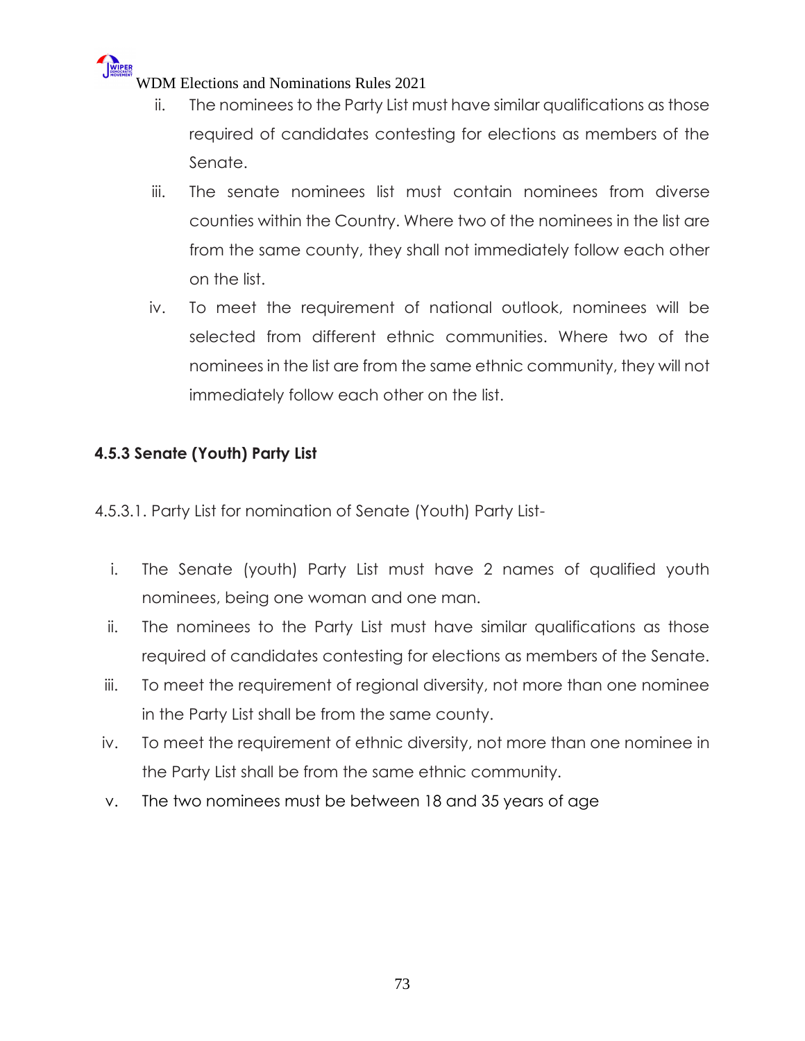ii. The nominees to the Party List must have similar qualifications as those required of candidates contesting for elections as members of the Senate.

iii. The senate nominees list must contain nominees from diverse counties within the Country. Where two of the nominees in the list are from the same county, they shall not immediately follow each other on the list.

iv. To meet the requirement of national outlook, nominees will be selected from different ethnic communities. Where two of the nominees in the list are from the same ethnic community, they will not immediately follow each other on the list.

### 4.5.3 Senate (Youth) Party List

4.5.3.1. Party List for nomination of Senate (Youth) Party List-

i. The Senate (youth) Party List must have 2 names of qualified youth nominees, being one woman and one man.

ii. The nominees to the Party List must have similar qualifications as those required of candidates contesting for elections as members of the Senate.

iii. To meet the requirement of regional diversity, not more than one nominee in the Party List shall be from the same county.

iv. To meet the requirement of ethnic diversity, not more than one nominee in the Party List shall be from the same ethnic community.

v. The two nominees must be between 18 and 35 years of age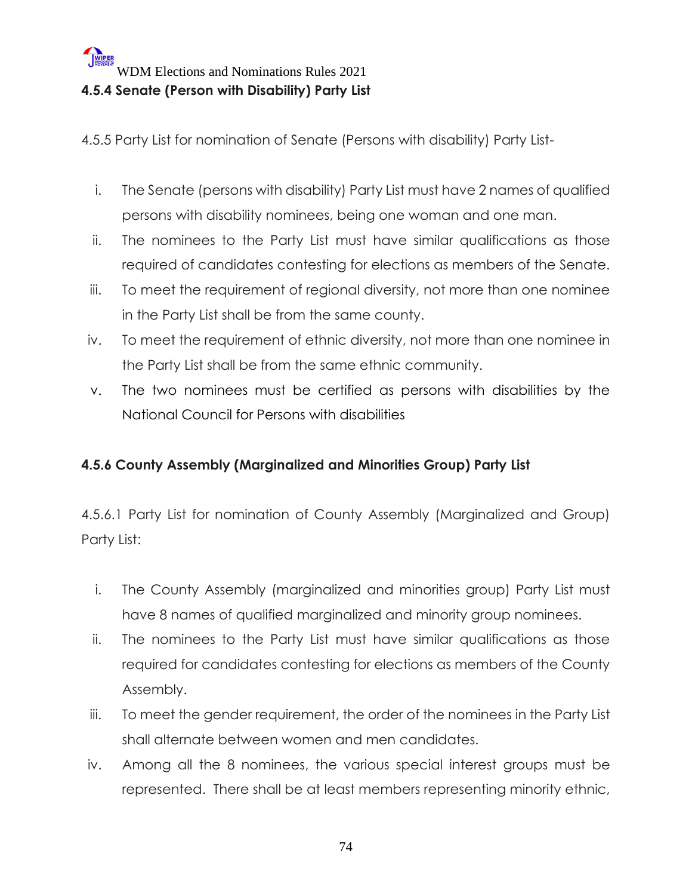#### 4.5.4 Senate (Person with Disability) Party List

4.5.5 Party List for nomination of Senate (Persons with disability) Party List-

i. The Senate (persons with disability) Party List must have 2 names of qualified persons with disability nominees, being one woman and one man.
ii. The nominees to the Party List must have similar qualifications as those required of candidates contesting for elections as members of the Senate.
iii. To meet the requirement of regional diversity, not more than one nominee in the Party List shall be from the same county.
iv. To meet the requirement of ethnic diversity, not more than one nominee in the Party List shall be from the same ethnic community.
v. The two nominees must be certified as persons with disabilities by the National Council for Persons with disabilities

#### 4.5.6 County Assembly (Marginalized and Minorities Group) Party List

4.5.6.1 Party List for nomination of County Assembly (Marginalized and Group) Party List:

i. The County Assembly (marginalized and minorities group) Party List must have 8 names of qualified marginalized and minority group nominees.
ii. The nominees to the Party List must have similar qualifications as those required for candidates contesting for elections as members of the County Assembly.
iii. To meet the gender requirement, the order of the nominees in the Party List shall alternate between women and men candidates.
iv. Among all the 8 nominees, the various special interest groups must be represented. There shall be at least members representing minority ethnic,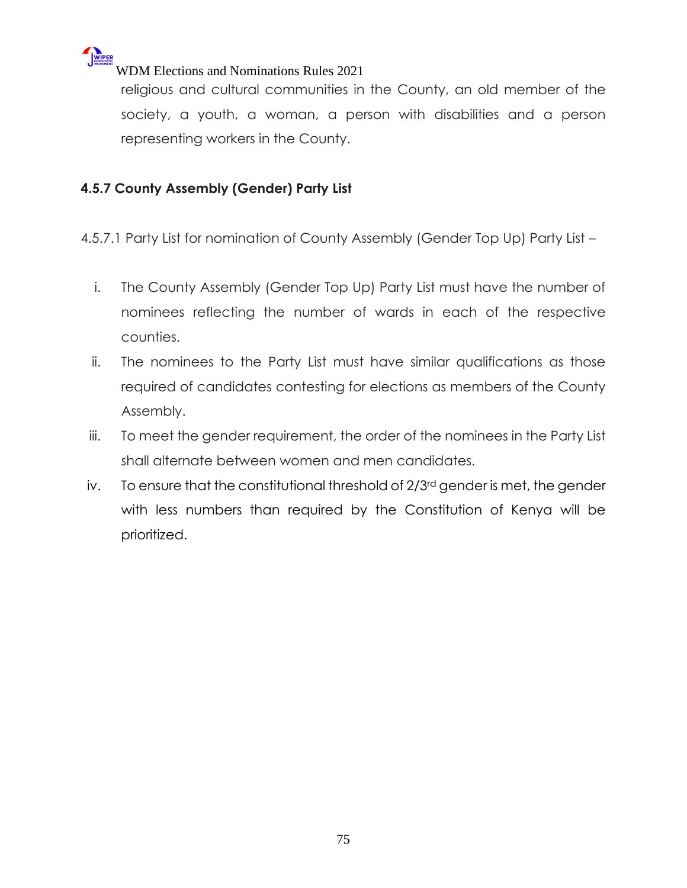religious and cultural communities in the County, an old member of the society, a youth, a woman, a person with disabilities and a person representing workers in the County.

### 4.5.7 County Assembly (Gender) Party List

4.5.7.1 Party List for nomination of County Assembly (Gender Top Up) Party List –

i. The County Assembly (Gender Top Up) Party List must have the number of nominees reflecting the number of wards in each of the respective counties.
ii. The nominees to the Party List must have similar qualifications as those required of candidates contesting for elections as members of the County Assembly.
iii. To meet the gender requirement, the order of the nominees in the Party List shall alternate between women and men candidates.
iv. To ensure that the constitutional threshold of 2/3rd gender is met, the gender with less numbers than required by the Constitution of Kenya will be prioritized.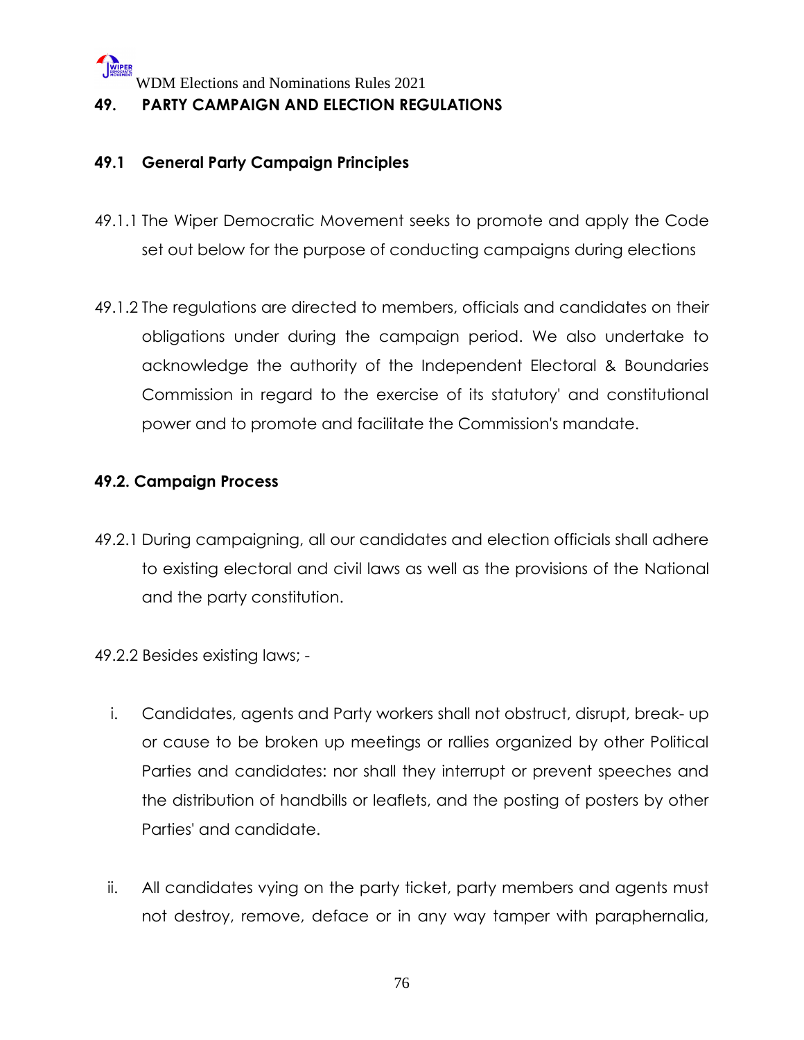## 49. PARTY CAMPAIGN AND ELECTION REGULATIONS

### 49.1 General Party Campaign Principles

49.1.1 The Wiper Democratic Movement seeks to promote and apply the Code set out below for the purpose of conducting campaigns during elections

49.1.2 The regulations are directed to members, officials and candidates on their obligations under during the campaign period. We also undertake to acknowledge the authority of the Independent Electoral & Boundaries Commission in regard to the exercise of its statutory' and constitutional power and to promote and facilitate the Commission's mandate.

### 49.2. Campaign Process

49.2.1 During campaigning, all our candidates and election officials shall adhere to existing electoral and civil laws as well as the provisions of the National and the party constitution.

49.2.2 Besides existing laws; -

i. Candidates, agents and Party workers shall not obstruct, disrupt, break- up or cause to be broken up meetings or rallies organized by other Political Parties and candidates: nor shall they interrupt or prevent speeches and the distribution of handbills or leaflets, and the posting of posters by other Parties' and candidate.

ii. All candidates vying on the party ticket, party members and agents must not destroy, remove, deface or in any way tamper with paraphernalia,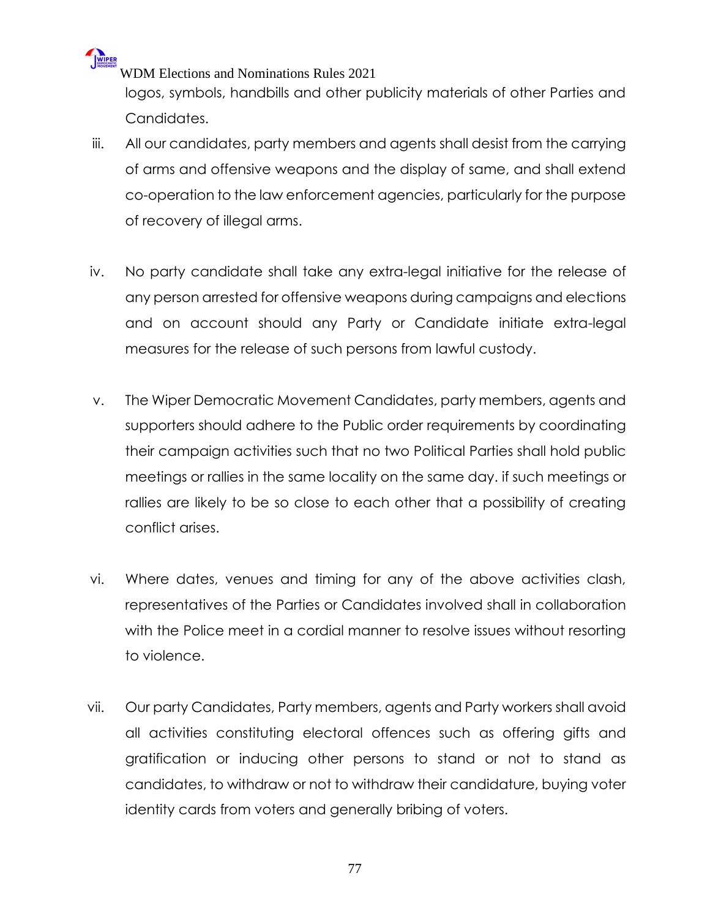logos, symbols, handbills and other publicity materials of other Parties and Candidates.

iii. All our candidates, party members and agents shall desist from the carrying of arms and offensive weapons and the display of same, and shall extend co-operation to the law enforcement agencies, particularly for the purpose of recovery of illegal arms.

iv. No party candidate shall take any extra-legal initiative for the release of any person arrested for offensive weapons during campaigns and elections and on account should any Party or Candidate initiate extra-legal measures for the release of such persons from lawful custody.

v. The Wiper Democratic Movement Candidates, party members, agents and supporters should adhere to the Public order requirements by coordinating their campaign activities such that no two Political Parties shall hold public meetings or rallies in the same locality on the same day. if such meetings or rallies are likely to be so close to each other that a possibility of creating conflict arises.

vi. Where dates, venues and timing for any of the above activities clash, representatives of the Parties or Candidates involved shall in collaboration with the Police meet in a cordial manner to resolve issues without resorting to violence.

vii. Our party Candidates, Party members, agents and Party workers shall avoid all activities constituting electoral offences such as offering gifts and gratification or inducing other persons to stand or not to stand as candidates, to withdraw or not to withdraw their candidature, buying voter identity cards from voters and generally bribing of voters.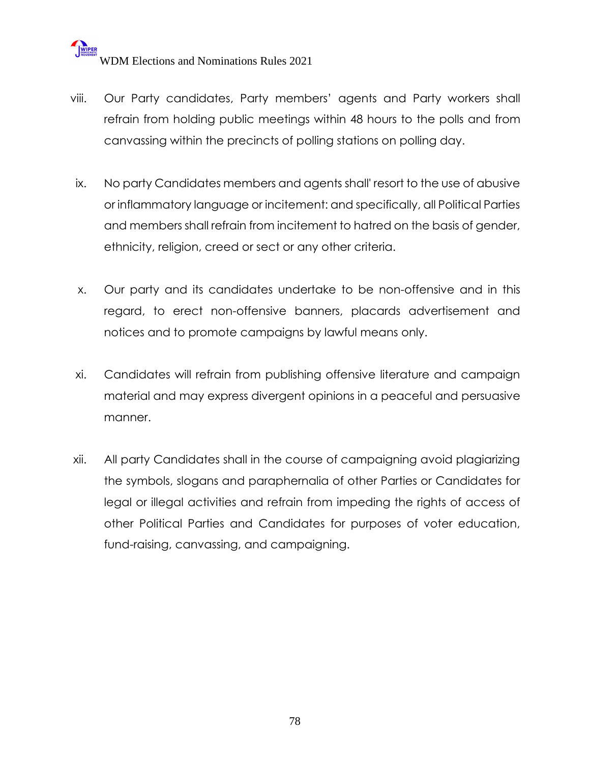viii. Our Party candidates, Party members' agents and Party workers shall refrain from holding public meetings within 48 hours to the polls and from canvassing within the precincts of polling stations on polling day.

ix. No party Candidates members and agents shall' resort to the use of abusive or inflammatory language or incitement: and specifically, all Political Parties and members shall refrain from incitement to hatred on the basis of gender, ethnicity, religion, creed or sect or any other criteria.

x. Our party and its candidates undertake to be non-offensive and in this regard, to erect non-offensive banners, placards advertisement and notices and to promote campaigns by lawful means only.

xi. Candidates will refrain from publishing offensive literature and campaign material and may express divergent opinions in a peaceful and persuasive manner.

xii. All party Candidates shall in the course of campaigning avoid plagiarizing the symbols, slogans and paraphernalia of other Parties or Candidates for legal or illegal activities and refrain from impeding the rights of access of other Political Parties and Candidates for purposes of voter education, fund-raising, canvassing, and campaigning.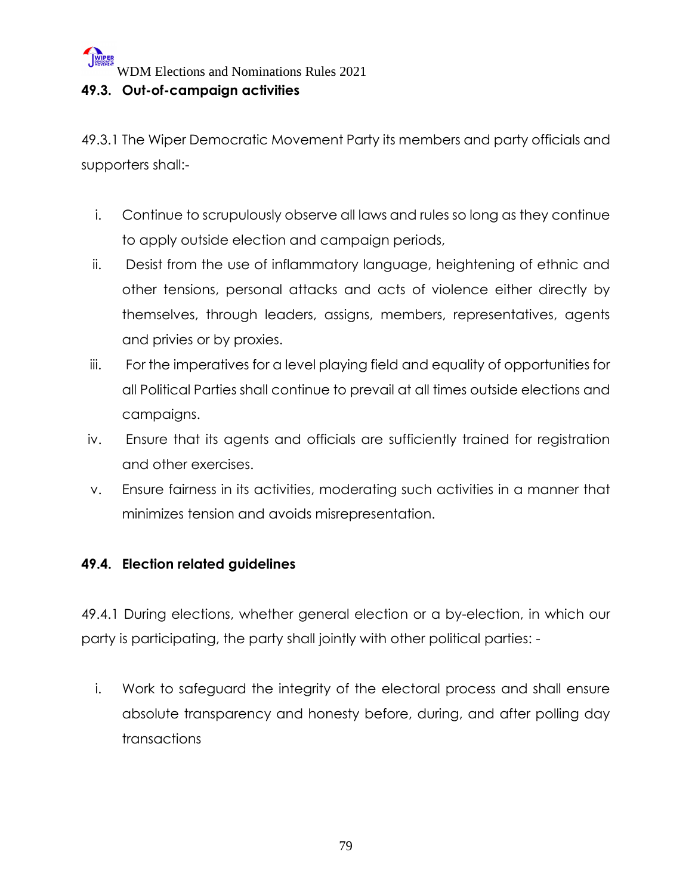### 49.3. Out-of-campaign activities

49.3.1 The Wiper Democratic Movement Party its members and party officials and supporters shall:-

i. Continue to scrupulously observe all laws and rules so long as they continue to apply outside election and campaign periods,
ii. Desist from the use of inflammatory language, heightening of ethnic and other tensions, personal attacks and acts of violence either directly by themselves, through leaders, assigns, members, representatives, agents and privies or by proxies.
iii. For the imperatives for a level playing field and equality of opportunities for all Political Parties shall continue to prevail at all times outside elections and campaigns.
iv. Ensure that its agents and officials are sufficiently trained for registration and other exercises.
v. Ensure fairness in its activities, moderating such activities in a manner that minimizes tension and avoids misrepresentation.

### 49.4. Election related guidelines

49.4.1 During elections, whether general election or a by-election, in which our party is participating, the party shall jointly with other political parties: -

i. Work to safeguard the integrity of the electoral process and shall ensure absolute transparency and honesty before, during, and after polling day transactions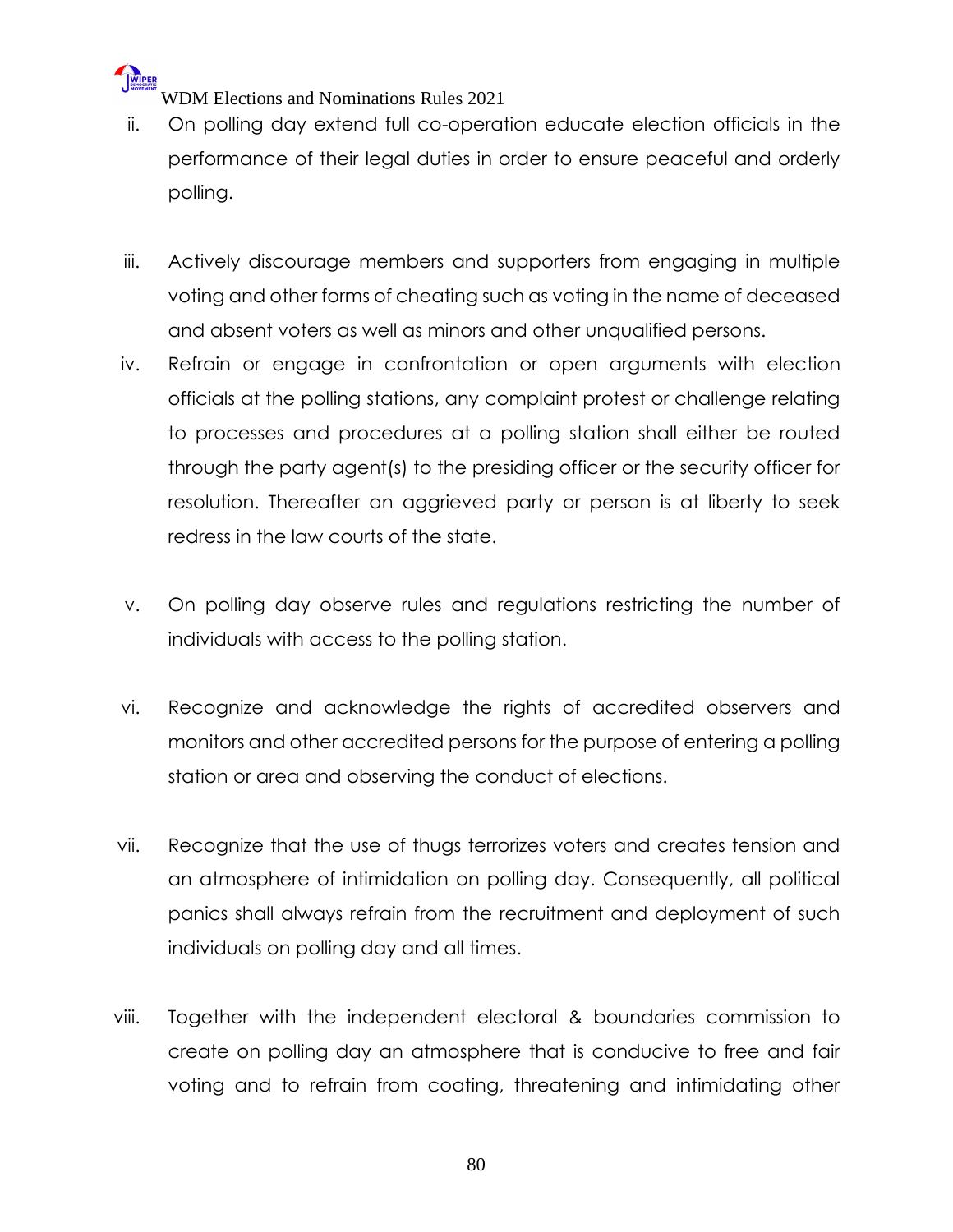ii. On polling day extend full co-operation educate election officials in the performance of their legal duties in order to ensure peaceful and orderly polling.

iii. Actively discourage members and supporters from engaging in multiple voting and other forms of cheating such as voting in the name of deceased and absent voters as well as minors and other unqualified persons.

iv. Refrain or engage in confrontation or open arguments with election officials at the polling stations, any complaint protest or challenge relating to processes and procedures at a polling station shall either be routed through the party agent(s) to the presiding officer or the security officer for resolution. Thereafter an aggrieved party or person is at liberty to seek redress in the law courts of the state.

v. On polling day observe rules and regulations restricting the number of individuals with access to the polling station.

vi. Recognize and acknowledge the rights of accredited observers and monitors and other accredited persons for the purpose of entering a polling station or area and observing the conduct of elections.

vii. Recognize that the use of thugs terrorizes voters and creates tension and an atmosphere of intimidation on polling day. Consequently, all political panics shall always refrain from the recruitment and deployment of such individuals on polling day and all times.

viii. Together with the independent electoral & boundaries commission to create on polling day an atmosphere that is conducive to free and fair voting and to refrain from coating, threatening and intimidating other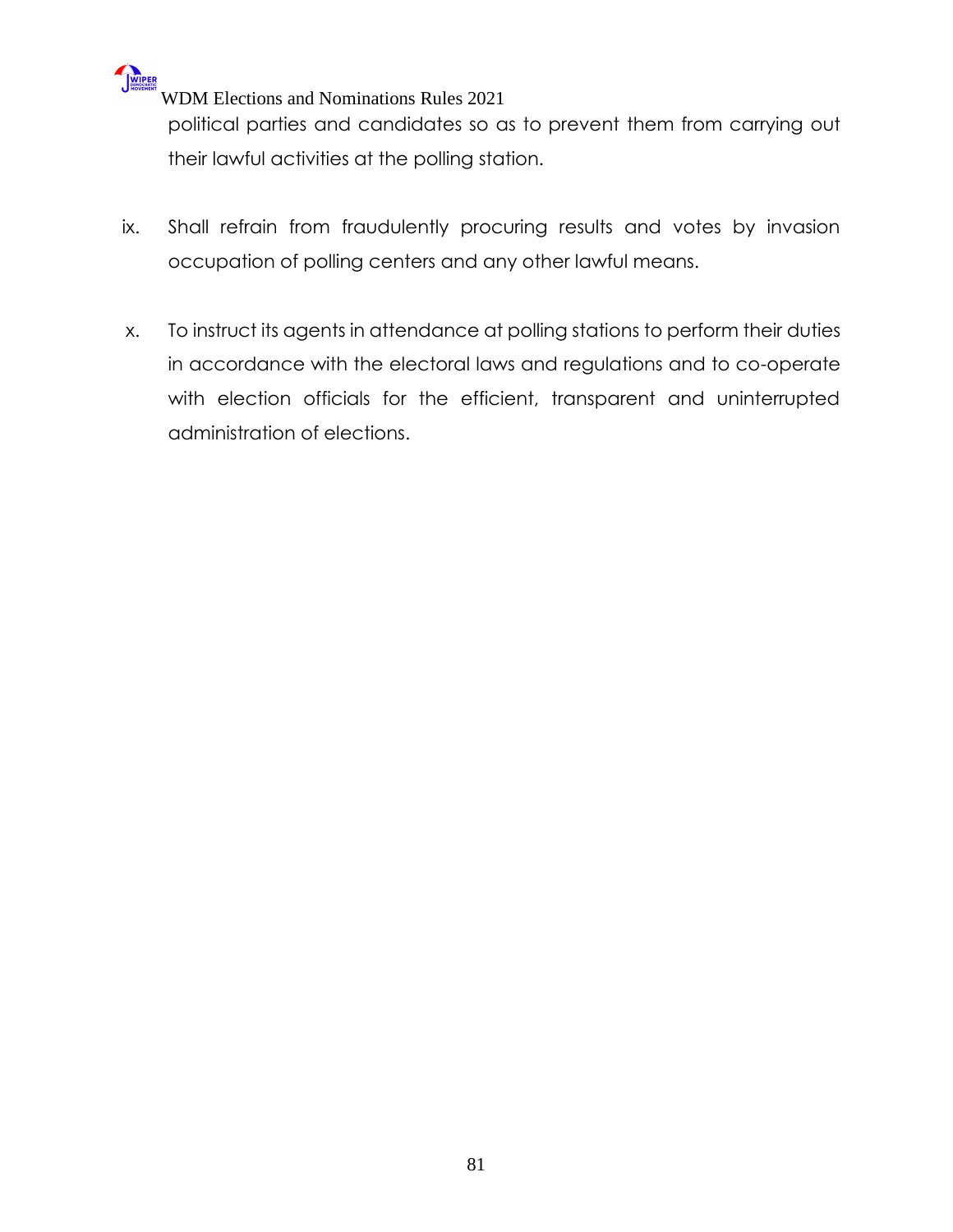political parties and candidates so as to prevent them from carrying out their lawful activities at the polling station.

ix. Shall refrain from fraudulently procuring results and votes by invasion occupation of polling centers and any other lawful means.

x. To instruct its agents in attendance at polling stations to perform their duties in accordance with the electoral laws and regulations and to co-operate with election officials for the efficient, transparent and uninterrupted administration of elections.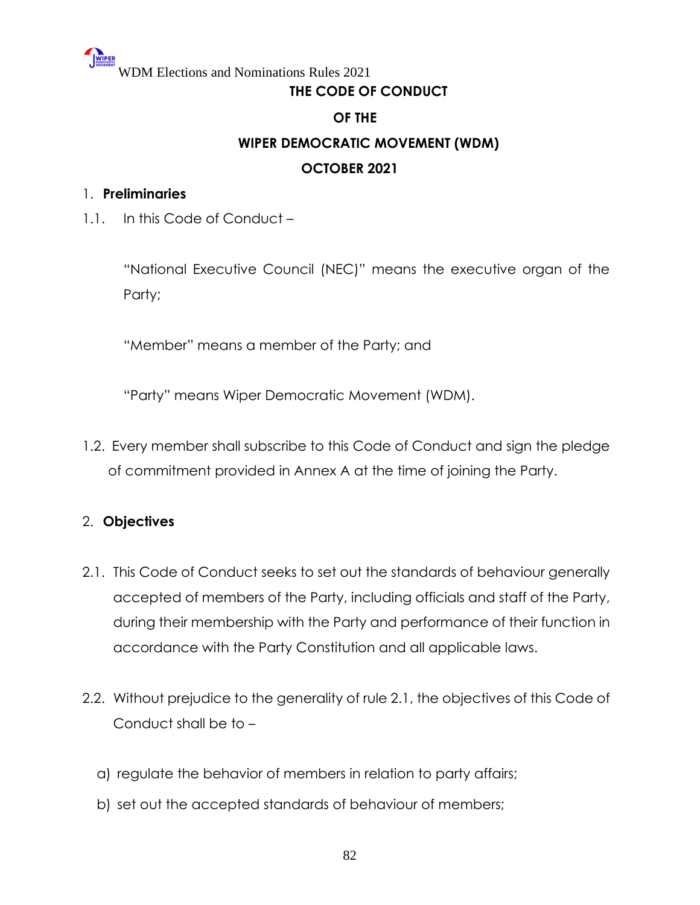# THE CODE OF CONDUCT

# OF THE

# WIPER DEMOCRATIC MOVEMENT (WDM)

# OCTOBER 2021

## 1. Preliminaries

1.1. In this Code of Conduct –

"National Executive Council (NEC)" means the executive organ of the Party;

"Member" means a member of the Party; and

"Party" means Wiper Democratic Movement (WDM).

1.2. Every member shall subscribe to this Code of Conduct and sign the pledge of commitment provided in Annex A at the time of joining the Party.

## 2. Objectives

2.1. This Code of Conduct seeks to set out the standards of behaviour generally accepted of members of the Party, including officials and staff of the Party, during their membership with the Party and performance of their function in accordance with the Party Constitution and all applicable laws.

2.2. Without prejudice to the generality of rule 2.1, the objectives of this Code of Conduct shall be to –

a) regulate the behavior of members in relation to party affairs;

b) set out the accepted standards of behaviour of members;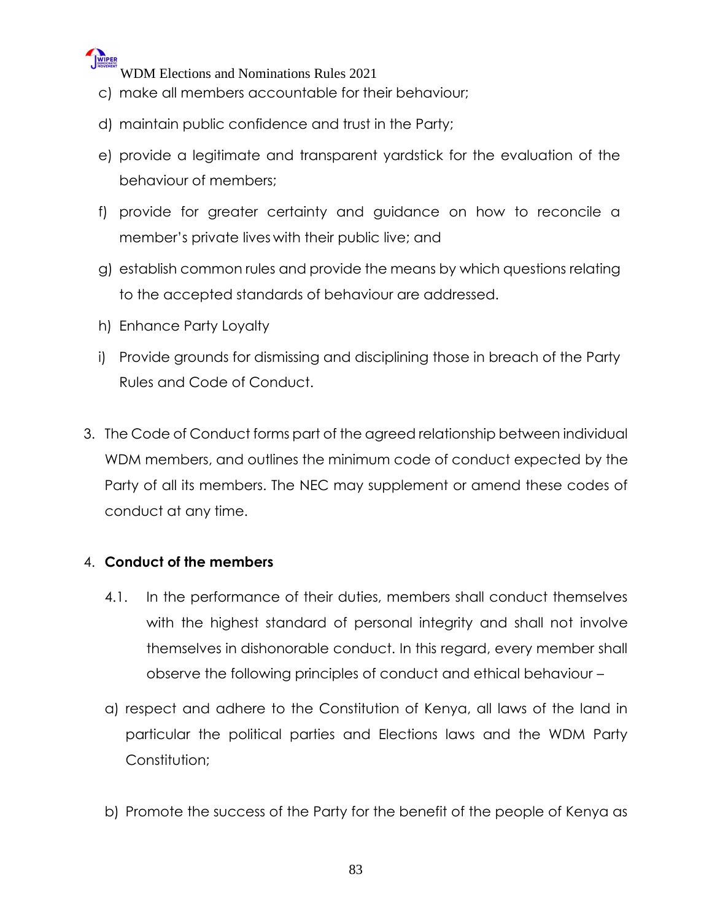c) make all members accountable for their behaviour;

d) maintain public confidence and trust in the Party;

e) provide a legitimate and transparent yardstick for the evaluation of the behaviour of members;

f) provide for greater certainty and guidance on how to reconcile a member's private lives with their public live; and

g) establish common rules and provide the means by which questions relating to the accepted standards of behaviour are addressed.

h) Enhance Party Loyalty

i) Provide grounds for dismissing and disciplining those in breach of the Party Rules and Code of Conduct.

3. The Code of Conduct forms part of the agreed relationship between individual WDM members, and outlines the minimum code of conduct expected by the Party of all its members. The NEC may supplement or amend these codes of conduct at any time.

4. **Conduct of the members**

4.1. In the performance of their duties, members shall conduct themselves with the highest standard of personal integrity and shall not involve themselves in dishonorable conduct. In this regard, every member shall observe the following principles of conduct and ethical behaviour –

a) respect and adhere to the Constitution of Kenya, all laws of the land in particular the political parties and Elections laws and the WDM Party Constitution;

b) Promote the success of the Party for the benefit of the people of Kenya as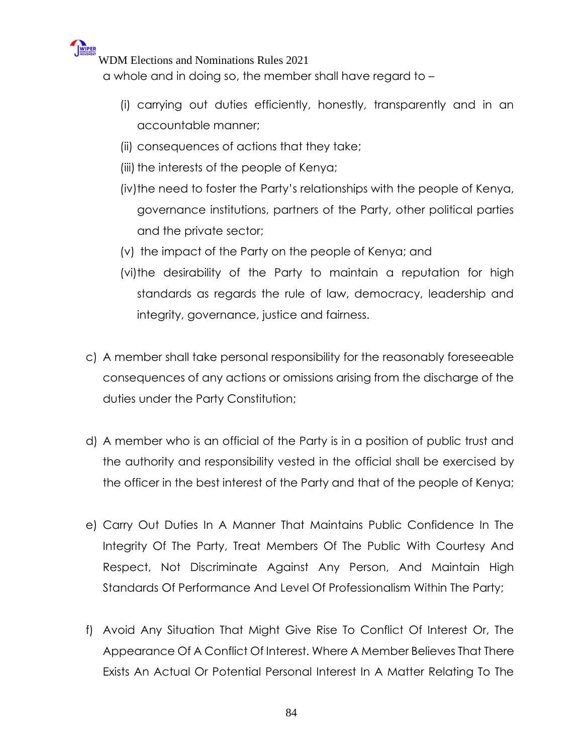a whole and in doing so, the member shall have regard to –

(i) carrying out duties efficiently, honestly, transparently and in an accountable manner;

(ii) consequences of actions that they take;

(iii) the interests of the people of Kenya;

(iv) the need to foster the Party's relationships with the people of Kenya, governance institutions, partners of the Party, other political parties and the private sector;

(v) the impact of the Party on the people of Kenya; and

(vi) the desirability of the Party to maintain a reputation for high standards as regards the rule of law, democracy, leadership and integrity, governance, justice and fairness.

c) A member shall take personal responsibility for the reasonably foreseeable consequences of any actions or omissions arising from the discharge of the duties under the Party Constitution;

d) A member who is an official of the Party is in a position of public trust and the authority and responsibility vested in the official shall be exercised by the officer in the best interest of the Party and that of the people of Kenya;

e) Carry Out Duties In A Manner That Maintains Public Confidence In The Integrity Of The Party, Treat Members Of The Public With Courtesy And Respect, Not Discriminate Against Any Person, And Maintain High Standards Of Performance And Level Of Professionalism Within The Party;

f) Avoid Any Situation That Might Give Rise To Conflict Of Interest Or, The Appearance Of A Conflict Of Interest. Where A Member Believes That There Exists An Actual Or Potential Personal Interest In A Matter Relating To The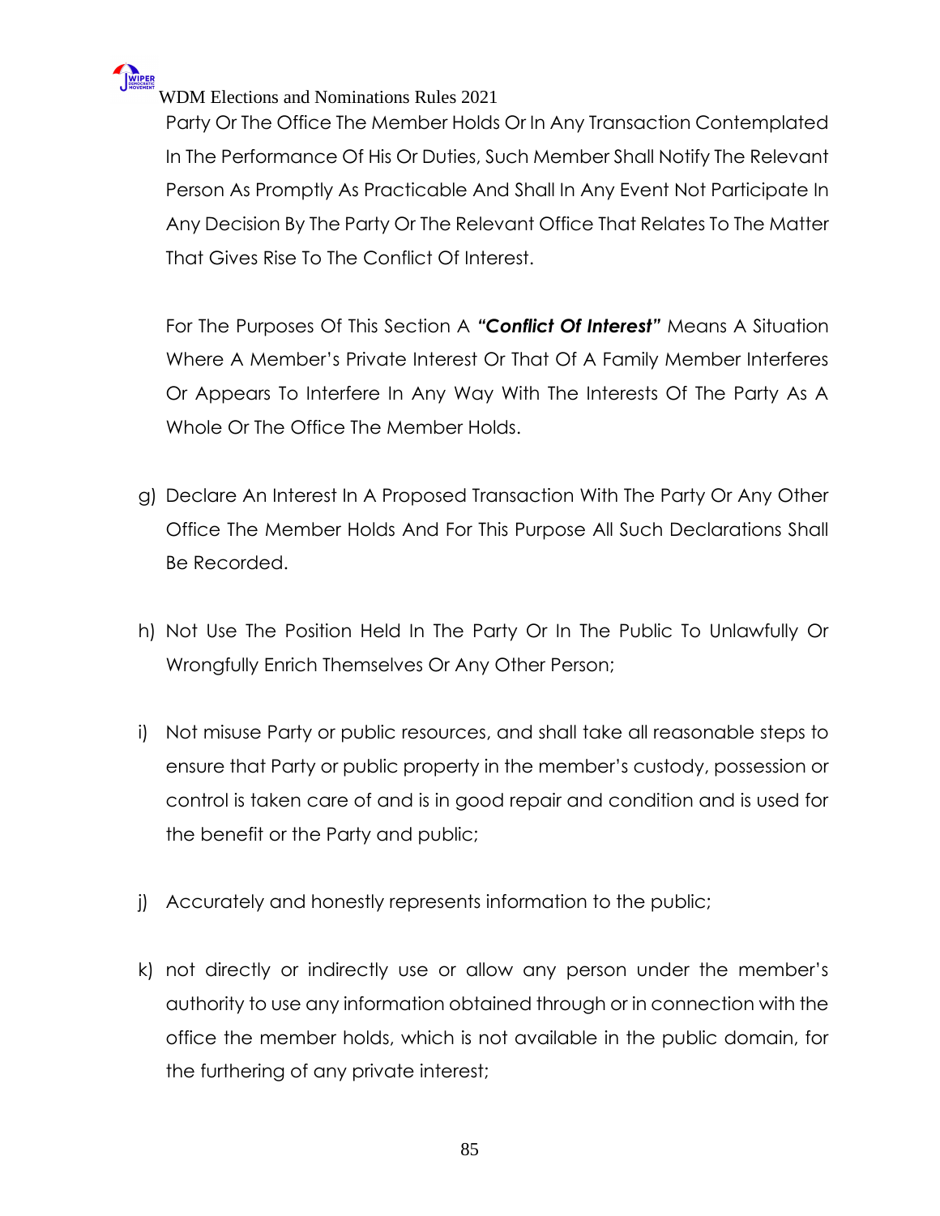Party Or The Office The Member Holds Or In Any Transaction Contemplated In The Performance Of His Or Duties, Such Member Shall Notify The Relevant Person As Promptly As Practicable And Shall In Any Event Not Participate In Any Decision By The Party Or The Relevant Office That Relates To The Matter That Gives Rise To The Conflict Of Interest.

For The Purposes Of This Section A ***"Conflict Of Interest"*** Means A Situation Where A Member's Private Interest Or That Of A Family Member Interferes Or Appears To Interfere In Any Way With The Interests Of The Party As A Whole Or The Office The Member Holds.

g) Declare An Interest In A Proposed Transaction With The Party Or Any Other Office The Member Holds And For This Purpose All Such Declarations Shall Be Recorded.

h) Not Use The Position Held In The Party Or In The Public To Unlawfully Or Wrongfully Enrich Themselves Or Any Other Person;

i) Not misuse Party or public resources, and shall take all reasonable steps to ensure that Party or public property in the member's custody, possession or control is taken care of and is in good repair and condition and is used for the benefit or the Party and public;

j) Accurately and honestly represents information to the public;

k) not directly or indirectly use or allow any person under the member's authority to use any information obtained through or in connection with the office the member holds, which is not available in the public domain, for the furthering of any private interest;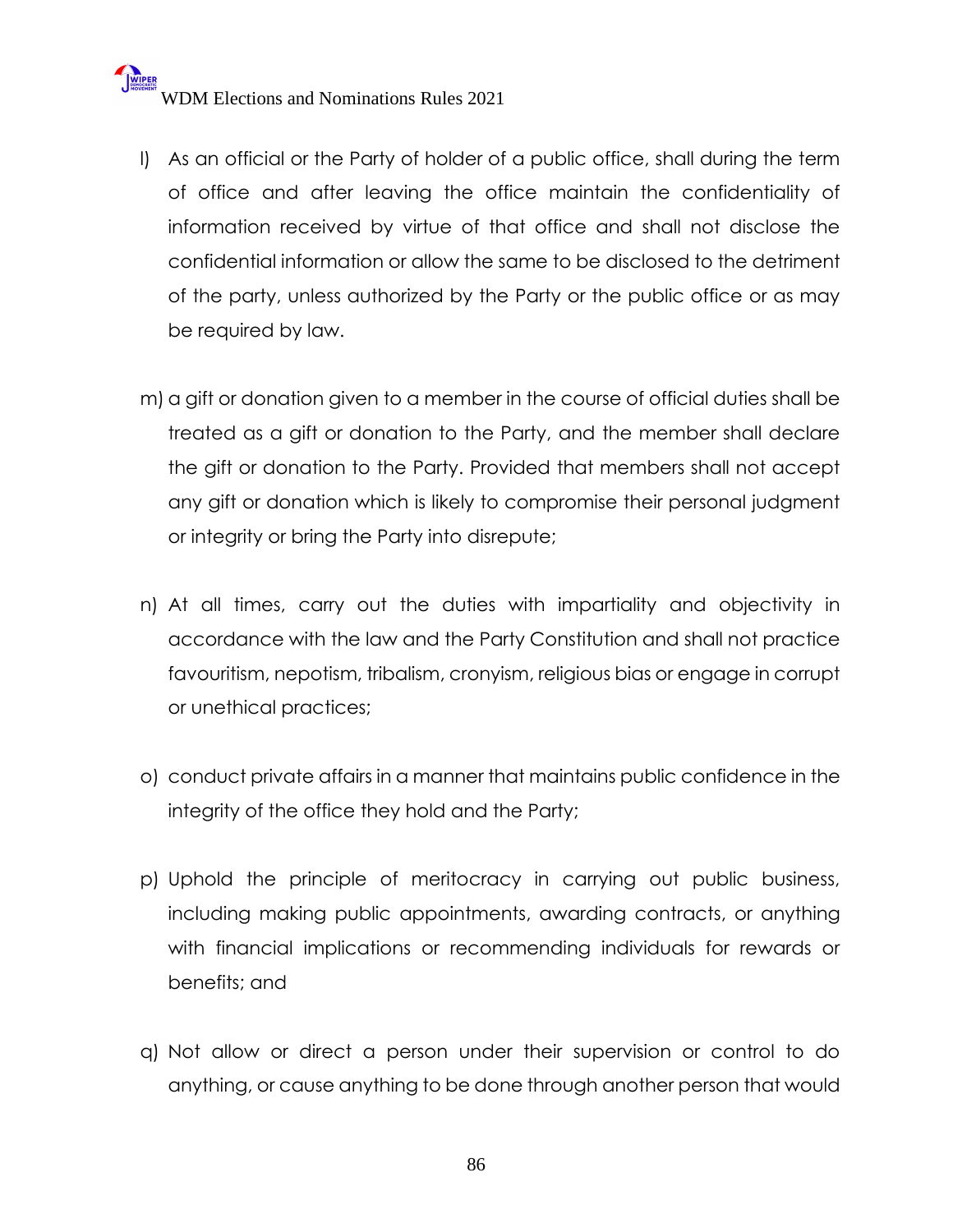l) As an official or the Party of holder of a public office, shall during the term of office and after leaving the office maintain the confidentiality of information received by virtue of that office and shall not disclose the confidential information or allow the same to be disclosed to the detriment of the party, unless authorized by the Party or the public office or as may be required by law.

m) a gift or donation given to a member in the course of official duties shall be treated as a gift or donation to the Party, and the member shall declare the gift or donation to the Party. Provided that members shall not accept any gift or donation which is likely to compromise their personal judgment or integrity or bring the Party into disrepute;

n) At all times, carry out the duties with impartiality and objectivity in accordance with the law and the Party Constitution and shall not practice favouritism, nepotism, tribalism, cronyism, religious bias or engage in corrupt or unethical practices;

o) conduct private affairs in a manner that maintains public confidence in the integrity of the office they hold and the Party;

p) Uphold the principle of meritocracy in carrying out public business, including making public appointments, awarding contracts, or anything with financial implications or recommending individuals for rewards or benefits; and

q) Not allow or direct a person under their supervision or control to do anything, or cause anything to be done through another person that would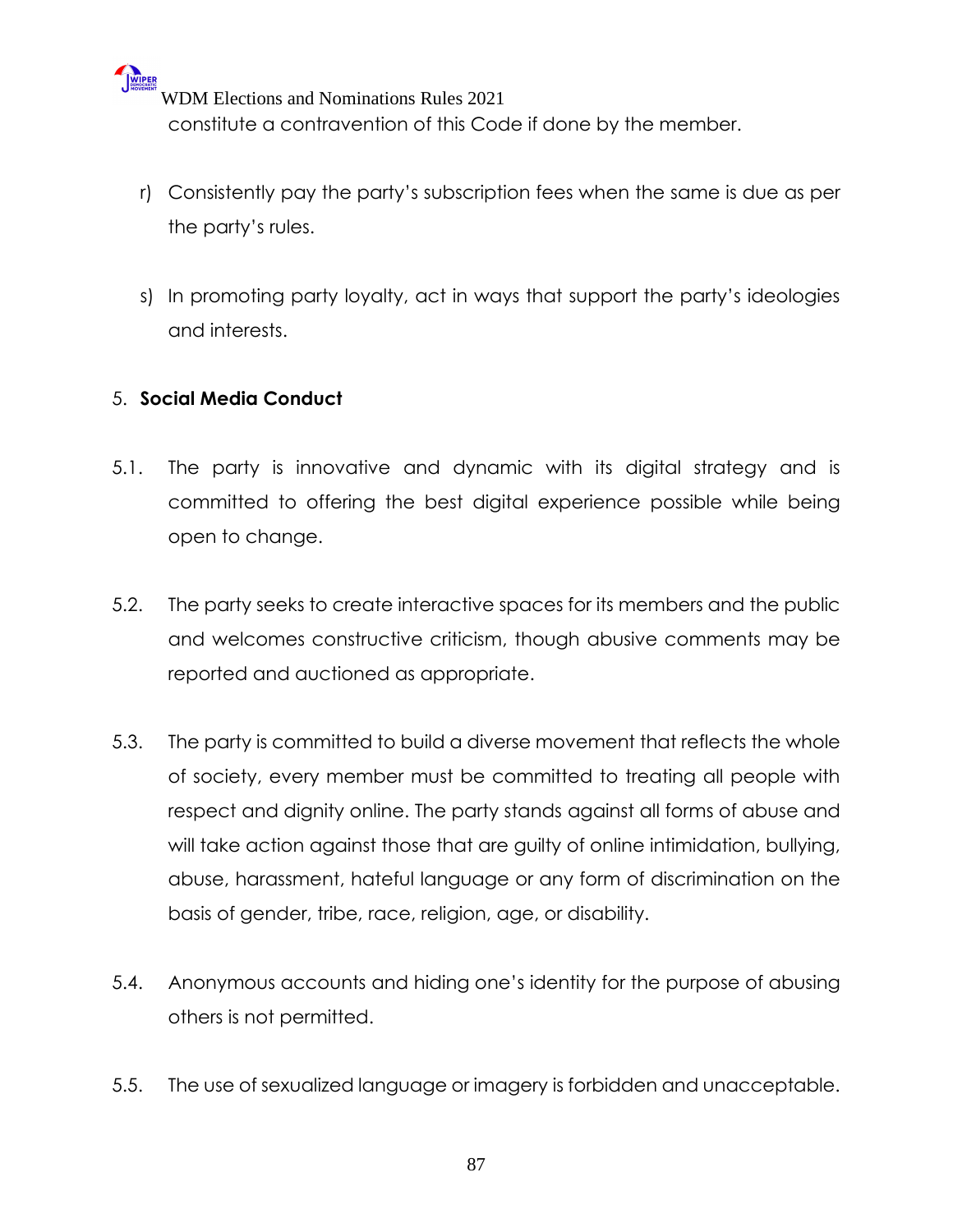constitute a contravention of this Code if done by the member.

r) Consistently pay the party's subscription fees when the same is due as per the party's rules.

s) In promoting party loyalty, act in ways that support the party's ideologies and interests.

## 5. **Social Media Conduct**

5.1. The party is innovative and dynamic with its digital strategy and is committed to offering the best digital experience possible while being open to change.

5.2. The party seeks to create interactive spaces for its members and the public and welcomes constructive criticism, though abusive comments may be reported and auctioned as appropriate.

5.3. The party is committed to build a diverse movement that reflects the whole of society, every member must be committed to treating all people with respect and dignity online. The party stands against all forms of abuse and will take action against those that are guilty of online intimidation, bullying, abuse, harassment, hateful language or any form of discrimination on the basis of gender, tribe, race, religion, age, or disability.

5.4. Anonymous accounts and hiding one's identity for the purpose of abusing others is not permitted.

5.5. The use of sexualized language or imagery is forbidden and unacceptable.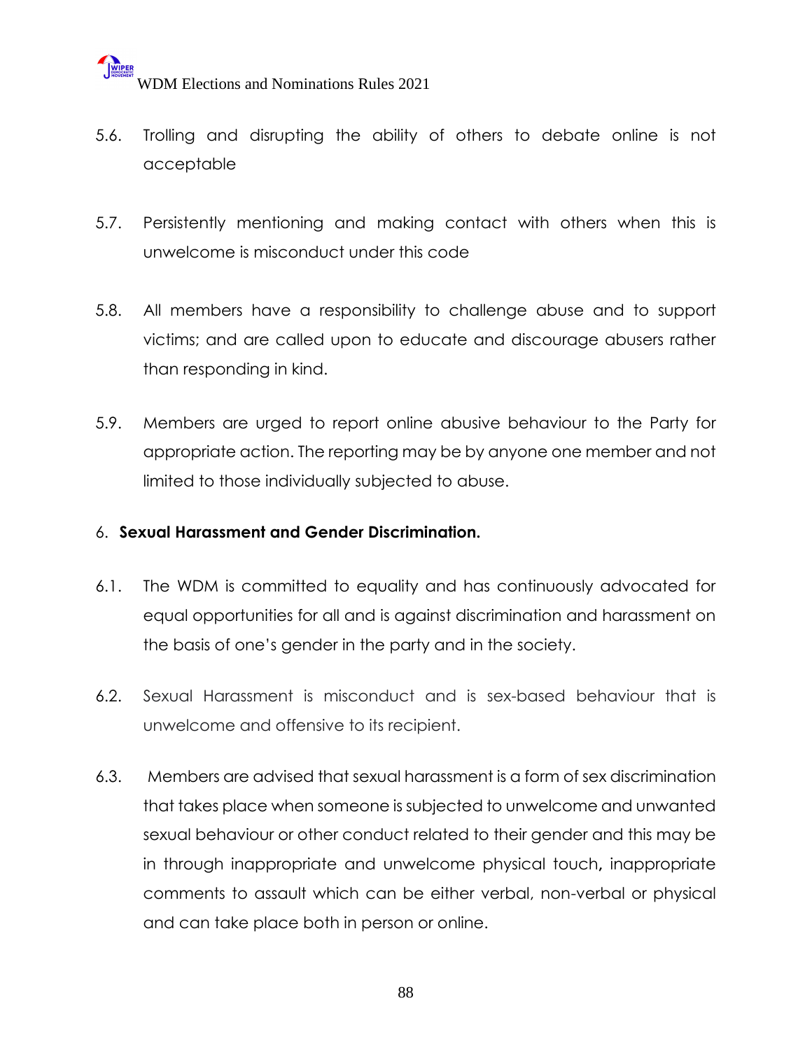5.6. Trolling and disrupting the ability of others to debate online is not acceptable

5.7. Persistently mentioning and making contact with others when this is unwelcome is misconduct under this code

5.8. All members have a responsibility to challenge abuse and to support victims; and are called upon to educate and discourage abusers rather than responding in kind.

5.9. Members are urged to report online abusive behaviour to the Party for appropriate action. The reporting may be by anyone one member and not limited to those individually subjected to abuse.

6. **Sexual Harassment and Gender Discrimination.**

6.1. The WDM is committed to equality and has continuously advocated for equal opportunities for all and is against discrimination and harassment on the basis of one's gender in the party and in the society.

6.2. Sexual Harassment is misconduct and is sex-based behaviour that is unwelcome and offensive to its recipient.

6.3. Members are advised that sexual harassment is a form of sex discrimination that takes place when someone is subjected to unwelcome and unwanted sexual behaviour or other conduct related to their gender and this may be in through inappropriate and unwelcome physical touch, inappropriate comments to assault which can be either verbal, non-verbal or physical and can take place both in person or online.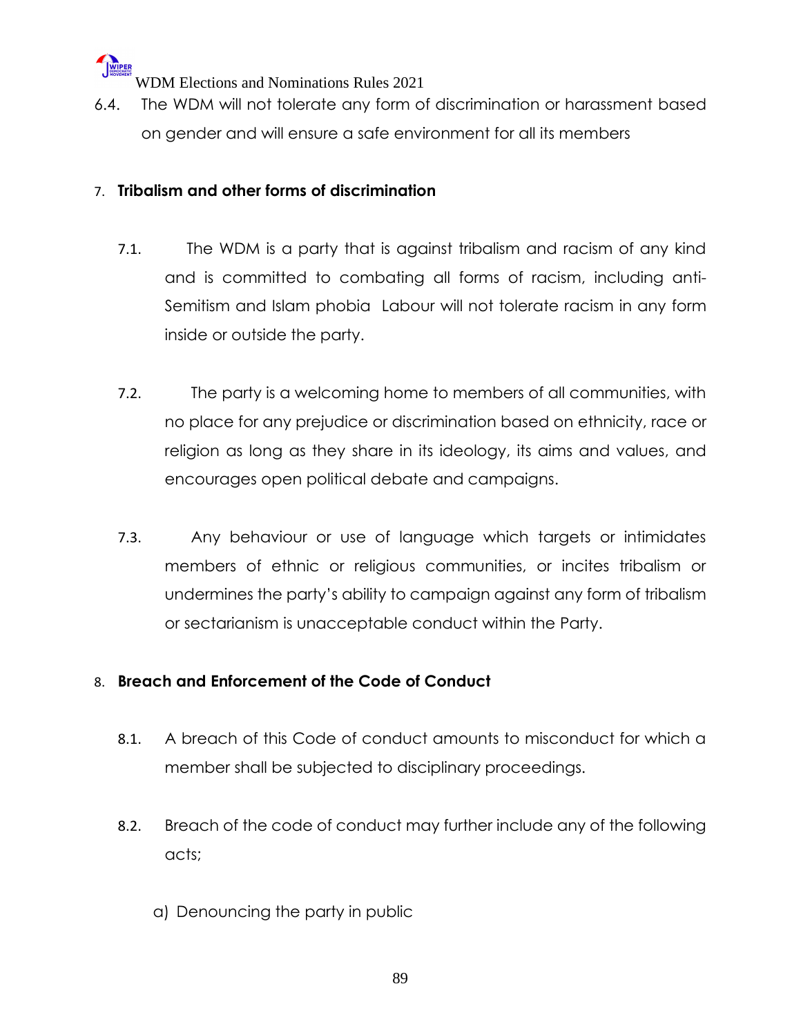6.4. The WDM will not tolerate any form of discrimination or harassment based on gender and will ensure a safe environment for all its members

## 7. Tribalism and other forms of discrimination

7.1. The WDM is a party that is against tribalism and racism of any kind and is committed to combating all forms of racism, including anti-Semitism and Islam phobia Labour will not tolerate racism in any form inside or outside the party.

7.2. The party is a welcoming home to members of all communities, with no place for any prejudice or discrimination based on ethnicity, race or religion as long as they share in its ideology, its aims and values, and encourages open political debate and campaigns.

7.3. Any behaviour or use of language which targets or intimidates members of ethnic or religious communities, or incites tribalism or undermines the party's ability to campaign against any form of tribalism or sectarianism is unacceptable conduct within the Party.

## 8. Breach and Enforcement of the Code of Conduct

8.1. A breach of this Code of conduct amounts to misconduct for which a member shall be subjected to disciplinary proceedings.

8.2. Breach of the code of conduct may further include any of the following acts;

a) Denouncing the party in public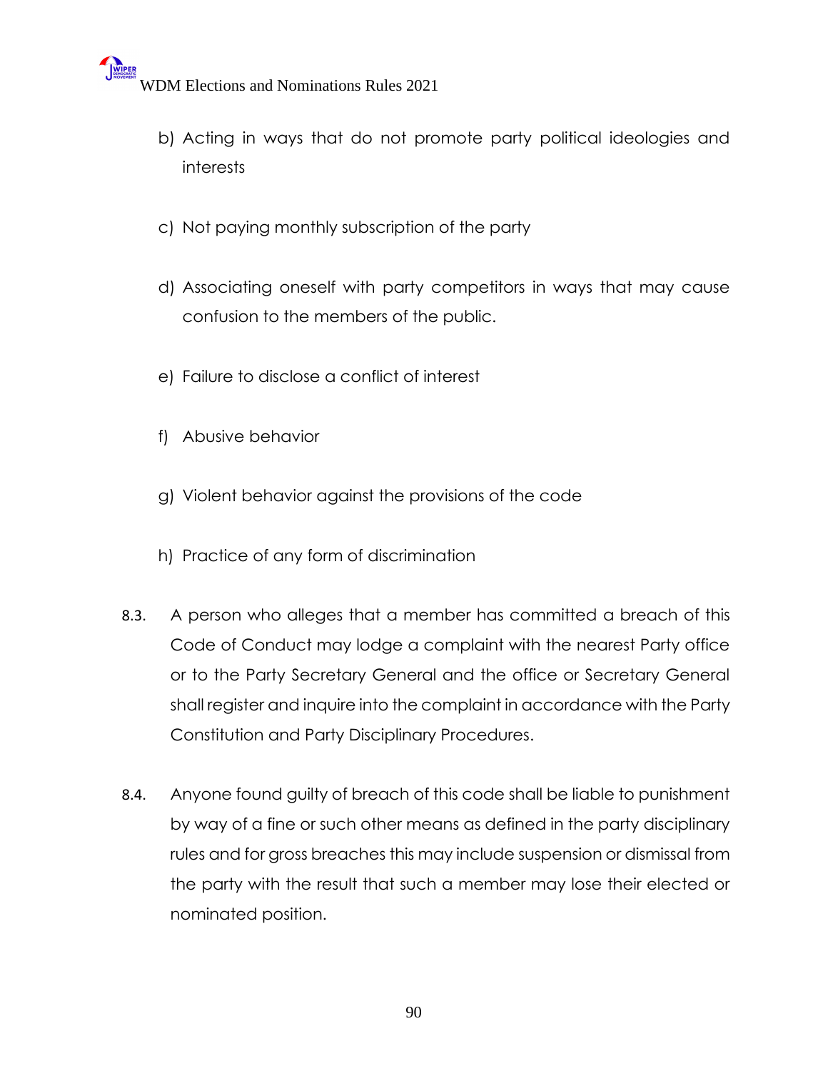b) Acting in ways that do not promote party political ideologies and interests

c) Not paying monthly subscription of the party

d) Associating oneself with party competitors in ways that may cause confusion to the members of the public.

e) Failure to disclose a conflict of interest

f) Abusive behavior

g) Violent behavior against the provisions of the code

h) Practice of any form of discrimination

8.3. A person who alleges that a member has committed a breach of this Code of Conduct may lodge a complaint with the nearest Party office or to the Party Secretary General and the office or Secretary General shall register and inquire into the complaint in accordance with the Party Constitution and Party Disciplinary Procedures.

8.4. Anyone found guilty of breach of this code shall be liable to punishment by way of a fine or such other means as defined in the party disciplinary rules and for gross breaches this may include suspension or dismissal from the party with the result that such a member may lose their elected or nominated position.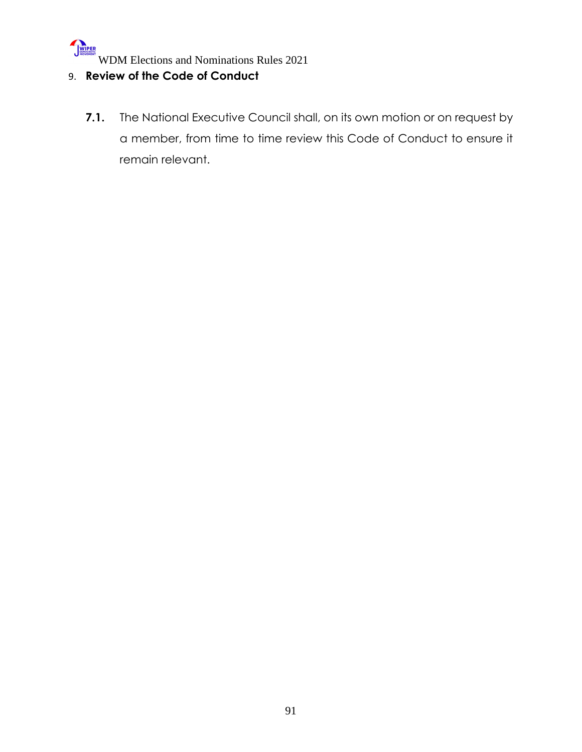## 9. **Review of the Code of Conduct**

**7.1.** The National Executive Council shall, on its own motion or on request by a member, from time to time review this Code of Conduct to ensure it remain relevant.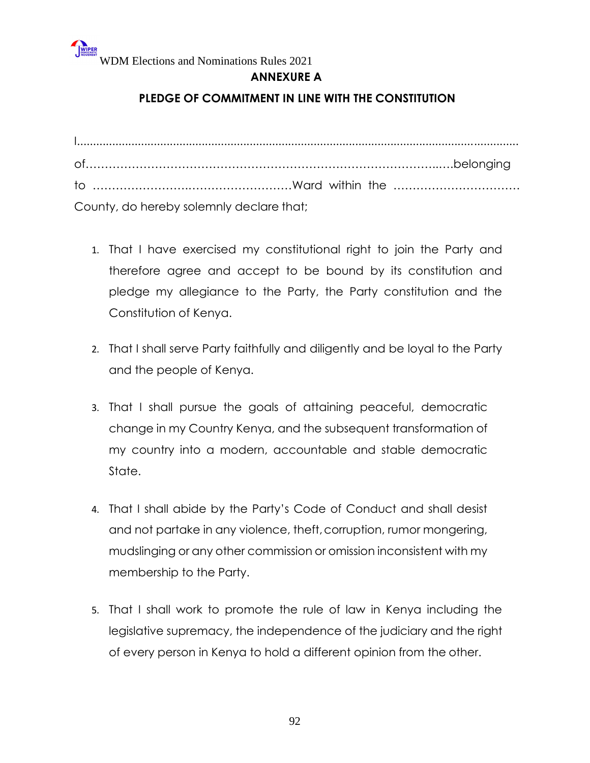## ANNEXURE A

### PLEDGE OF COMMITMENT IN LINE WITH THE CONSTITUTION

I.............................................................................................................................................
of…………………………………………………………………………..….belonging
to …………………….……………………Ward within the ……………………………
County, do hereby solemnly declare that;

1. That I have exercised my constitutional right to join the Party and therefore agree and accept to be bound by its constitution and pledge my allegiance to the Party, the Party constitution and the Constitution of Kenya.

2. That I shall serve Party faithfully and diligently and be loyal to the Party and the people of Kenya.

3. That I shall pursue the goals of attaining peaceful, democratic change in my Country Kenya, and the subsequent transformation of my country into a modern, accountable and stable democratic State.

4. That I shall abide by the Party's Code of Conduct and shall desist and not partake in any violence, theft, corruption, rumor mongering, mudslinging or any other commission or omission inconsistent with my membership to the Party.

5. That I shall work to promote the rule of law in Kenya including the legislative supremacy, the independence of the judiciary and the right of every person in Kenya to hold a different opinion from the other.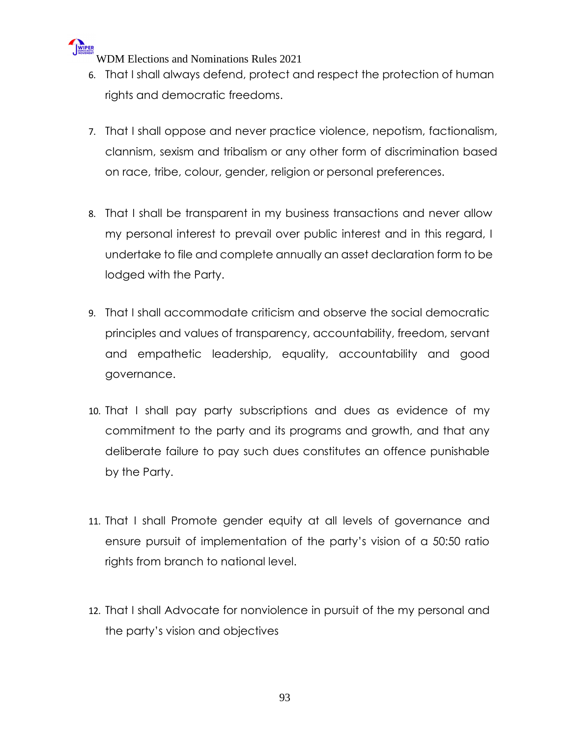6. That I shall always defend, protect and respect the protection of human rights and democratic freedoms.

7. That I shall oppose and never practice violence, nepotism, factionalism, clannism, sexism and tribalism or any other form of discrimination based on race, tribe, colour, gender, religion or personal preferences.

8. That I shall be transparent in my business transactions and never allow my personal interest to prevail over public interest and in this regard, I undertake to file and complete annually an asset declaration form to be lodged with the Party.

9. That I shall accommodate criticism and observe the social democratic principles and values of transparency, accountability, freedom, servant and empathetic leadership, equality, accountability and good governance.

10. That I shall pay party subscriptions and dues as evidence of my commitment to the party and its programs and growth, and that any deliberate failure to pay such dues constitutes an offence punishable by the Party.

11. That I shall Promote gender equity at all levels of governance and ensure pursuit of implementation of the party's vision of a 50:50 ratio rights from branch to national level.

12. That I shall Advocate for nonviolence in pursuit of the my personal and the party's vision and objectives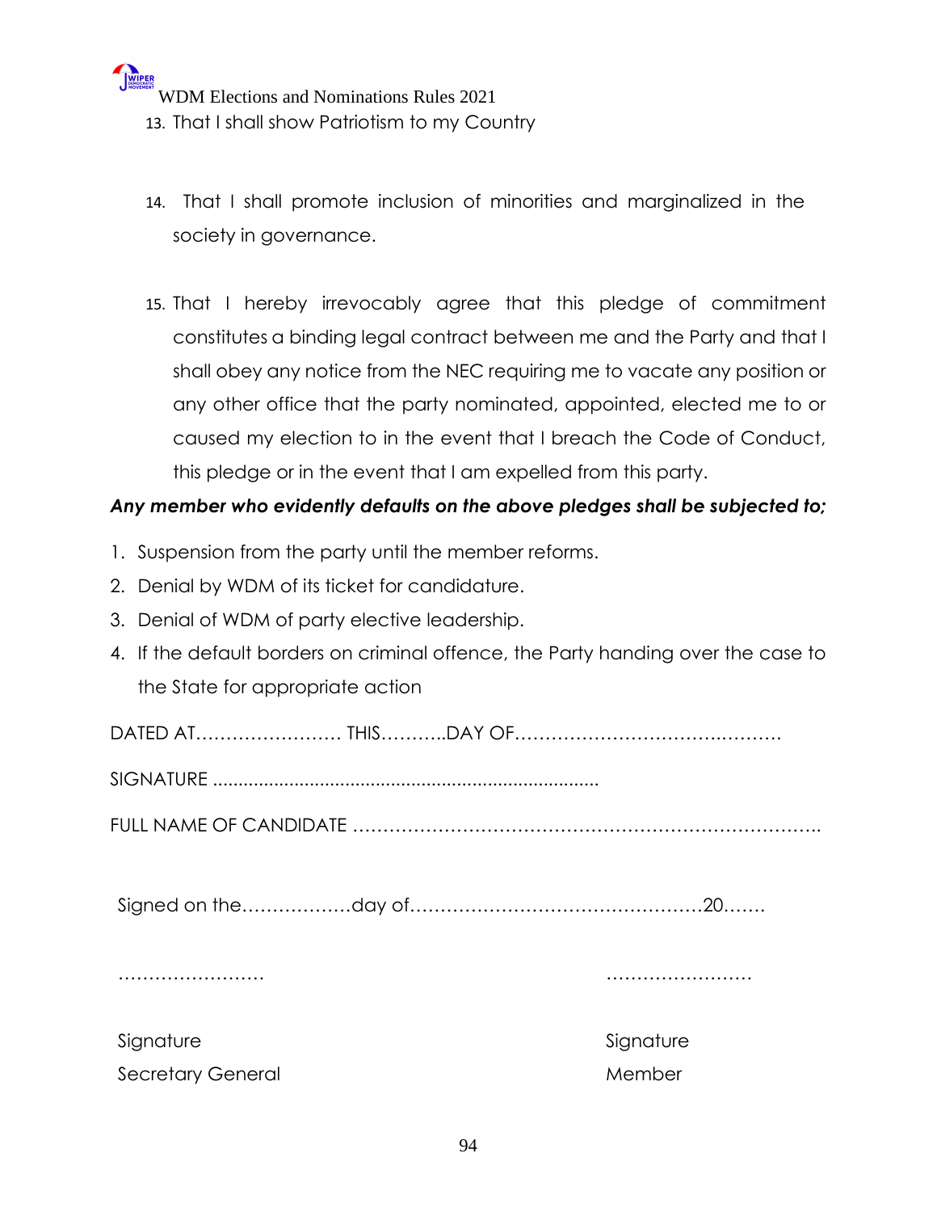13. That I shall show Patriotism to my Country

14. That I shall promote inclusion of minorities and marginalized in the society in governance.

15. That I hereby irrevocably agree that this pledge of commitment constitutes a binding legal contract between me and the Party and that I shall obey any notice from the NEC requiring me to vacate any position or any other office that the party nominated, appointed, elected me to or caused my election to in the event that I breach the Code of Conduct, this pledge or in the event that I am expelled from this party.

***Any member who evidently defaults on the above pledges shall be subjected to;***

1. Suspension from the party until the member reforms.
2. Denial by WDM of its ticket for candidature.
3. Denial of WDM of party elective leadership.
4. If the default borders on criminal offence, the Party handing over the case to the State for appropriate action

DATED AT…………………… THIS………..DAY OF……………………………….……….

SIGNATURE ...........................................................................

FULL NAME OF CANDIDATE ……………………………………………………………….

Signed on the………………day of…………………………………………20…….

……………………                                        ……………………

Signature                                                    Signature

Secretary General                                         Member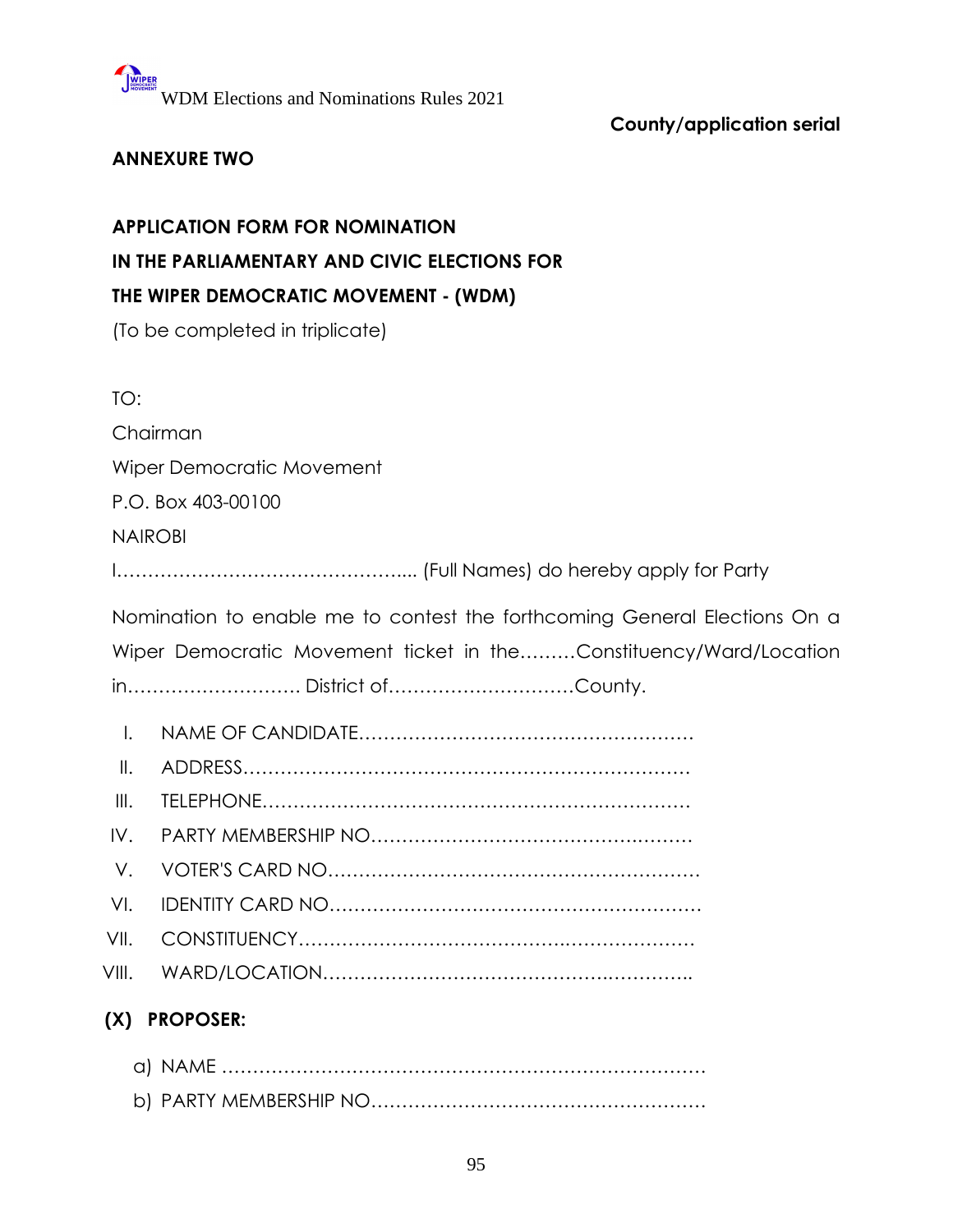County/application serial

**ANNEXURE TWO**

**APPLICATION FORM FOR NOMINATION**
**IN THE PARLIAMENTARY AND CIVIC ELECTIONS FOR**
**THE WIPER DEMOCRATIC MOVEMENT - (WDM)**

(To be completed in triplicate)

TO:

Chairman

Wiper Democratic Movement

P.O. Box 403-00100

NAIROBI

I………………………………………... (Full Names) do hereby apply for Party Nomination to enable me to contest the forthcoming General Elections On a Wiper Democratic Movement ticket in the………Constituency/Ward/Location in………………………. District of…………………………County.

I. NAME OF CANDIDATE………………………………………………
II. ADDRESS…………………………………………………………………
III. TELEPHONE……………………………………………………………
IV. PARTY MEMBERSHIP NO……………………………………………
V. VOTER'S CARD NO……………………………………………………
VI. IDENTITY CARD NO……………………………………………………
VII. CONSTITUENCY…………………………………………………………
VIII. WARD/LOCATION………………………………………………………

**(X) PROPOSER:**

a) NAME ……………………………………………………………………
b) PARTY MEMBERSHIP NO………………………………………………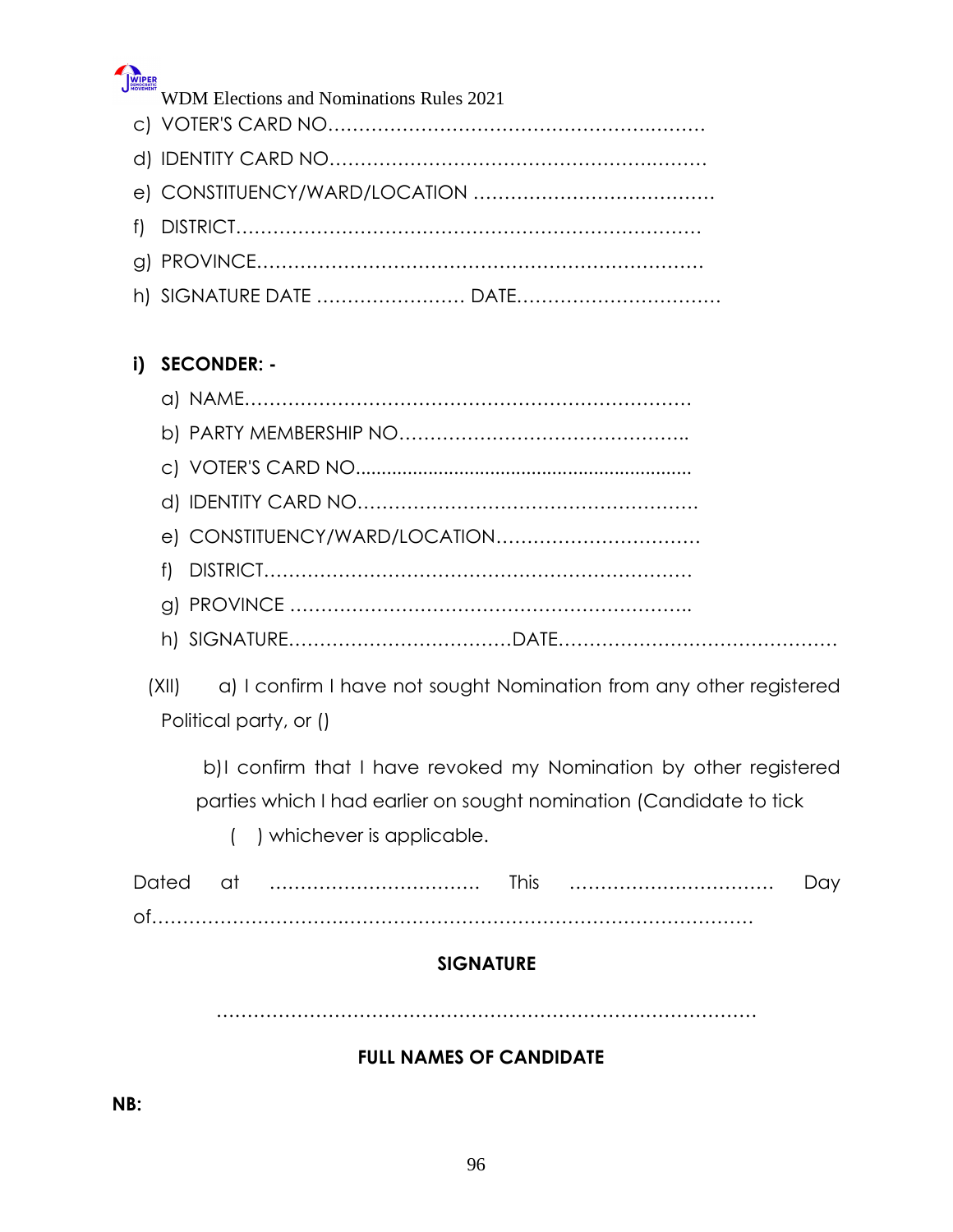c) VOTER'S CARD NO……………………………………………………

d) IDENTITY CARD NO……………………………………………………

e) CONSTITUENCY/WARD/LOCATION …………………………………

f) DISTRICT…………………………………………………………………

g) PROVINCE………………………………………………………………

h) SIGNATURE DATE …………………… DATE……………………………

**i) SECONDER: -**

a) NAME……………………………………………………………

b) PARTY MEMBERSHIP NO………………………………………..

c) VOTER'S CARD NO...................................................................

d) IDENTITY CARD NO……………………………………………….

e) CONSTITUENCY/WARD/LOCATION……………………………

f) DISTRICT…………………………………………………………

g) PROVINCE ……………………………………………………..

h) SIGNATURE………………………………DATE………………………………………

(XII) a) I confirm I have not sought Nomination from any other registered Political party, or ()

b)I confirm that I have revoked my Nomination by other registered parties which I had earlier on sought nomination (Candidate to tick ( ) whichever is applicable.

Dated at ……………………………. This …………………………… Day of………………………………………………………………………………

**SIGNATURE**

…………………………………………………………………………

**FULL NAMES OF CANDIDATE**

**NB:**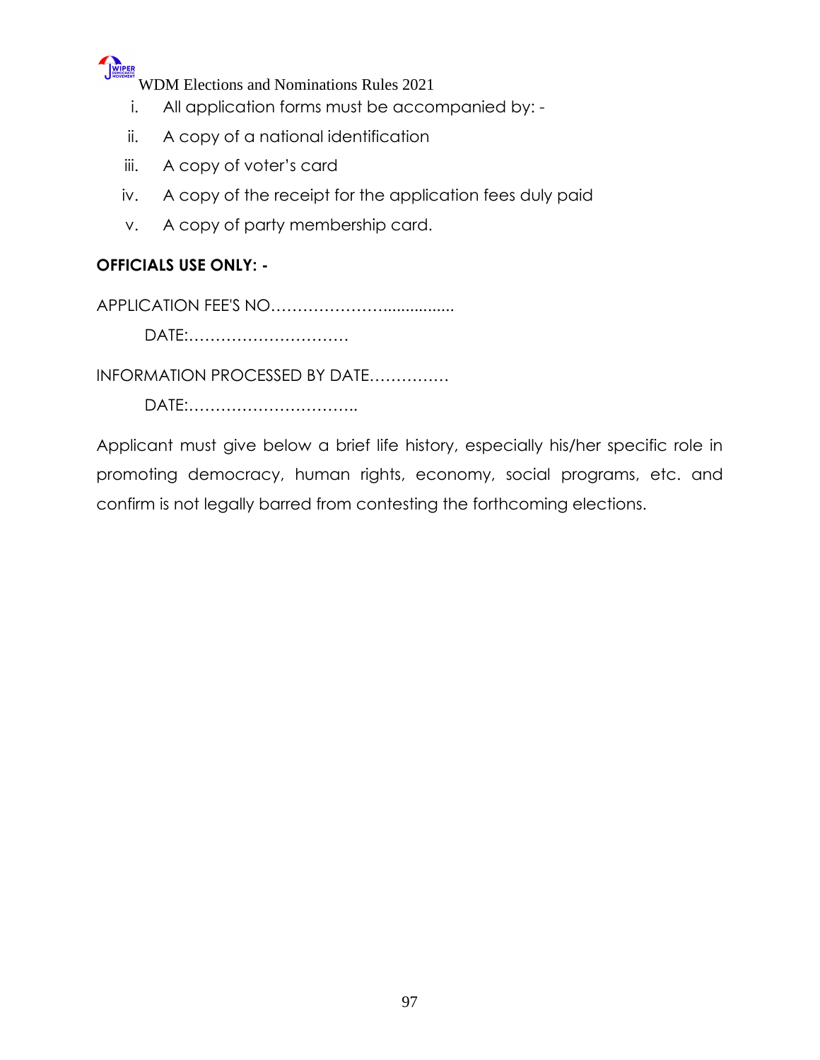i. All application forms must be accompanied by: -

ii. A copy of a national identification

iii. A copy of voter's card

iv. A copy of the receipt for the application fees duly paid

v. A copy of party membership card.

**OFFICIALS USE ONLY: -**

APPLICATION FEE'S NO…………………................

DATE:…………………………

INFORMATION PROCESSED BY DATE……………

DATE:…………………………..

Applicant must give below a brief life history, especially his/her specific role in promoting democracy, human rights, economy, social programs, etc. and confirm is not legally barred from contesting the forthcoming elections.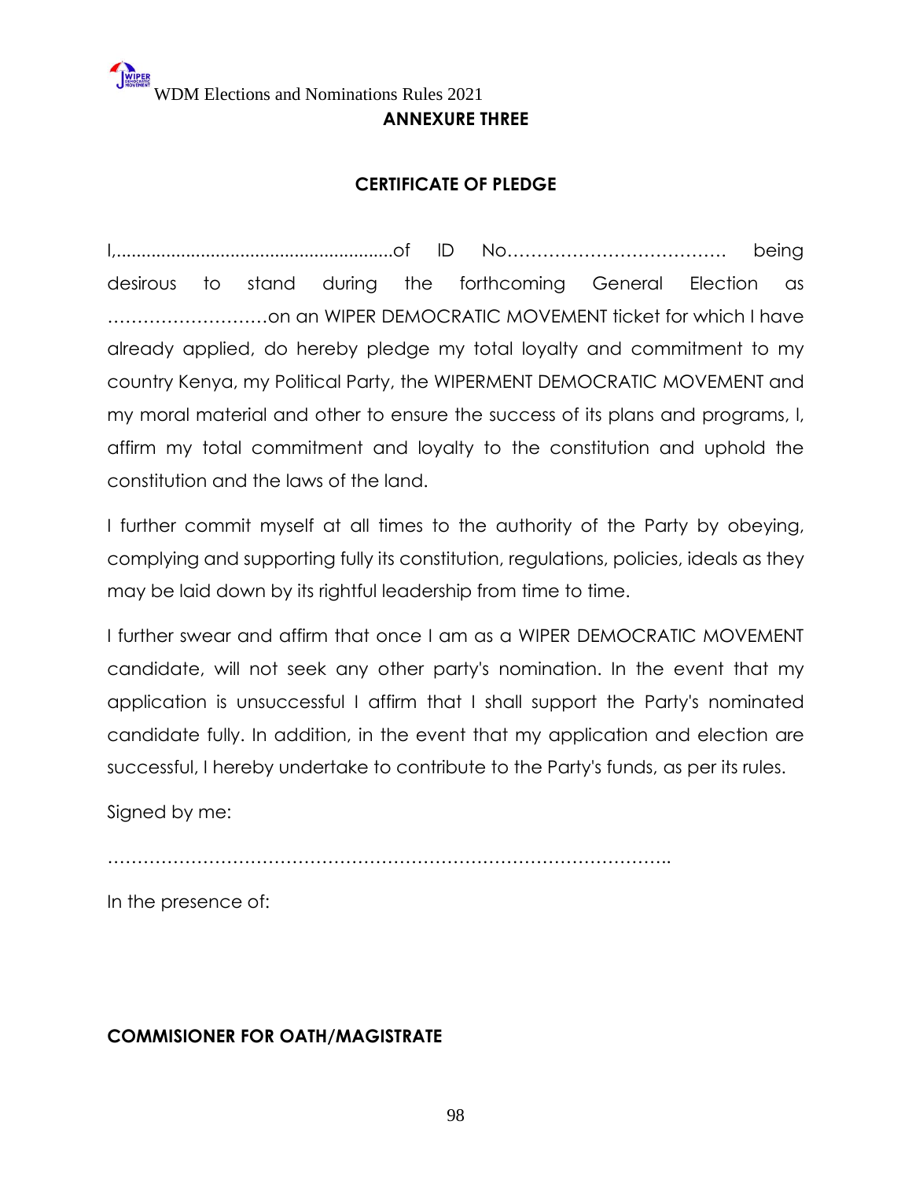## ANNEXURE THREE

### CERTIFICATE OF PLEDGE

I,.........................................................of ID No……………………………… being desirous to stand during the forthcoming General Election as ………………………on an WIPER DEMOCRATIC MOVEMENT ticket for which I have already applied, do hereby pledge my total loyalty and commitment to my country Kenya, my Political Party, the WIPERMENT DEMOCRATIC MOVEMENT and my moral material and other to ensure the success of its plans and programs, I, affirm my total commitment and loyalty to the constitution and uphold the constitution and the laws of the land.

I further commit myself at all times to the authority of the Party by obeying, complying and supporting fully its constitution, regulations, policies, ideals as they may be laid down by its rightful leadership from time to time.

I further swear and affirm that once I am as a WIPER DEMOCRATIC MOVEMENT candidate, will not seek any other party's nomination. In the event that my application is unsuccessful I affirm that I shall support the Party's nominated candidate fully. In addition, in the event that my application and election are successful, I hereby undertake to contribute to the Party's funds, as per its rules.

Signed by me:

……………………………………………………………………………………..

In the presence of:

**COMMISIONER FOR OATH/MAGISTRATE**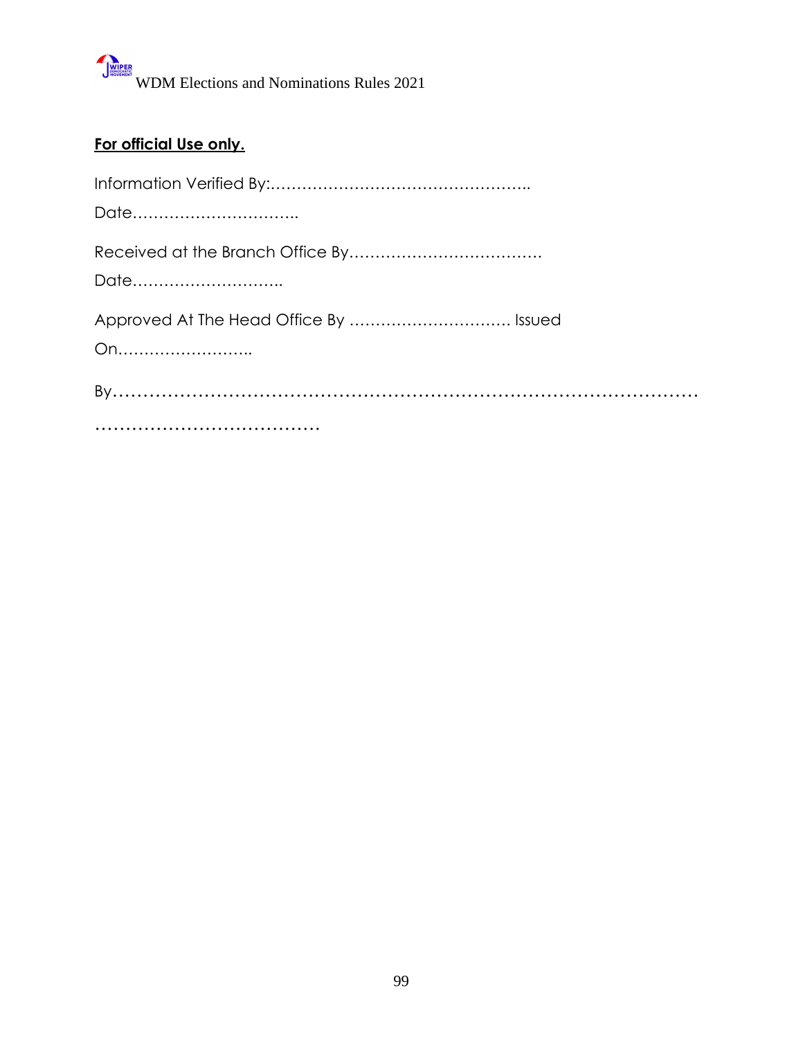**<u>For official Use only.</u>**

Information Verified By:…………………………………………..

Date…………………………..

Received at the Branch Office By……………………………….

Date………………………..

Approved At The Head Office By ………………………… Issued

On……………………..

By………………………………………………………………………………………

…………………………………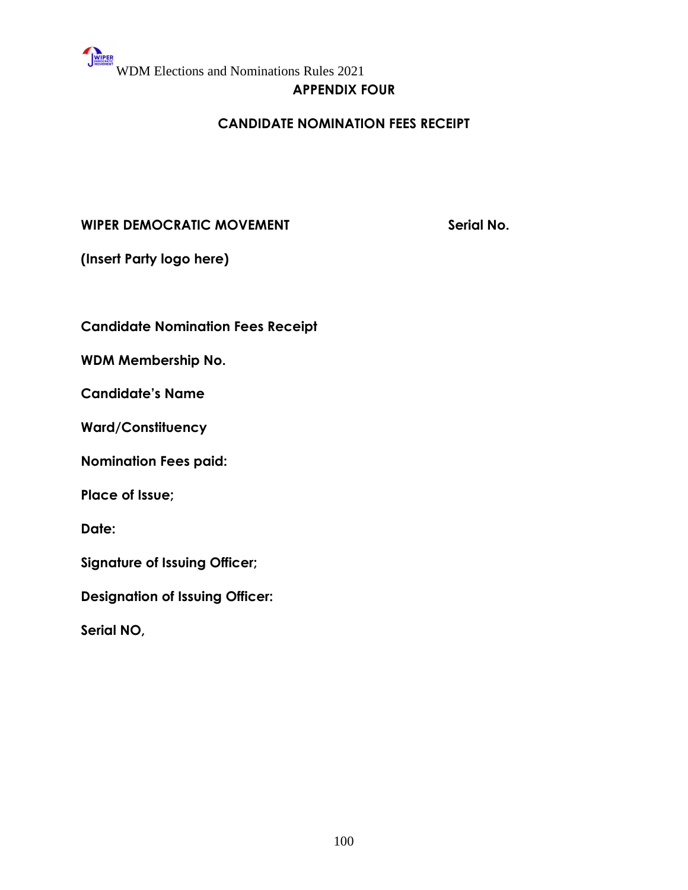# APPENDIX FOUR

## CANDIDATE NOMINATION FEES RECEIPT

**WIPER DEMOCRATIC MOVEMENT** **Serial No.**

**(Insert Party logo here)**

**Candidate Nomination Fees Receipt**

**WDM Membership No.**

**Candidate's Name**

**Ward/Constituency**

**Nomination Fees paid:**

**Place of Issue;**

**Date:**

**Signature of Issuing Officer;**

**Designation of Issuing Officer:**

**Serial NO,**